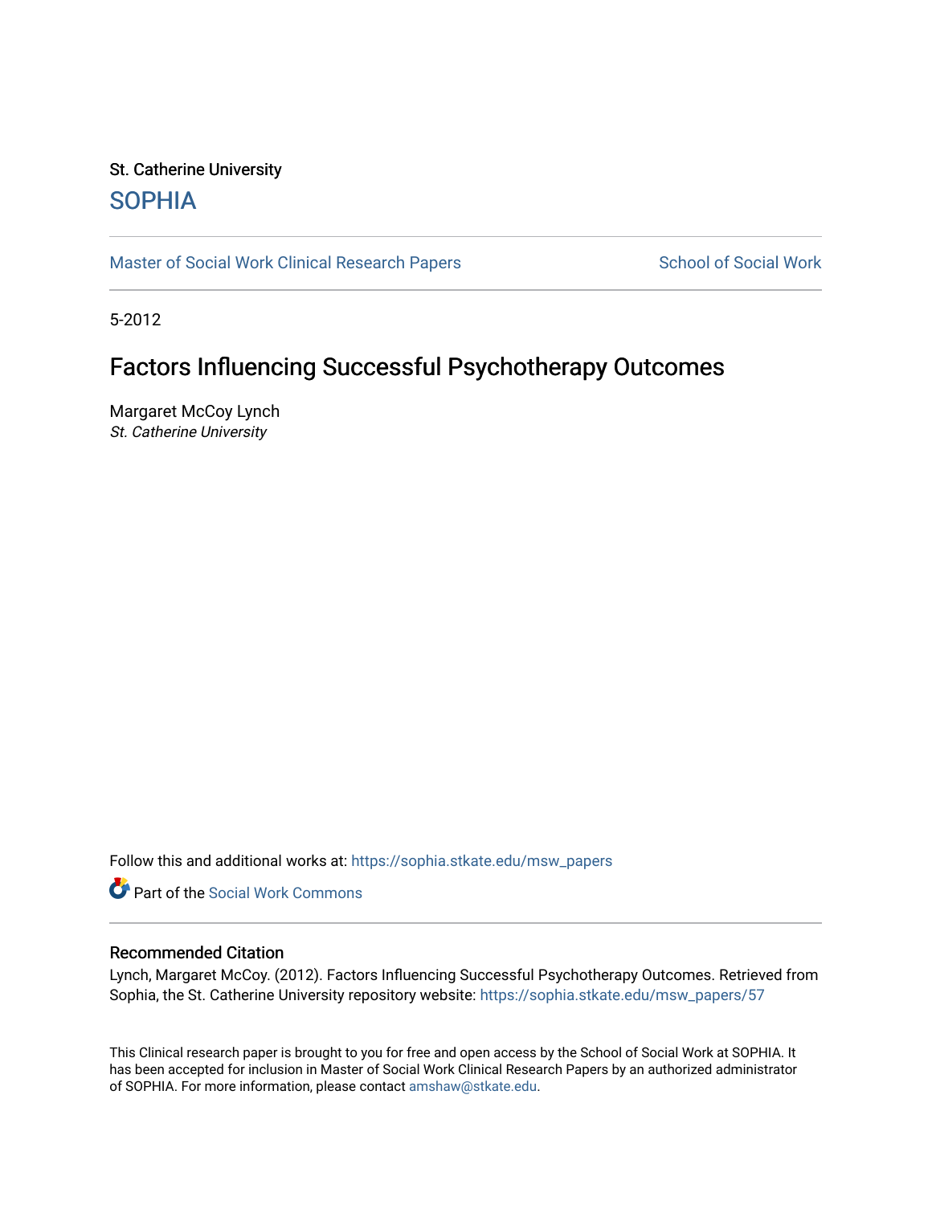St. Catherine University

# SOPHIA

Master of Social Work Clinical Research Papers — School of Social Work

5-2012

## Factors Influencing Successful Psychotherapy Outcomes

Margaret McCoy Lynch
*St. Catherine University*

Follow this and additional works at: https://sophia.stkate.edu/msw_papers

Part of the Social Work Commons

### Recommended Citation

Lynch, Margaret McCoy. (2012). Factors Influencing Successful Psychotherapy Outcomes. Retrieved from Sophia, the St. Catherine University repository website: https://sophia.stkate.edu/msw_papers/57

This Clinical research paper is brought to you for free and open access by the School of Social Work at SOPHIA. It has been accepted for inclusion in Master of Social Work Clinical Research Papers by an authorized administrator of SOPHIA. For more information, please contact amshaw@stkate.edu.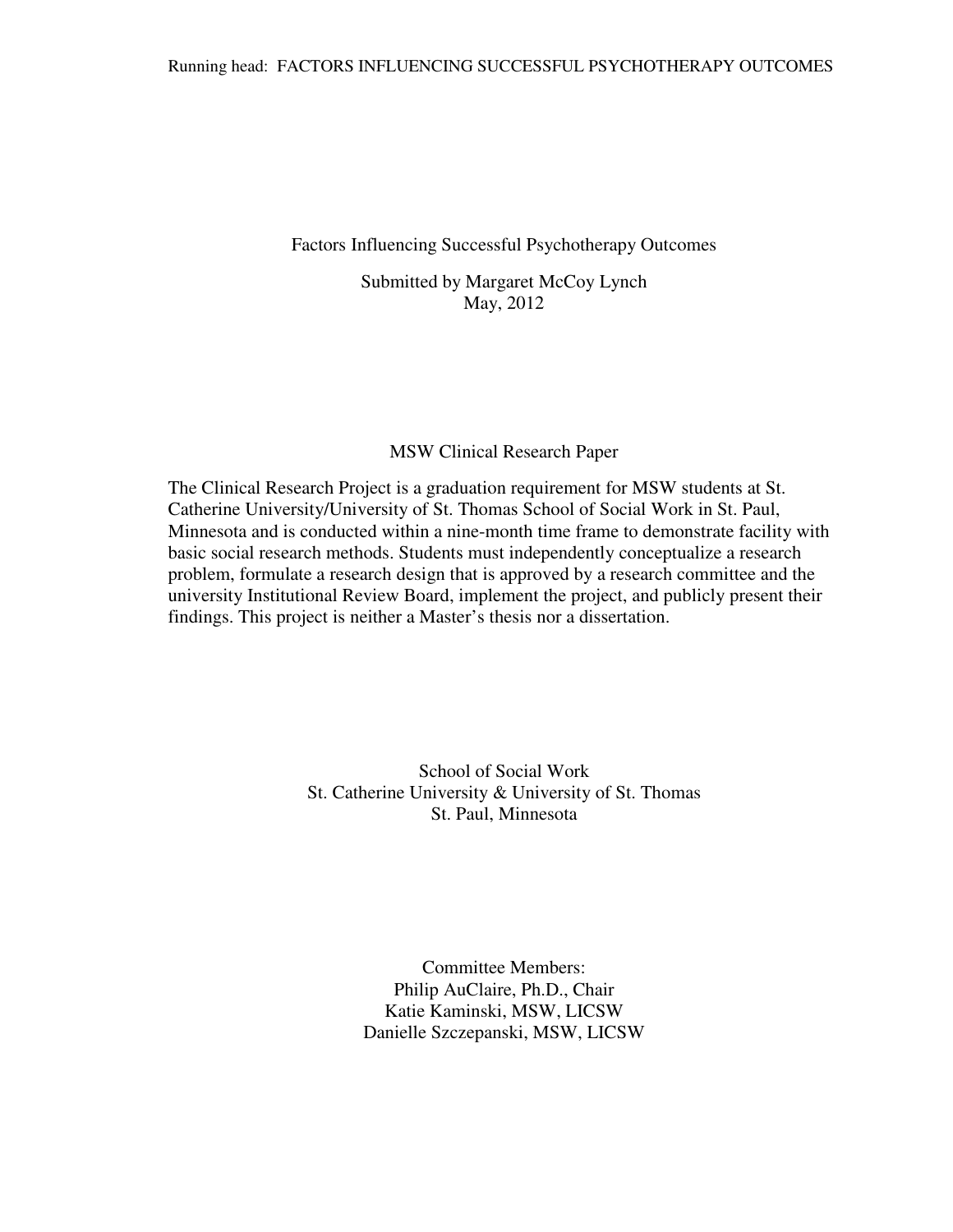# Factors Influencing Successful Psychotherapy Outcomes

Submitted by Margaret McCoy Lynch
May, 2012

## MSW Clinical Research Paper

The Clinical Research Project is a graduation requirement for MSW students at St. Catherine University/University of St. Thomas School of Social Work in St. Paul, Minnesota and is conducted within a nine-month time frame to demonstrate facility with basic social research methods. Students must independently conceptualize a research problem, formulate a research design that is approved by a research committee and the university Institutional Review Board, implement the project, and publicly present their findings. This project is neither a Master's thesis nor a dissertation.

School of Social Work
St. Catherine University & University of St. Thomas
St. Paul, Minnesota

Committee Members:
Philip AuClaire, Ph.D., Chair
Katie Kaminski, MSW, LICSW
Danielle Szczepanski, MSW, LICSW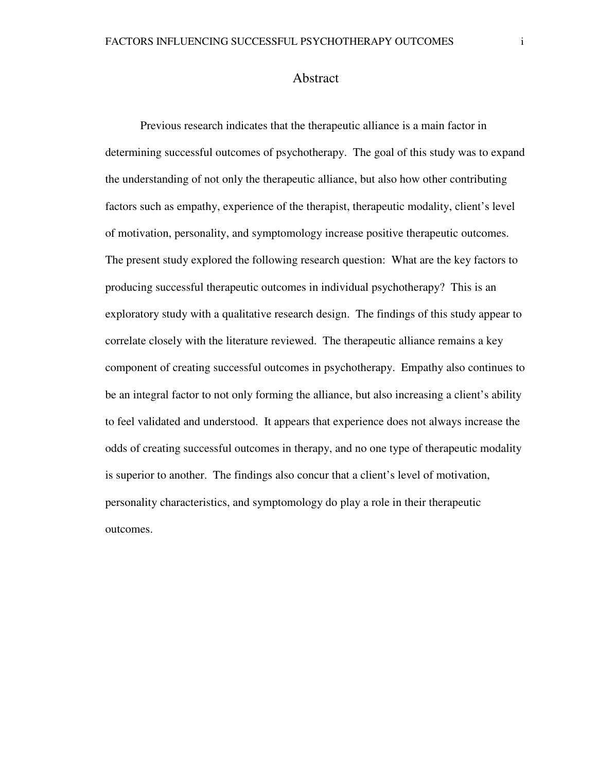# Abstract

Previous research indicates that the therapeutic alliance is a main factor in determining successful outcomes of psychotherapy. The goal of this study was to expand the understanding of not only the therapeutic alliance, but also how other contributing factors such as empathy, experience of the therapist, therapeutic modality, client's level of motivation, personality, and symptomology increase positive therapeutic outcomes. The present study explored the following research question: What are the key factors to producing successful therapeutic outcomes in individual psychotherapy? This is an exploratory study with a qualitative research design. The findings of this study appear to correlate closely with the literature reviewed. The therapeutic alliance remains a key component of creating successful outcomes in psychotherapy. Empathy also continues to be an integral factor to not only forming the alliance, but also increasing a client's ability to feel validated and understood. It appears that experience does not always increase the odds of creating successful outcomes in therapy, and no one type of therapeutic modality is superior to another. The findings also concur that a client's level of motivation, personality characteristics, and symptomology do play a role in their therapeutic outcomes.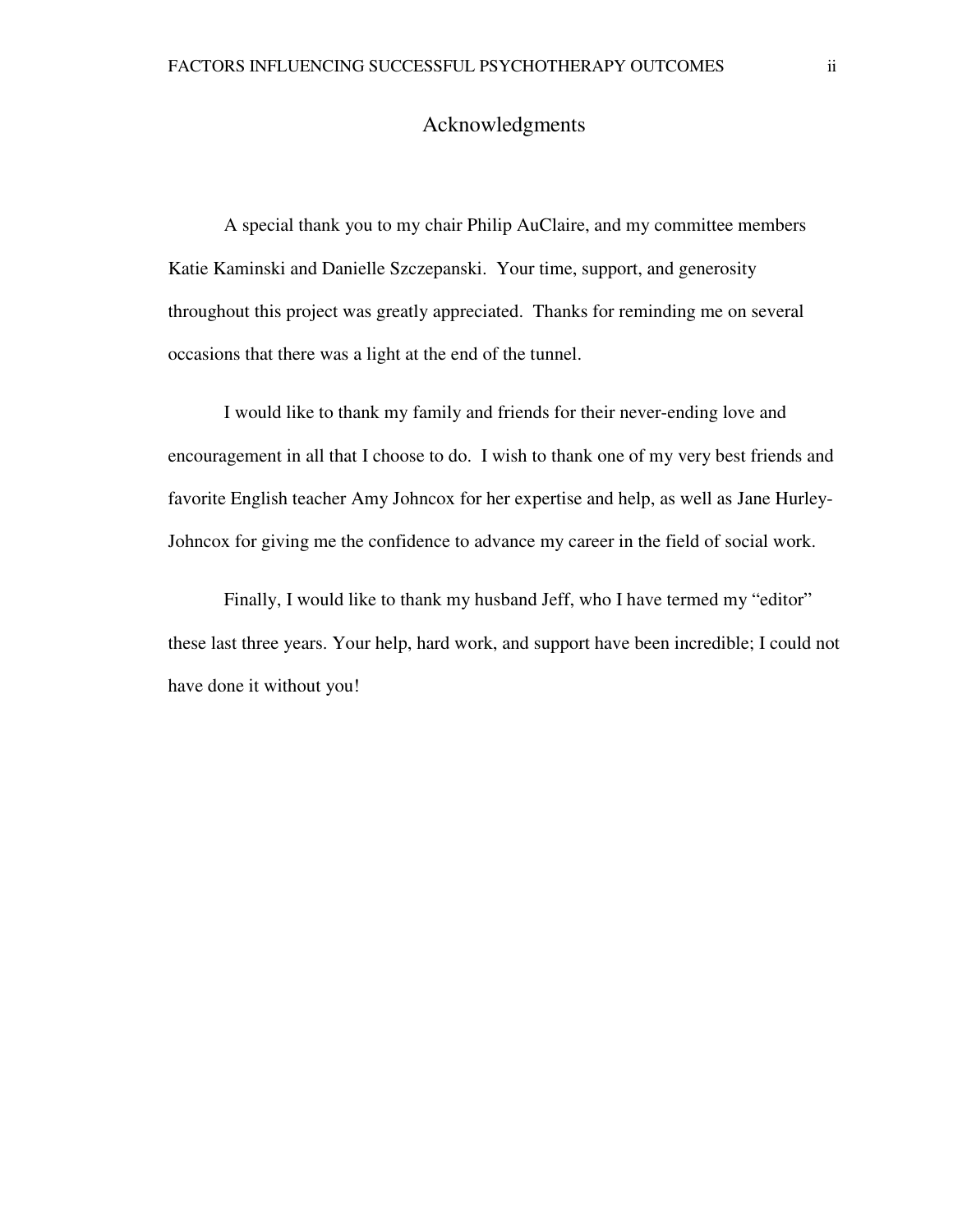# Acknowledgments

A special thank you to my chair Philip AuClaire, and my committee members Katie Kaminski and Danielle Szczepanski. Your time, support, and generosity throughout this project was greatly appreciated. Thanks for reminding me on several occasions that there was a light at the end of the tunnel.

I would like to thank my family and friends for their never-ending love and encouragement in all that I choose to do. I wish to thank one of my very best friends and favorite English teacher Amy Johncox for her expertise and help, as well as Jane Hurley-Johncox for giving me the confidence to advance my career in the field of social work.

Finally, I would like to thank my husband Jeff, who I have termed my "editor" these last three years. Your help, hard work, and support have been incredible; I could not have done it without you!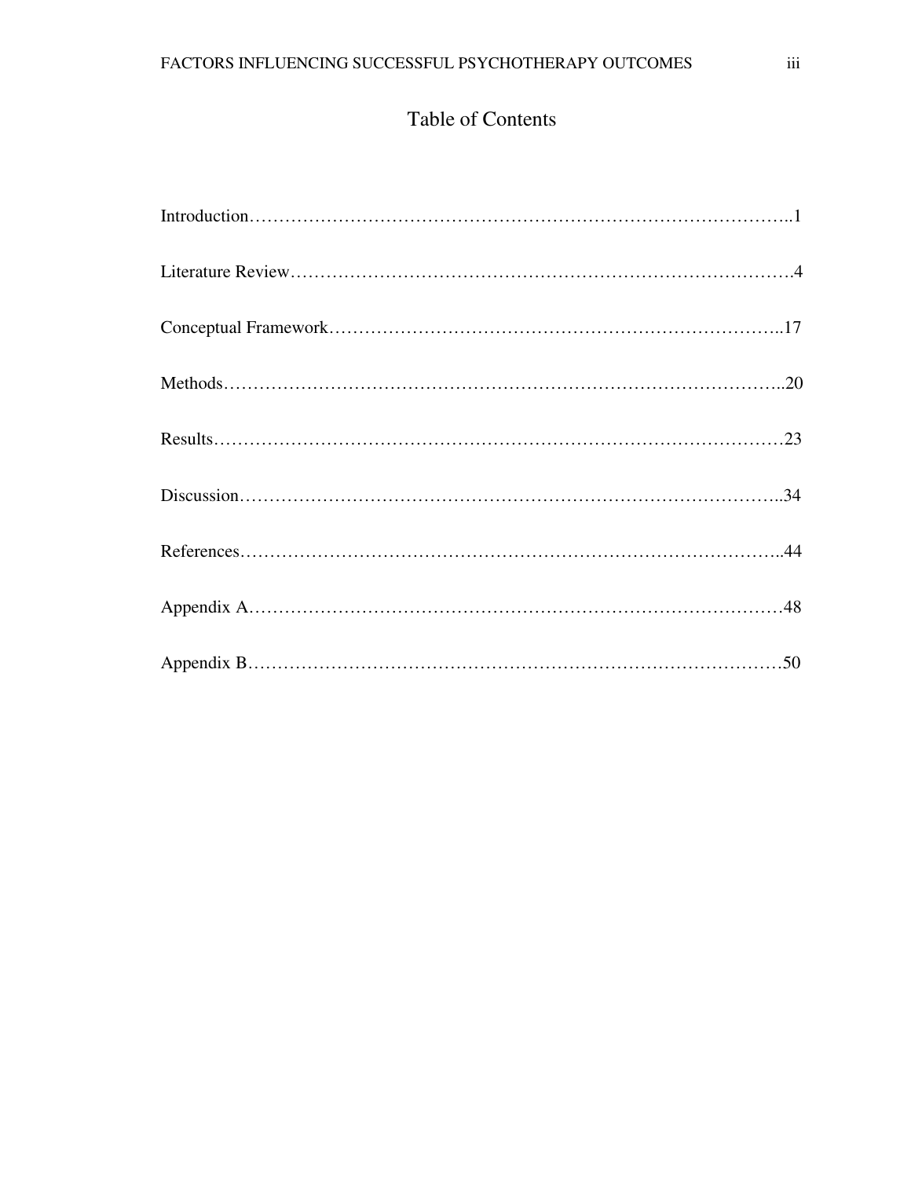# Table of Contents

Introduction……………………………………………………………………………..1

Literature Review………………………………………………………………………….4

Conceptual Framework…………………………………………………………………..17

Methods……………………………………………………………………………..20

Results…………………………………………………………………………………23

Discussion……………………………………………………………………………..34

References……………………………………………………………………………..44

Appendix A……………………………………………………………………………48

Appendix B……………………………………………………………………………50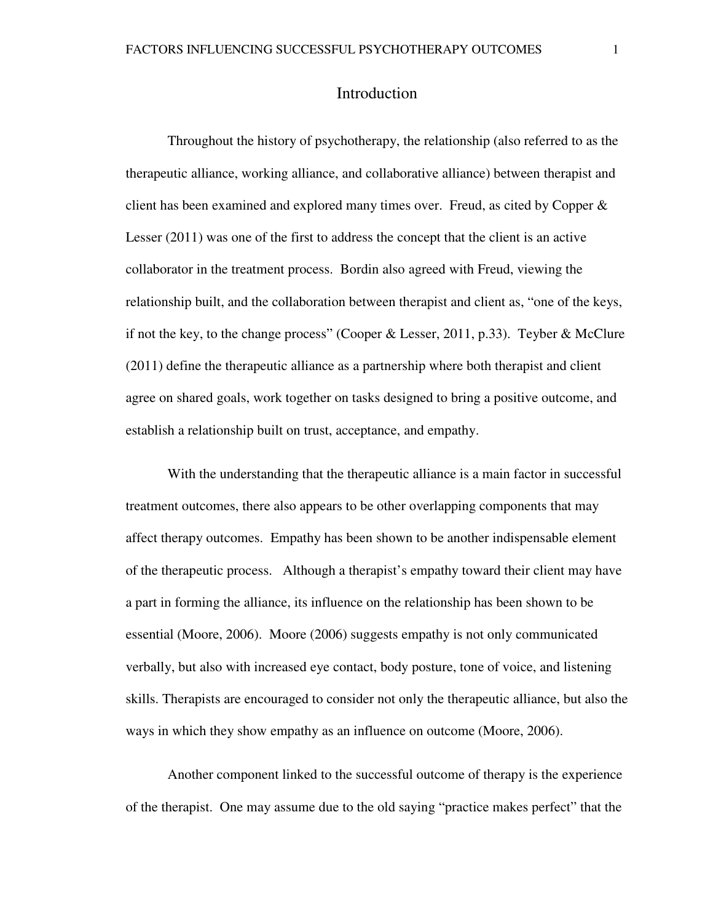# Introduction

Throughout the history of psychotherapy, the relationship (also referred to as the therapeutic alliance, working alliance, and collaborative alliance) between therapist and client has been examined and explored many times over. Freud, as cited by Copper & Lesser (2011) was one of the first to address the concept that the client is an active collaborator in the treatment process. Bordin also agreed with Freud, viewing the relationship built, and the collaboration between therapist and client as, "one of the keys, if not the key, to the change process" (Cooper & Lesser, 2011, p.33). Teyber & McClure (2011) define the therapeutic alliance as a partnership where both therapist and client agree on shared goals, work together on tasks designed to bring a positive outcome, and establish a relationship built on trust, acceptance, and empathy.

With the understanding that the therapeutic alliance is a main factor in successful treatment outcomes, there also appears to be other overlapping components that may affect therapy outcomes. Empathy has been shown to be another indispensable element of the therapeutic process. Although a therapist's empathy toward their client may have a part in forming the alliance, its influence on the relationship has been shown to be essential (Moore, 2006). Moore (2006) suggests empathy is not only communicated verbally, but also with increased eye contact, body posture, tone of voice, and listening skills. Therapists are encouraged to consider not only the therapeutic alliance, but also the ways in which they show empathy as an influence on outcome (Moore, 2006).

Another component linked to the successful outcome of therapy is the experience of the therapist. One may assume due to the old saying "practice makes perfect" that the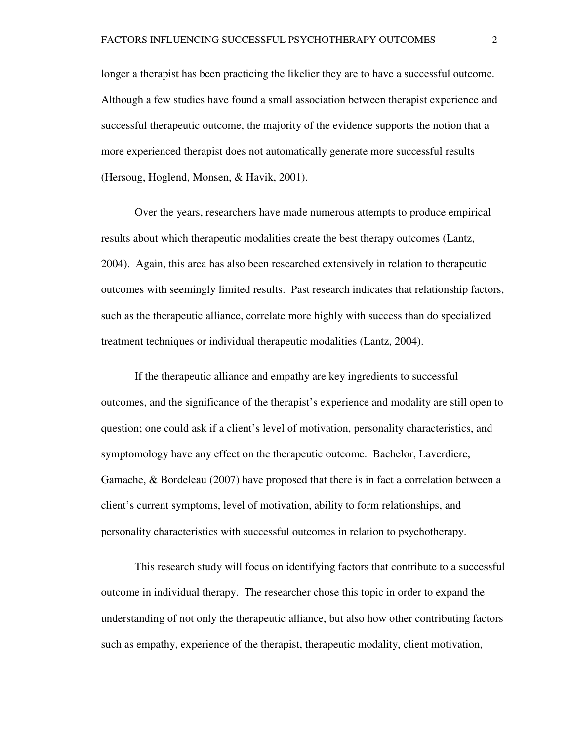longer a therapist has been practicing the likelier they are to have a successful outcome. Although a few studies have found a small association between therapist experience and successful therapeutic outcome, the majority of the evidence supports the notion that a more experienced therapist does not automatically generate more successful results (Hersoug, Hoglend, Monsen, & Havik, 2001).

Over the years, researchers have made numerous attempts to produce empirical results about which therapeutic modalities create the best therapy outcomes (Lantz, 2004). Again, this area has also been researched extensively in relation to therapeutic outcomes with seemingly limited results. Past research indicates that relationship factors, such as the therapeutic alliance, correlate more highly with success than do specialized treatment techniques or individual therapeutic modalities (Lantz, 2004).

If the therapeutic alliance and empathy are key ingredients to successful outcomes, and the significance of the therapist's experience and modality are still open to question; one could ask if a client's level of motivation, personality characteristics, and symptomology have any effect on the therapeutic outcome. Bachelor, Laverdiere, Gamache, & Bordeleau (2007) have proposed that there is in fact a correlation between a client's current symptoms, level of motivation, ability to form relationships, and personality characteristics with successful outcomes in relation to psychotherapy.

This research study will focus on identifying factors that contribute to a successful outcome in individual therapy. The researcher chose this topic in order to expand the understanding of not only the therapeutic alliance, but also how other contributing factors such as empathy, experience of the therapist, therapeutic modality, client motivation,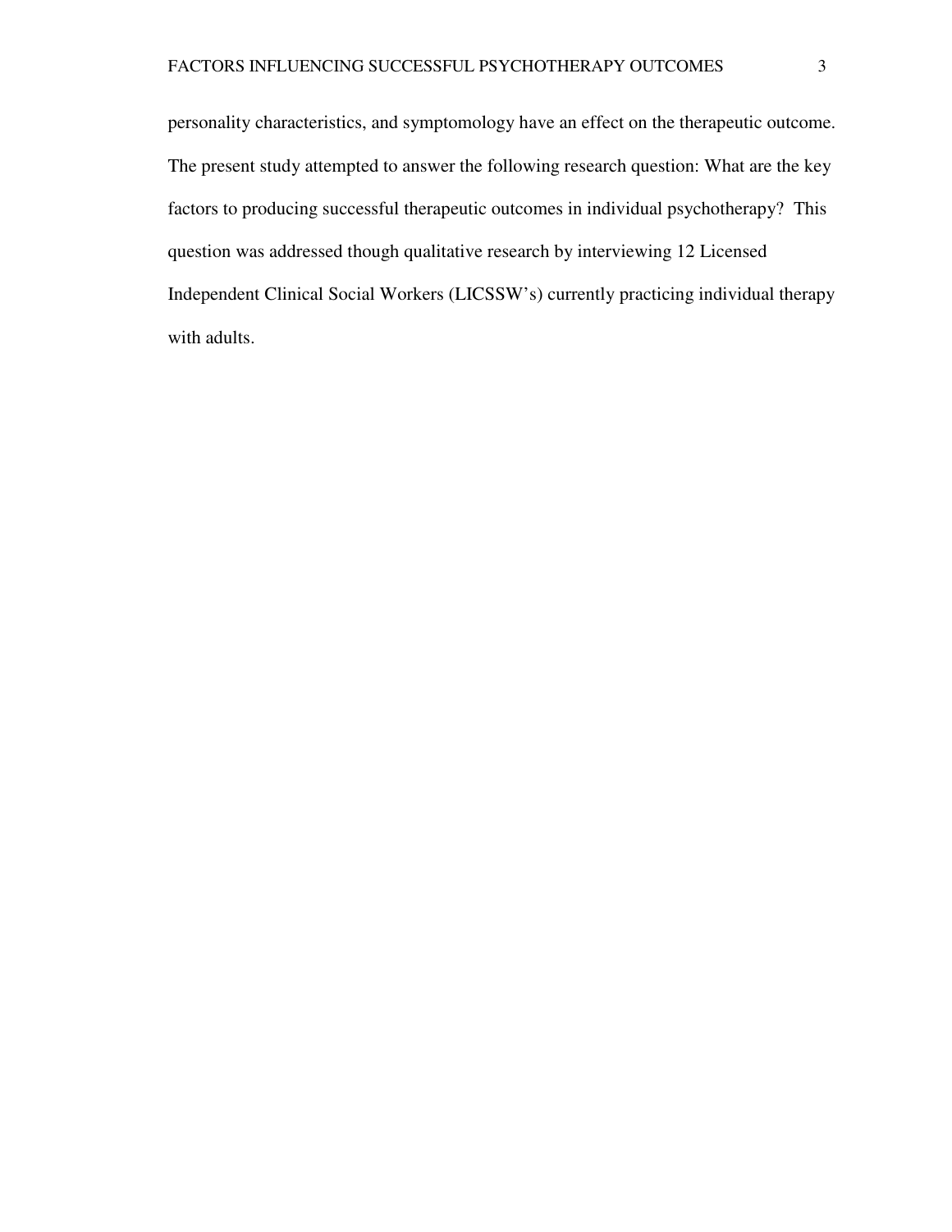personality characteristics, and symptomology have an effect on the therapeutic outcome. The present study attempted to answer the following research question: What are the key factors to producing successful therapeutic outcomes in individual psychotherapy? This question was addressed though qualitative research by interviewing 12 Licensed Independent Clinical Social Workers (LICSSW's) currently practicing individual therapy with adults.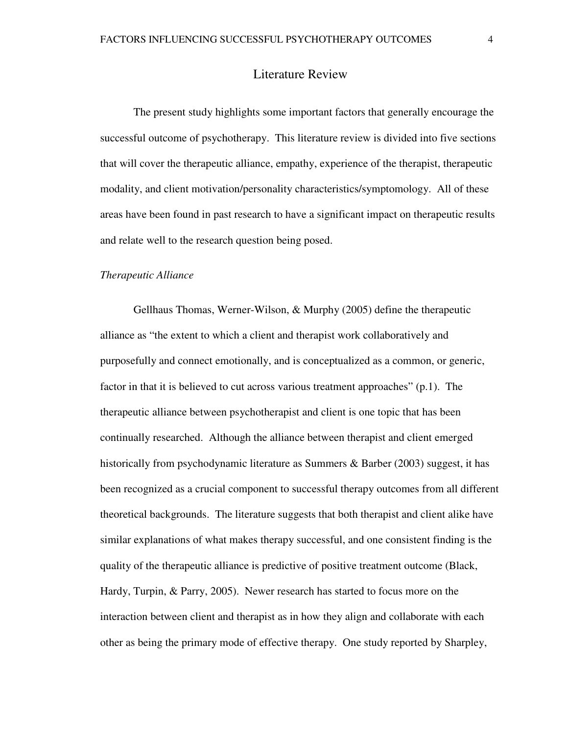# Literature Review

The present study highlights some important factors that generally encourage the successful outcome of psychotherapy. This literature review is divided into five sections that will cover the therapeutic alliance, empathy, experience of the therapist, therapeutic modality, and client motivation/personality characteristics/symptomology. All of these areas have been found in past research to have a significant impact on therapeutic results and relate well to the research question being posed.

*Therapeutic Alliance*

Gellhaus Thomas, Werner-Wilson, & Murphy (2005) define the therapeutic alliance as "the extent to which a client and therapist work collaboratively and purposefully and connect emotionally, and is conceptualized as a common, or generic, factor in that it is believed to cut across various treatment approaches" (p.1). The therapeutic alliance between psychotherapist and client is one topic that has been continually researched. Although the alliance between therapist and client emerged historically from psychodynamic literature as Summers & Barber (2003) suggest, it has been recognized as a crucial component to successful therapy outcomes from all different theoretical backgrounds. The literature suggests that both therapist and client alike have similar explanations of what makes therapy successful, and one consistent finding is the quality of the therapeutic alliance is predictive of positive treatment outcome (Black, Hardy, Turpin, & Parry, 2005). Newer research has started to focus more on the interaction between client and therapist as in how they align and collaborate with each other as being the primary mode of effective therapy. One study reported by Sharpley,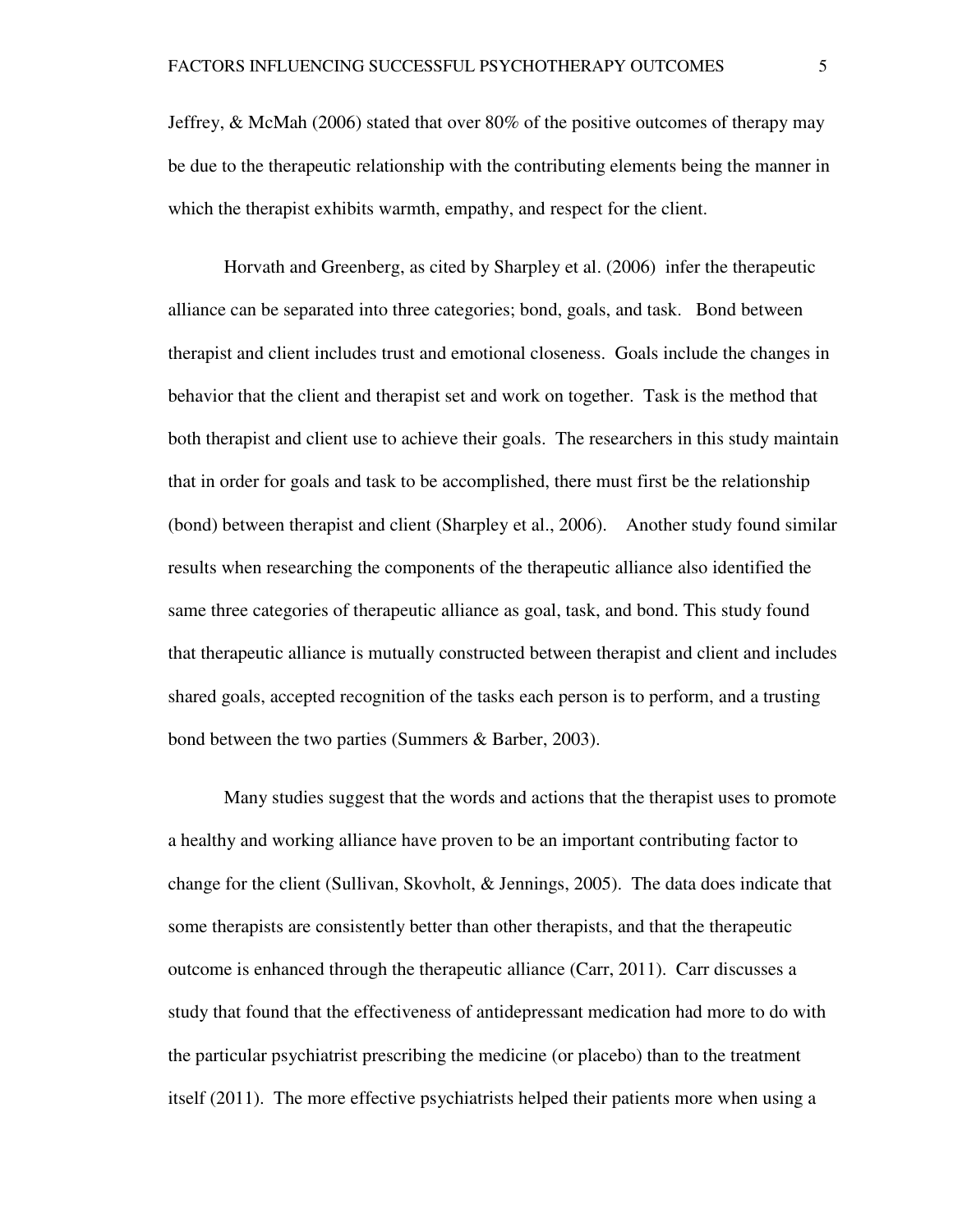Jeffrey, & McMah (2006) stated that over 80% of the positive outcomes of therapy may be due to the therapeutic relationship with the contributing elements being the manner in which the therapist exhibits warmth, empathy, and respect for the client.

Horvath and Greenberg, as cited by Sharpley et al. (2006) infer the therapeutic alliance can be separated into three categories; bond, goals, and task. Bond between therapist and client includes trust and emotional closeness. Goals include the changes in behavior that the client and therapist set and work on together. Task is the method that both therapist and client use to achieve their goals. The researchers in this study maintain that in order for goals and task to be accomplished, there must first be the relationship (bond) between therapist and client (Sharpley et al., 2006). Another study found similar results when researching the components of the therapeutic alliance also identified the same three categories of therapeutic alliance as goal, task, and bond. This study found that therapeutic alliance is mutually constructed between therapist and client and includes shared goals, accepted recognition of the tasks each person is to perform, and a trusting bond between the two parties (Summers & Barber, 2003).

Many studies suggest that the words and actions that the therapist uses to promote a healthy and working alliance have proven to be an important contributing factor to change for the client (Sullivan, Skovholt, & Jennings, 2005). The data does indicate that some therapists are consistently better than other therapists, and that the therapeutic outcome is enhanced through the therapeutic alliance (Carr, 2011). Carr discusses a study that found that the effectiveness of antidepressant medication had more to do with the particular psychiatrist prescribing the medicine (or placebo) than to the treatment itself (2011). The more effective psychiatrists helped their patients more when using a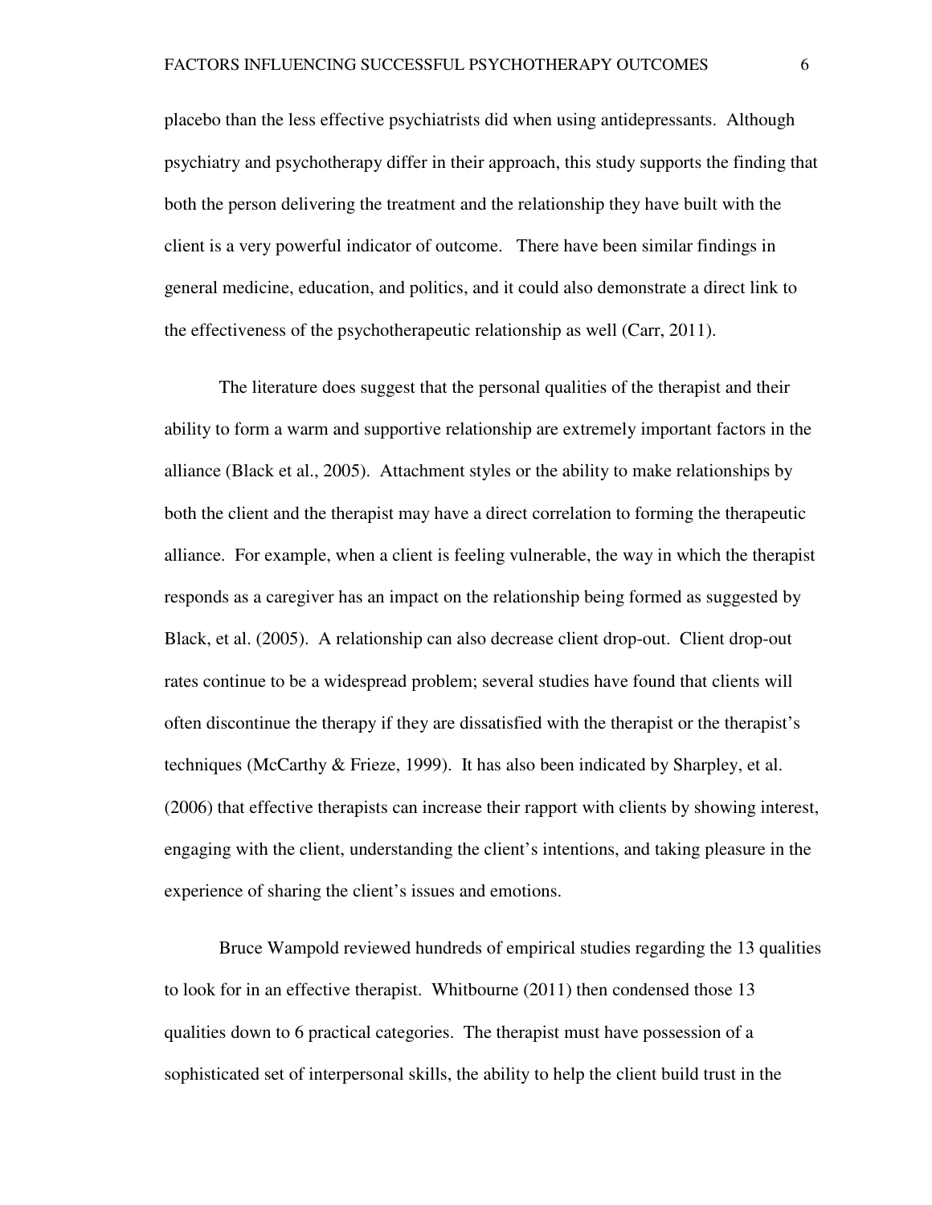placebo than the less effective psychiatrists did when using antidepressants. Although psychiatry and psychotherapy differ in their approach, this study supports the finding that both the person delivering the treatment and the relationship they have built with the client is a very powerful indicator of outcome. There have been similar findings in general medicine, education, and politics, and it could also demonstrate a direct link to the effectiveness of the psychotherapeutic relationship as well (Carr, 2011).

The literature does suggest that the personal qualities of the therapist and their ability to form a warm and supportive relationship are extremely important factors in the alliance (Black et al., 2005). Attachment styles or the ability to make relationships by both the client and the therapist may have a direct correlation to forming the therapeutic alliance. For example, when a client is feeling vulnerable, the way in which the therapist responds as a caregiver has an impact on the relationship being formed as suggested by Black, et al. (2005). A relationship can also decrease client drop-out. Client drop-out rates continue to be a widespread problem; several studies have found that clients will often discontinue the therapy if they are dissatisfied with the therapist or the therapist's techniques (McCarthy & Frieze, 1999). It has also been indicated by Sharpley, et al. (2006) that effective therapists can increase their rapport with clients by showing interest, engaging with the client, understanding the client's intentions, and taking pleasure in the experience of sharing the client's issues and emotions.

Bruce Wampold reviewed hundreds of empirical studies regarding the 13 qualities to look for in an effective therapist. Whitbourne (2011) then condensed those 13 qualities down to 6 practical categories. The therapist must have possession of a sophisticated set of interpersonal skills, the ability to help the client build trust in the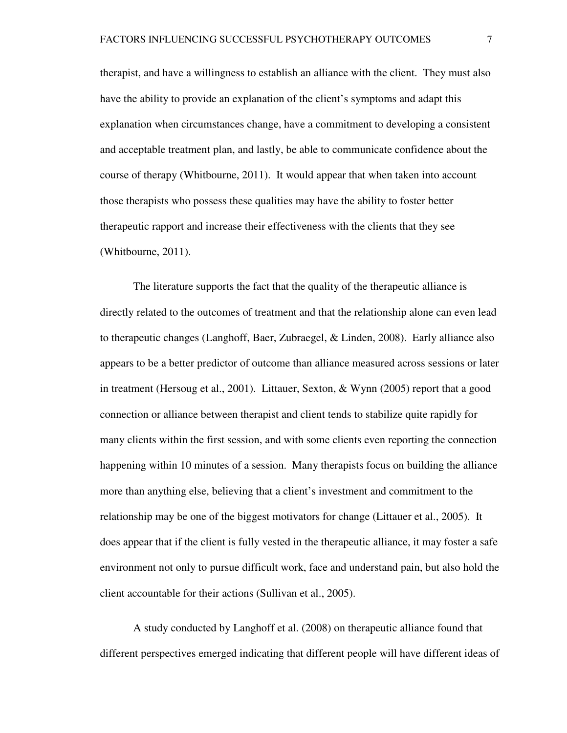therapist, and have a willingness to establish an alliance with the client. They must also have the ability to provide an explanation of the client's symptoms and adapt this explanation when circumstances change, have a commitment to developing a consistent and acceptable treatment plan, and lastly, be able to communicate confidence about the course of therapy (Whitbourne, 2011). It would appear that when taken into account those therapists who possess these qualities may have the ability to foster better therapeutic rapport and increase their effectiveness with the clients that they see (Whitbourne, 2011).

The literature supports the fact that the quality of the therapeutic alliance is directly related to the outcomes of treatment and that the relationship alone can even lead to therapeutic changes (Langhoff, Baer, Zubraegel, & Linden, 2008). Early alliance also appears to be a better predictor of outcome than alliance measured across sessions or later in treatment (Hersoug et al., 2001). Littauer, Sexton, & Wynn (2005) report that a good connection or alliance between therapist and client tends to stabilize quite rapidly for many clients within the first session, and with some clients even reporting the connection happening within 10 minutes of a session. Many therapists focus on building the alliance more than anything else, believing that a client's investment and commitment to the relationship may be one of the biggest motivators for change (Littauer et al., 2005). It does appear that if the client is fully vested in the therapeutic alliance, it may foster a safe environment not only to pursue difficult work, face and understand pain, but also hold the client accountable for their actions (Sullivan et al., 2005).

A study conducted by Langhoff et al. (2008) on therapeutic alliance found that different perspectives emerged indicating that different people will have different ideas of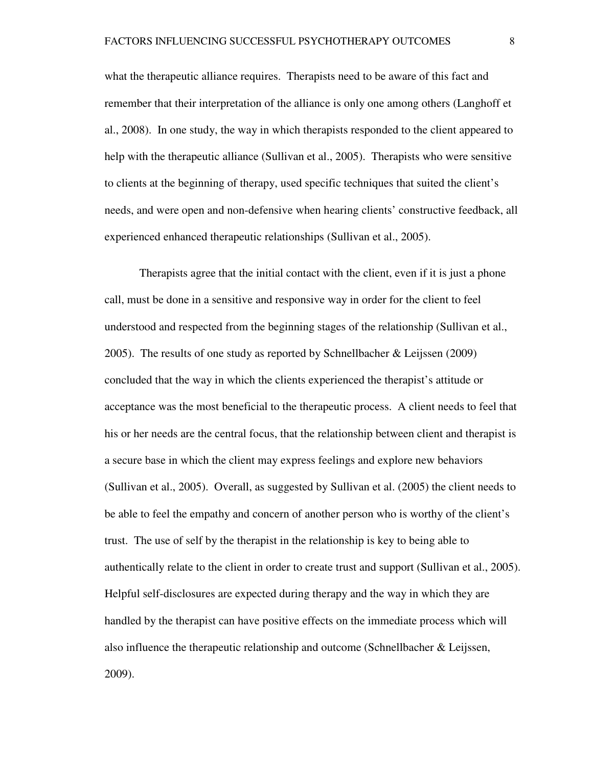what the therapeutic alliance requires. Therapists need to be aware of this fact and remember that their interpretation of the alliance is only one among others (Langhoff et al., 2008). In one study, the way in which therapists responded to the client appeared to help with the therapeutic alliance (Sullivan et al., 2005). Therapists who were sensitive to clients at the beginning of therapy, used specific techniques that suited the client's needs, and were open and non-defensive when hearing clients' constructive feedback, all experienced enhanced therapeutic relationships (Sullivan et al., 2005).

Therapists agree that the initial contact with the client, even if it is just a phone call, must be done in a sensitive and responsive way in order for the client to feel understood and respected from the beginning stages of the relationship (Sullivan et al., 2005). The results of one study as reported by Schnellbacher & Leijssen (2009) concluded that the way in which the clients experienced the therapist's attitude or acceptance was the most beneficial to the therapeutic process. A client needs to feel that his or her needs are the central focus, that the relationship between client and therapist is a secure base in which the client may express feelings and explore new behaviors (Sullivan et al., 2005). Overall, as suggested by Sullivan et al. (2005) the client needs to be able to feel the empathy and concern of another person who is worthy of the client's trust. The use of self by the therapist in the relationship is key to being able to authentically relate to the client in order to create trust and support (Sullivan et al., 2005). Helpful self-disclosures are expected during therapy and the way in which they are handled by the therapist can have positive effects on the immediate process which will also influence the therapeutic relationship and outcome (Schnellbacher & Leijssen, 2009).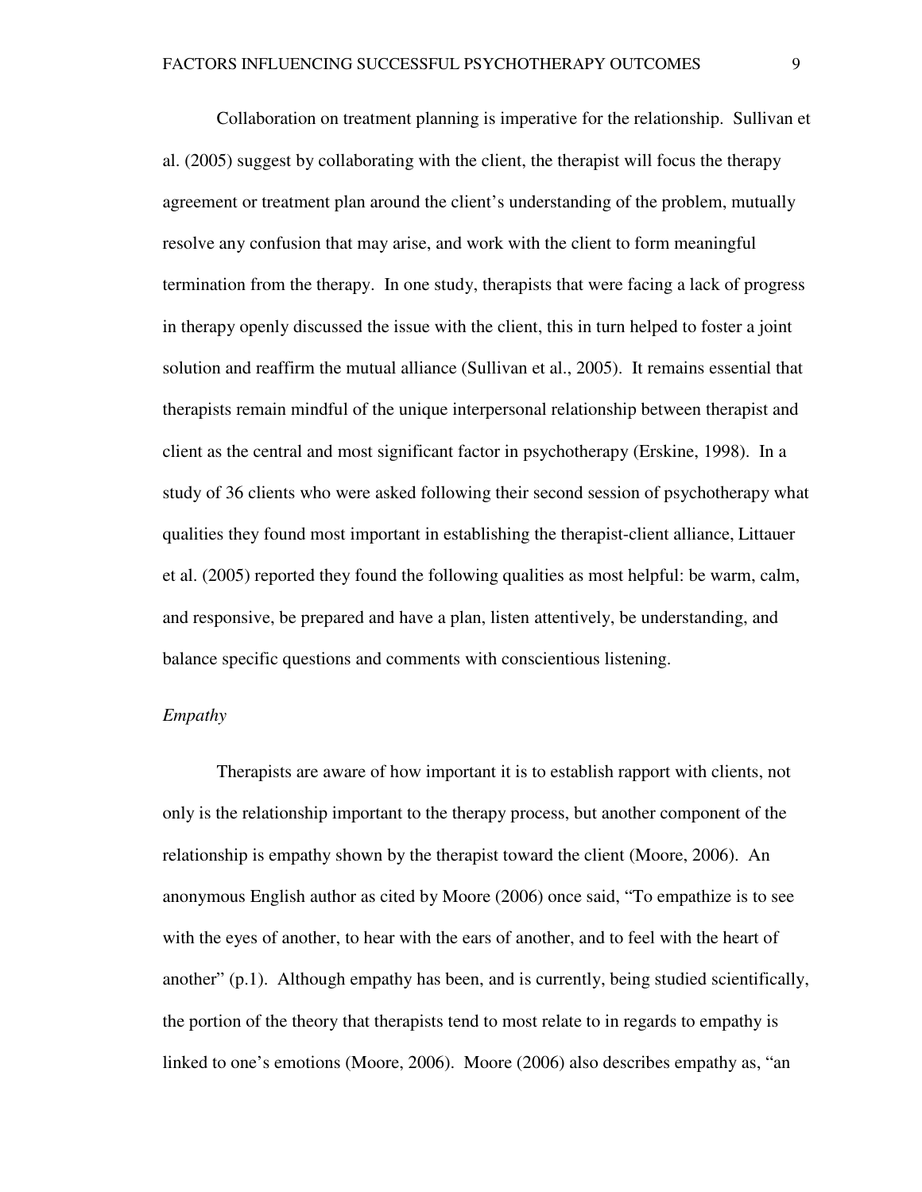Collaboration on treatment planning is imperative for the relationship. Sullivan et al. (2005) suggest by collaborating with the client, the therapist will focus the therapy agreement or treatment plan around the client's understanding of the problem, mutually resolve any confusion that may arise, and work with the client to form meaningful termination from the therapy. In one study, therapists that were facing a lack of progress in therapy openly discussed the issue with the client, this in turn helped to foster a joint solution and reaffirm the mutual alliance (Sullivan et al., 2005). It remains essential that therapists remain mindful of the unique interpersonal relationship between therapist and client as the central and most significant factor in psychotherapy (Erskine, 1998). In a study of 36 clients who were asked following their second session of psychotherapy what qualities they found most important in establishing the therapist-client alliance, Littauer et al. (2005) reported they found the following qualities as most helpful: be warm, calm, and responsive, be prepared and have a plan, listen attentively, be understanding, and balance specific questions and comments with conscientious listening.

*Empathy*

Therapists are aware of how important it is to establish rapport with clients, not only is the relationship important to the therapy process, but another component of the relationship is empathy shown by the therapist toward the client (Moore, 2006). An anonymous English author as cited by Moore (2006) once said, "To empathize is to see with the eyes of another, to hear with the ears of another, and to feel with the heart of another" (p.1). Although empathy has been, and is currently, being studied scientifically, the portion of the theory that therapists tend to most relate to in regards to empathy is linked to one's emotions (Moore, 2006). Moore (2006) also describes empathy as, "an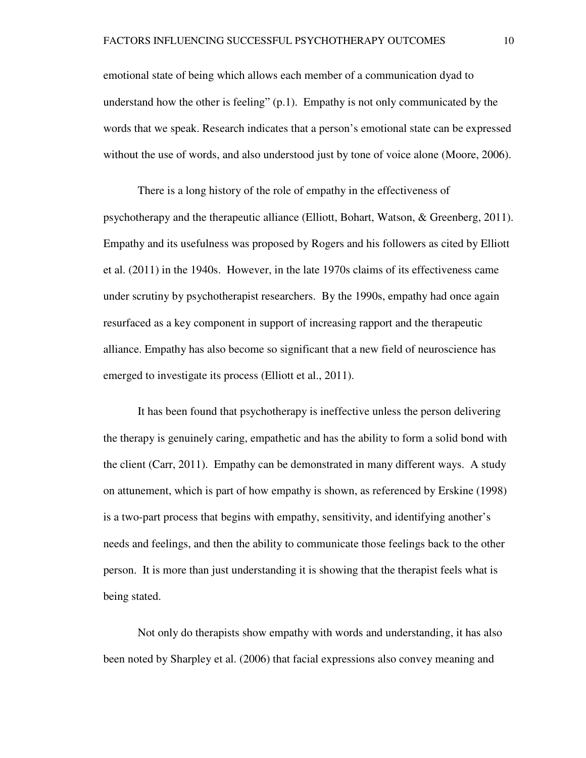emotional state of being which allows each member of a communication dyad to understand how the other is feeling" (p.1). Empathy is not only communicated by the words that we speak. Research indicates that a person's emotional state can be expressed without the use of words, and also understood just by tone of voice alone (Moore, 2006).

There is a long history of the role of empathy in the effectiveness of psychotherapy and the therapeutic alliance (Elliott, Bohart, Watson, & Greenberg, 2011). Empathy and its usefulness was proposed by Rogers and his followers as cited by Elliott et al. (2011) in the 1940s. However, in the late 1970s claims of its effectiveness came under scrutiny by psychotherapist researchers. By the 1990s, empathy had once again resurfaced as a key component in support of increasing rapport and the therapeutic alliance. Empathy has also become so significant that a new field of neuroscience has emerged to investigate its process (Elliott et al., 2011).

It has been found that psychotherapy is ineffective unless the person delivering the therapy is genuinely caring, empathetic and has the ability to form a solid bond with the client (Carr, 2011). Empathy can be demonstrated in many different ways. A study on attunement, which is part of how empathy is shown, as referenced by Erskine (1998) is a two-part process that begins with empathy, sensitivity, and identifying another's needs and feelings, and then the ability to communicate those feelings back to the other person. It is more than just understanding it is showing that the therapist feels what is being stated.

Not only do therapists show empathy with words and understanding, it has also been noted by Sharpley et al. (2006) that facial expressions also convey meaning and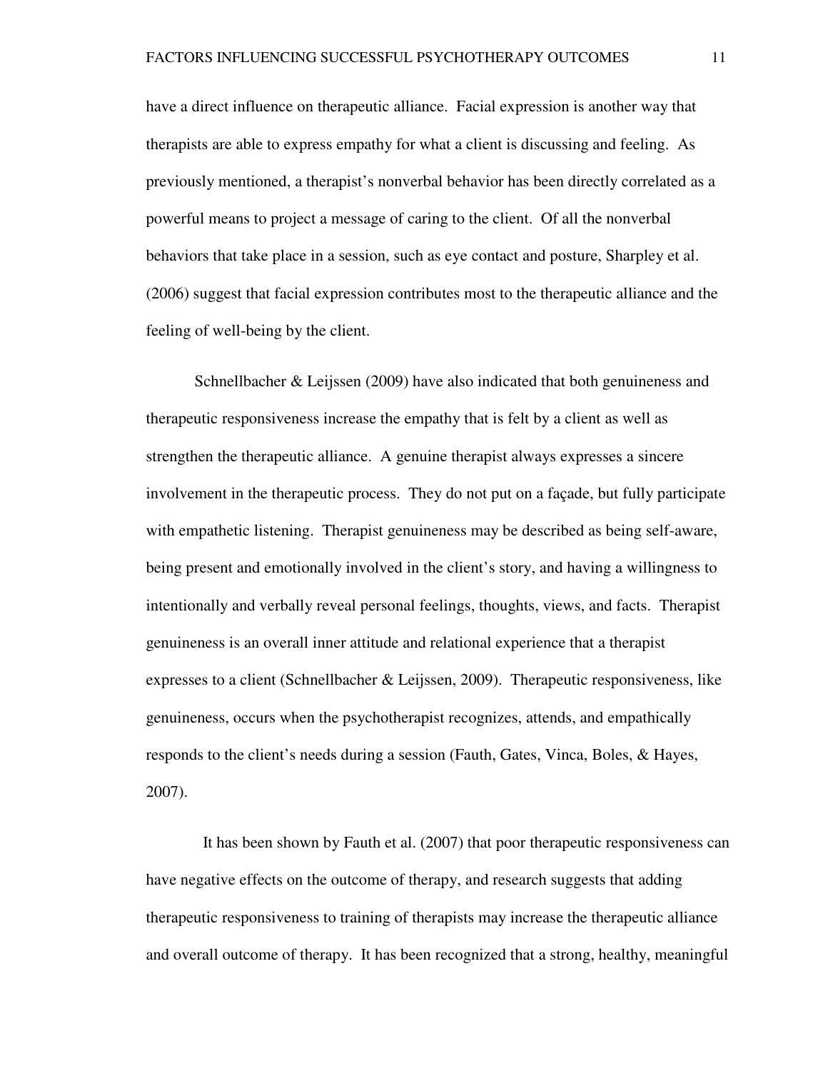have a direct influence on therapeutic alliance. Facial expression is another way that therapists are able to express empathy for what a client is discussing and feeling. As previously mentioned, a therapist's nonverbal behavior has been directly correlated as a powerful means to project a message of caring to the client. Of all the nonverbal behaviors that take place in a session, such as eye contact and posture, Sharpley et al. (2006) suggest that facial expression contributes most to the therapeutic alliance and the feeling of well-being by the client.

Schnellbacher & Leijssen (2009) have also indicated that both genuineness and therapeutic responsiveness increase the empathy that is felt by a client as well as strengthen the therapeutic alliance. A genuine therapist always expresses a sincere involvement in the therapeutic process. They do not put on a façade, but fully participate with empathetic listening. Therapist genuineness may be described as being self-aware, being present and emotionally involved in the client's story, and having a willingness to intentionally and verbally reveal personal feelings, thoughts, views, and facts. Therapist genuineness is an overall inner attitude and relational experience that a therapist expresses to a client (Schnellbacher & Leijssen, 2009). Therapeutic responsiveness, like genuineness, occurs when the psychotherapist recognizes, attends, and empathically responds to the client's needs during a session (Fauth, Gates, Vinca, Boles, & Hayes, 2007).

It has been shown by Fauth et al. (2007) that poor therapeutic responsiveness can have negative effects on the outcome of therapy, and research suggests that adding therapeutic responsiveness to training of therapists may increase the therapeutic alliance and overall outcome of therapy. It has been recognized that a strong, healthy, meaningful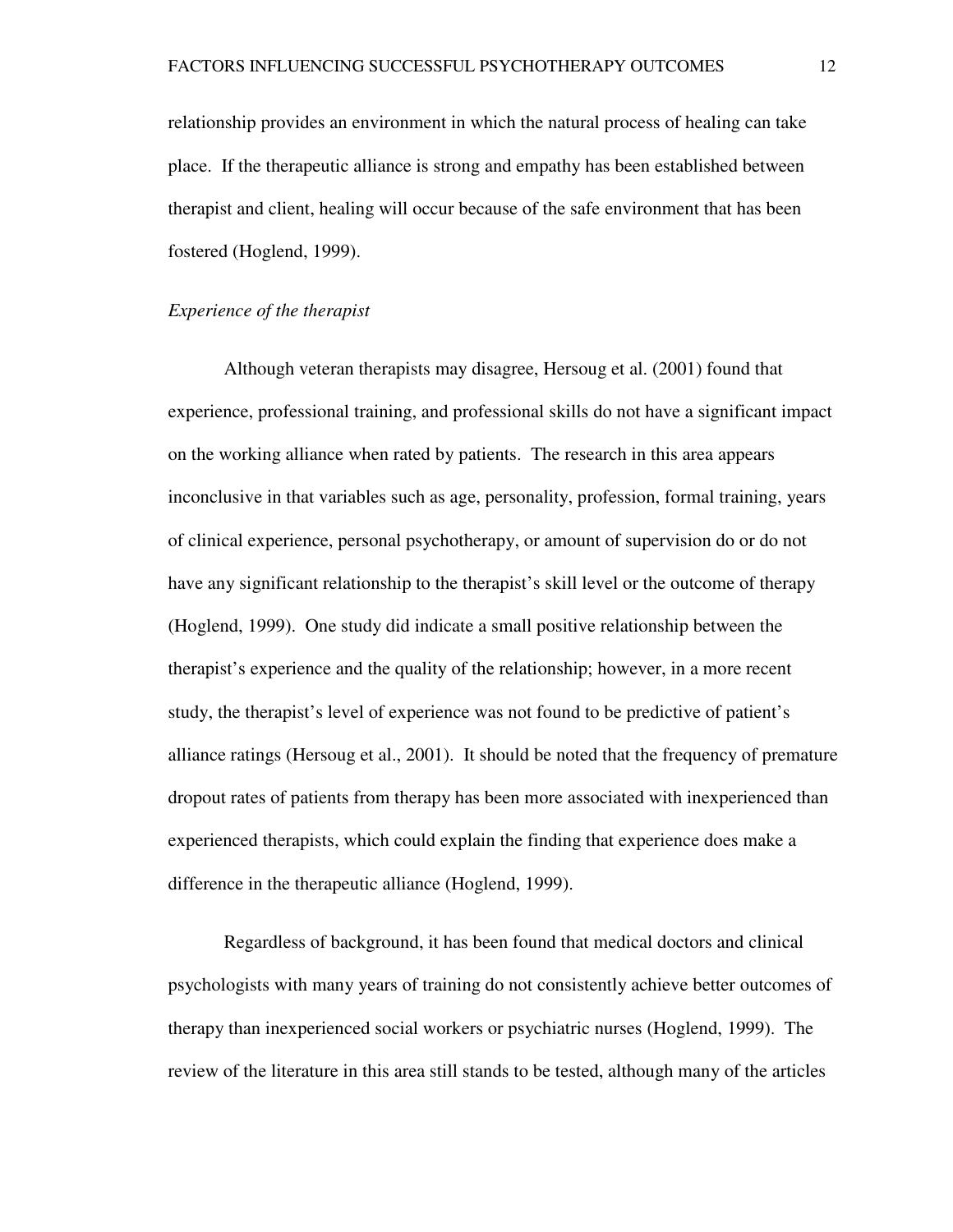relationship provides an environment in which the natural process of healing can take place. If the therapeutic alliance is strong and empathy has been established between therapist and client, healing will occur because of the safe environment that has been fostered (Hoglend, 1999).

### *Experience of the therapist*

Although veteran therapists may disagree, Hersoug et al. (2001) found that experience, professional training, and professional skills do not have a significant impact on the working alliance when rated by patients. The research in this area appears inconclusive in that variables such as age, personality, profession, formal training, years of clinical experience, personal psychotherapy, or amount of supervision do or do not have any significant relationship to the therapist's skill level or the outcome of therapy (Hoglend, 1999). One study did indicate a small positive relationship between the therapist's experience and the quality of the relationship; however, in a more recent study, the therapist's level of experience was not found to be predictive of patient's alliance ratings (Hersoug et al., 2001). It should be noted that the frequency of premature dropout rates of patients from therapy has been more associated with inexperienced than experienced therapists, which could explain the finding that experience does make a difference in the therapeutic alliance (Hoglend, 1999).

Regardless of background, it has been found that medical doctors and clinical psychologists with many years of training do not consistently achieve better outcomes of therapy than inexperienced social workers or psychiatric nurses (Hoglend, 1999). The review of the literature in this area still stands to be tested, although many of the articles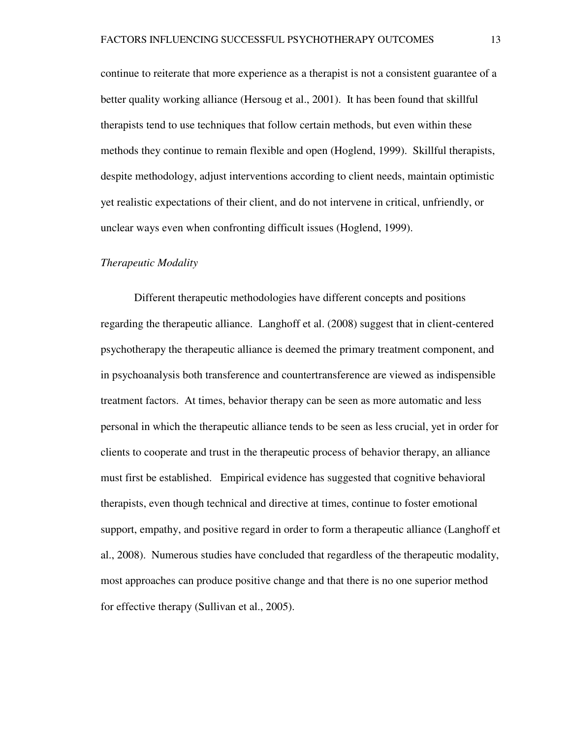continue to reiterate that more experience as a therapist is not a consistent guarantee of a better quality working alliance (Hersoug et al., 2001). It has been found that skillful therapists tend to use techniques that follow certain methods, but even within these methods they continue to remain flexible and open (Hoglend, 1999). Skillful therapists, despite methodology, adjust interventions according to client needs, maintain optimistic yet realistic expectations of their client, and do not intervene in critical, unfriendly, or unclear ways even when confronting difficult issues (Hoglend, 1999).

### *Therapeutic Modality*

Different therapeutic methodologies have different concepts and positions regarding the therapeutic alliance. Langhoff et al. (2008) suggest that in client-centered psychotherapy the therapeutic alliance is deemed the primary treatment component, and in psychoanalysis both transference and countertransference are viewed as indispensible treatment factors. At times, behavior therapy can be seen as more automatic and less personal in which the therapeutic alliance tends to be seen as less crucial, yet in order for clients to cooperate and trust in the therapeutic process of behavior therapy, an alliance must first be established. Empirical evidence has suggested that cognitive behavioral therapists, even though technical and directive at times, continue to foster emotional support, empathy, and positive regard in order to form a therapeutic alliance (Langhoff et al., 2008). Numerous studies have concluded that regardless of the therapeutic modality, most approaches can produce positive change and that there is no one superior method for effective therapy (Sullivan et al., 2005).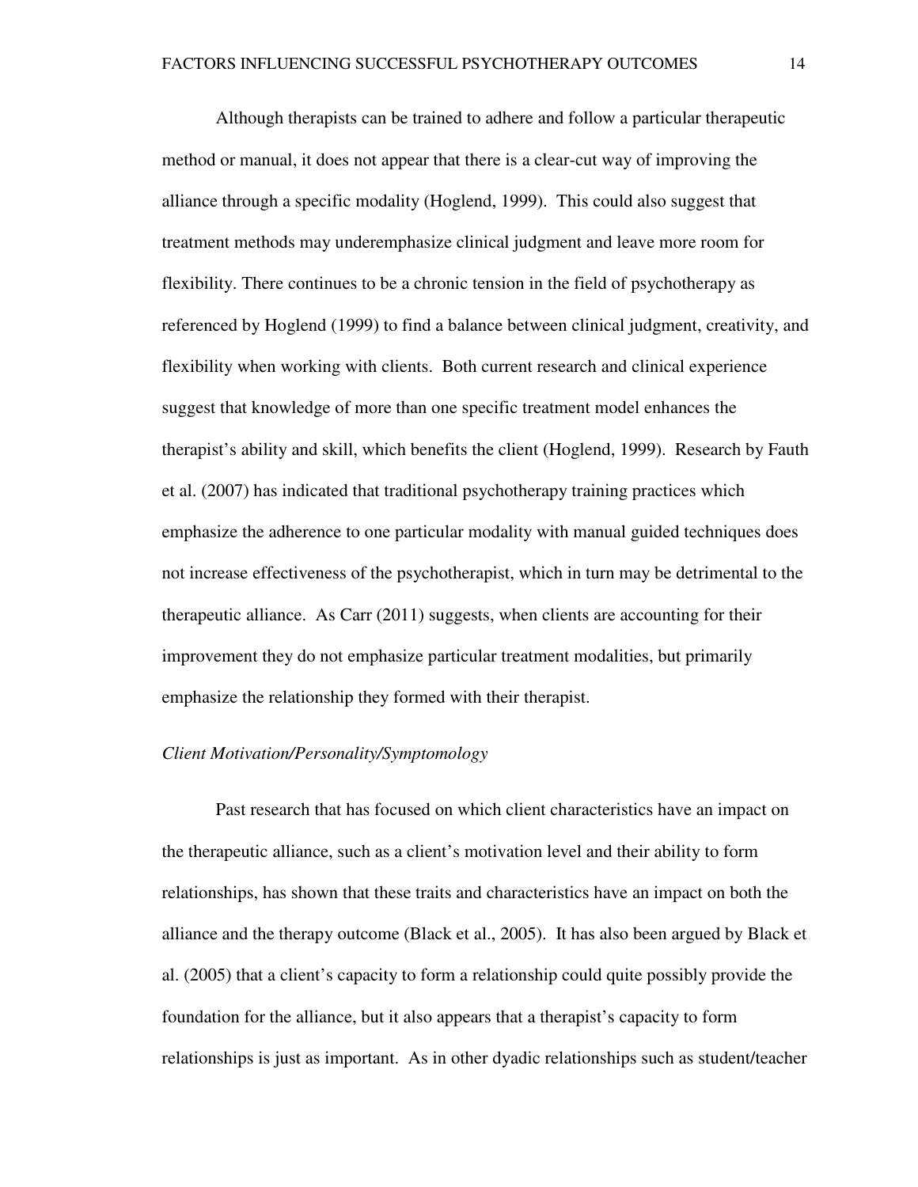Although therapists can be trained to adhere and follow a particular therapeutic method or manual, it does not appear that there is a clear-cut way of improving the alliance through a specific modality (Hoglend, 1999). This could also suggest that treatment methods may underemphasize clinical judgment and leave more room for flexibility. There continues to be a chronic tension in the field of psychotherapy as referenced by Hoglend (1999) to find a balance between clinical judgment, creativity, and flexibility when working with clients. Both current research and clinical experience suggest that knowledge of more than one specific treatment model enhances the therapist's ability and skill, which benefits the client (Hoglend, 1999). Research by Fauth et al. (2007) has indicated that traditional psychotherapy training practices which emphasize the adherence to one particular modality with manual guided techniques does not increase effectiveness of the psychotherapist, which in turn may be detrimental to the therapeutic alliance. As Carr (2011) suggests, when clients are accounting for their improvement they do not emphasize particular treatment modalities, but primarily emphasize the relationship they formed with their therapist.

### *Client Motivation/Personality/Symptomology*

Past research that has focused on which client characteristics have an impact on the therapeutic alliance, such as a client's motivation level and their ability to form relationships, has shown that these traits and characteristics have an impact on both the alliance and the therapy outcome (Black et al., 2005). It has also been argued by Black et al. (2005) that a client's capacity to form a relationship could quite possibly provide the foundation for the alliance, but it also appears that a therapist's capacity to form relationships is just as important. As in other dyadic relationships such as student/teacher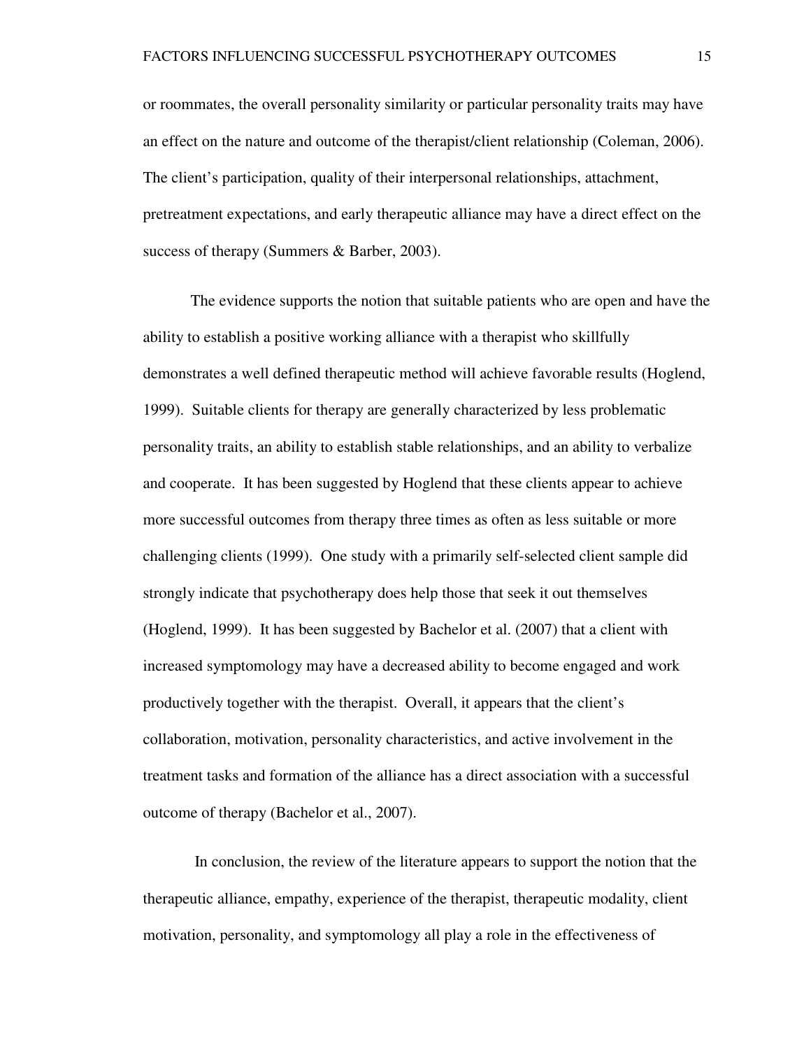or roommates, the overall personality similarity or particular personality traits may have an effect on the nature and outcome of the therapist/client relationship (Coleman, 2006). The client's participation, quality of their interpersonal relationships, attachment, pretreatment expectations, and early therapeutic alliance may have a direct effect on the success of therapy (Summers & Barber, 2003).

The evidence supports the notion that suitable patients who are open and have the ability to establish a positive working alliance with a therapist who skillfully demonstrates a well defined therapeutic method will achieve favorable results (Hoglend, 1999). Suitable clients for therapy are generally characterized by less problematic personality traits, an ability to establish stable relationships, and an ability to verbalize and cooperate. It has been suggested by Hoglend that these clients appear to achieve more successful outcomes from therapy three times as often as less suitable or more challenging clients (1999). One study with a primarily self-selected client sample did strongly indicate that psychotherapy does help those that seek it out themselves (Hoglend, 1999). It has been suggested by Bachelor et al. (2007) that a client with increased symptomology may have a decreased ability to become engaged and work productively together with the therapist. Overall, it appears that the client's collaboration, motivation, personality characteristics, and active involvement in the treatment tasks and formation of the alliance has a direct association with a successful outcome of therapy (Bachelor et al., 2007).

In conclusion, the review of the literature appears to support the notion that the therapeutic alliance, empathy, experience of the therapist, therapeutic modality, client motivation, personality, and symptomology all play a role in the effectiveness of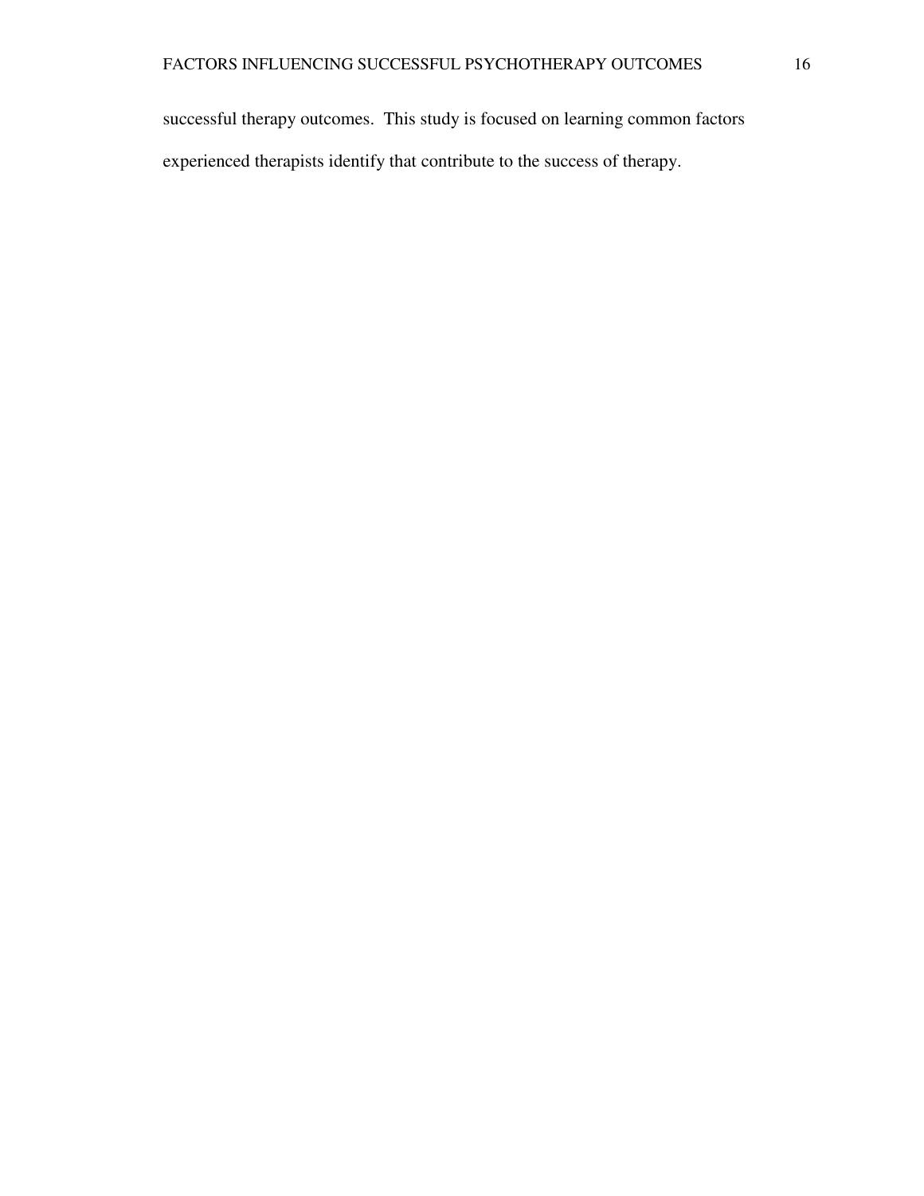successful therapy outcomes. This study is focused on learning common factors experienced therapists identify that contribute to the success of therapy.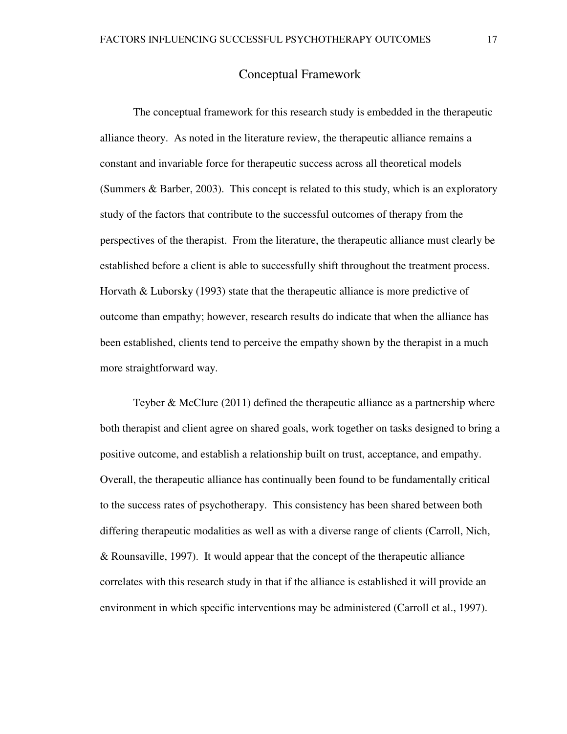## Conceptual Framework

The conceptual framework for this research study is embedded in the therapeutic alliance theory. As noted in the literature review, the therapeutic alliance remains a constant and invariable force for therapeutic success across all theoretical models (Summers & Barber, 2003). This concept is related to this study, which is an exploratory study of the factors that contribute to the successful outcomes of therapy from the perspectives of the therapist. From the literature, the therapeutic alliance must clearly be established before a client is able to successfully shift throughout the treatment process. Horvath & Luborsky (1993) state that the therapeutic alliance is more predictive of outcome than empathy; however, research results do indicate that when the alliance has been established, clients tend to perceive the empathy shown by the therapist in a much more straightforward way.

Teyber & McClure (2011) defined the therapeutic alliance as a partnership where both therapist and client agree on shared goals, work together on tasks designed to bring a positive outcome, and establish a relationship built on trust, acceptance, and empathy. Overall, the therapeutic alliance has continually been found to be fundamentally critical to the success rates of psychotherapy. This consistency has been shared between both differing therapeutic modalities as well as with a diverse range of clients (Carroll, Nich, & Rounsaville, 1997). It would appear that the concept of the therapeutic alliance correlates with this research study in that if the alliance is established it will provide an environment in which specific interventions may be administered (Carroll et al., 1997).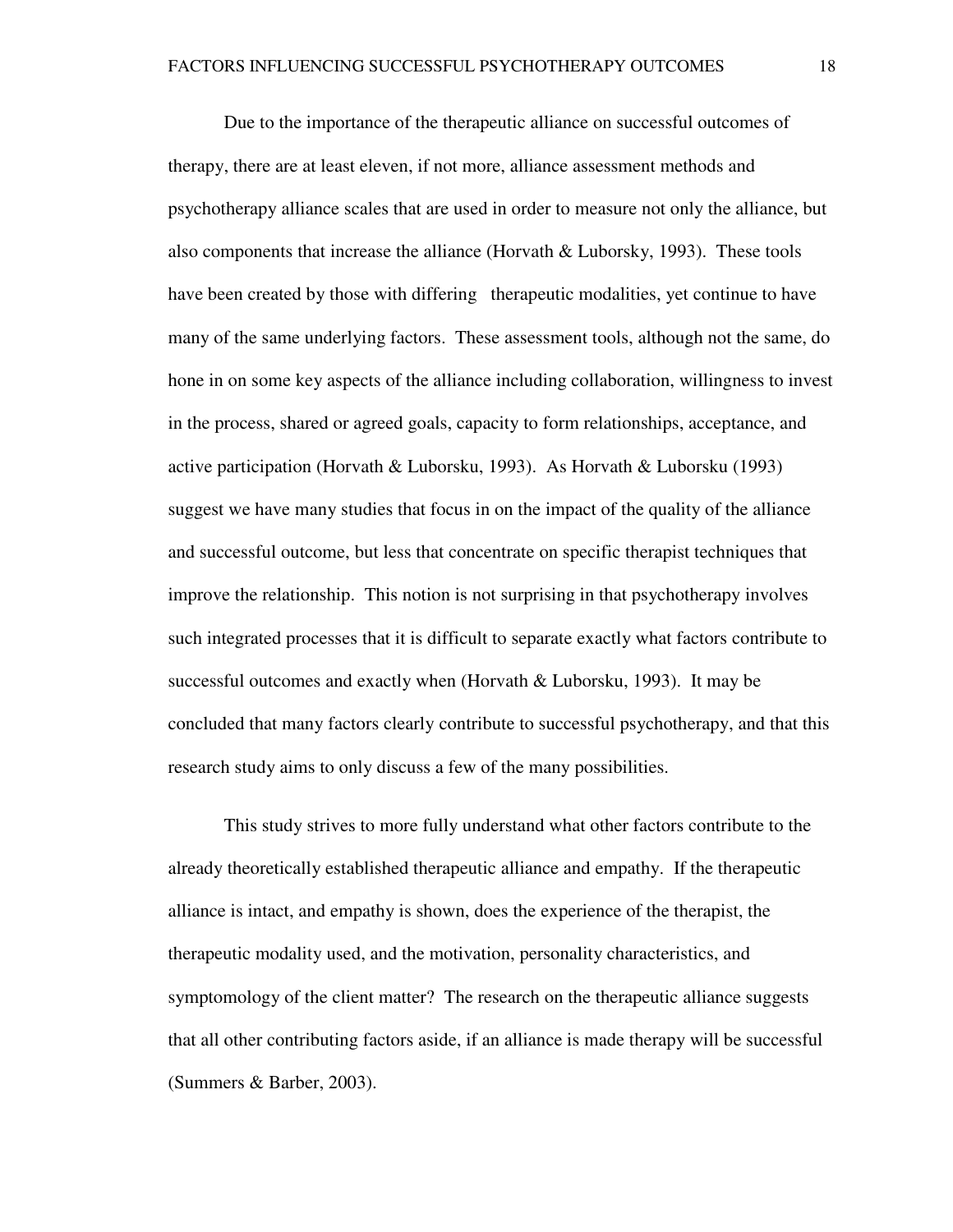Due to the importance of the therapeutic alliance on successful outcomes of therapy, there are at least eleven, if not more, alliance assessment methods and psychotherapy alliance scales that are used in order to measure not only the alliance, but also components that increase the alliance (Horvath & Luborsky, 1993). These tools have been created by those with differing therapeutic modalities, yet continue to have many of the same underlying factors. These assessment tools, although not the same, do hone in on some key aspects of the alliance including collaboration, willingness to invest in the process, shared or agreed goals, capacity to form relationships, acceptance, and active participation (Horvath & Luborsku, 1993). As Horvath & Luborsku (1993) suggest we have many studies that focus in on the impact of the quality of the alliance and successful outcome, but less that concentrate on specific therapist techniques that improve the relationship. This notion is not surprising in that psychotherapy involves such integrated processes that it is difficult to separate exactly what factors contribute to successful outcomes and exactly when (Horvath & Luborsku, 1993). It may be concluded that many factors clearly contribute to successful psychotherapy, and that this research study aims to only discuss a few of the many possibilities.

This study strives to more fully understand what other factors contribute to the already theoretically established therapeutic alliance and empathy. If the therapeutic alliance is intact, and empathy is shown, does the experience of the therapist, the therapeutic modality used, and the motivation, personality characteristics, and symptomology of the client matter? The research on the therapeutic alliance suggests that all other contributing factors aside, if an alliance is made therapy will be successful (Summers & Barber, 2003).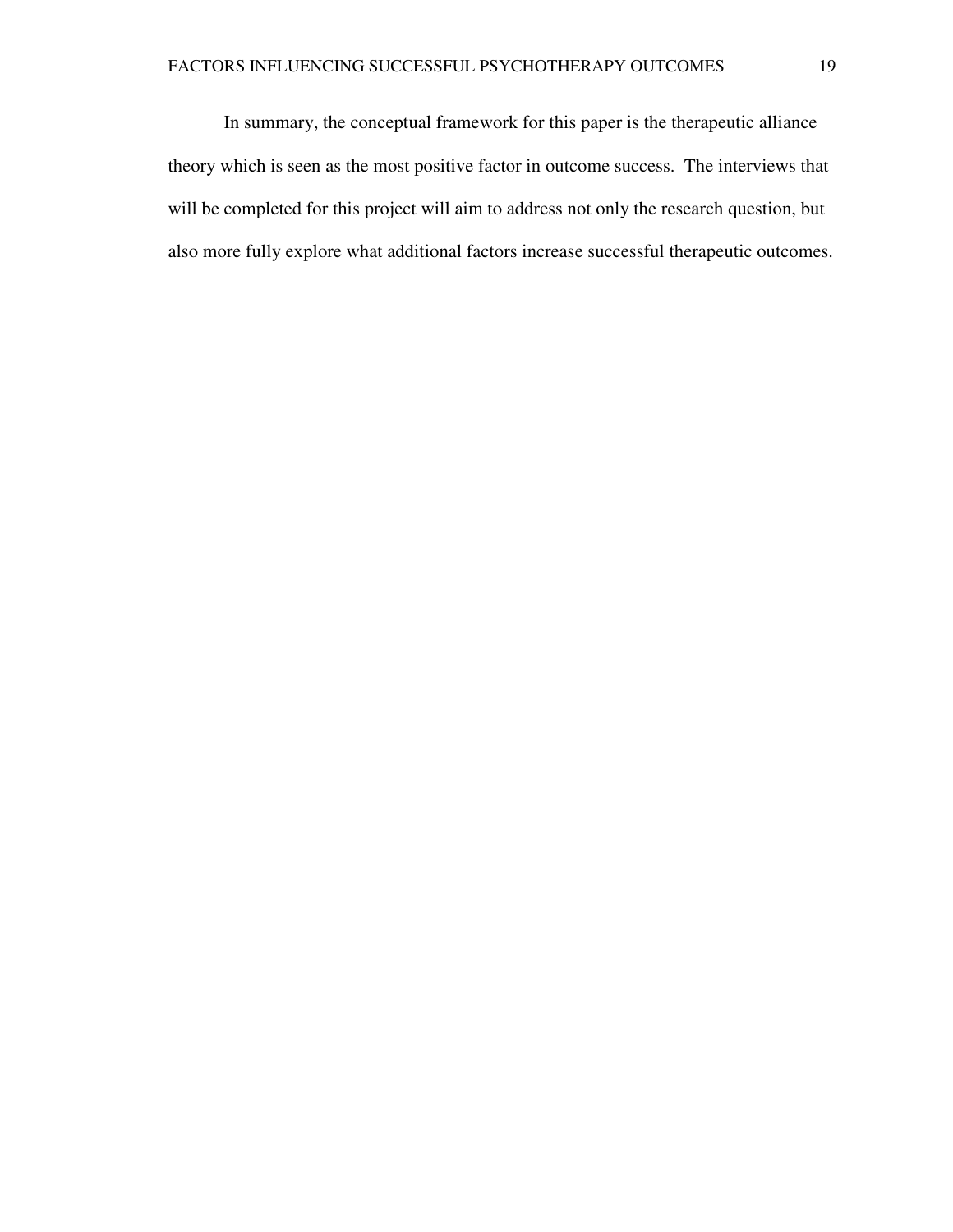In summary, the conceptual framework for this paper is the therapeutic alliance theory which is seen as the most positive factor in outcome success. The interviews that will be completed for this project will aim to address not only the research question, but also more fully explore what additional factors increase successful therapeutic outcomes.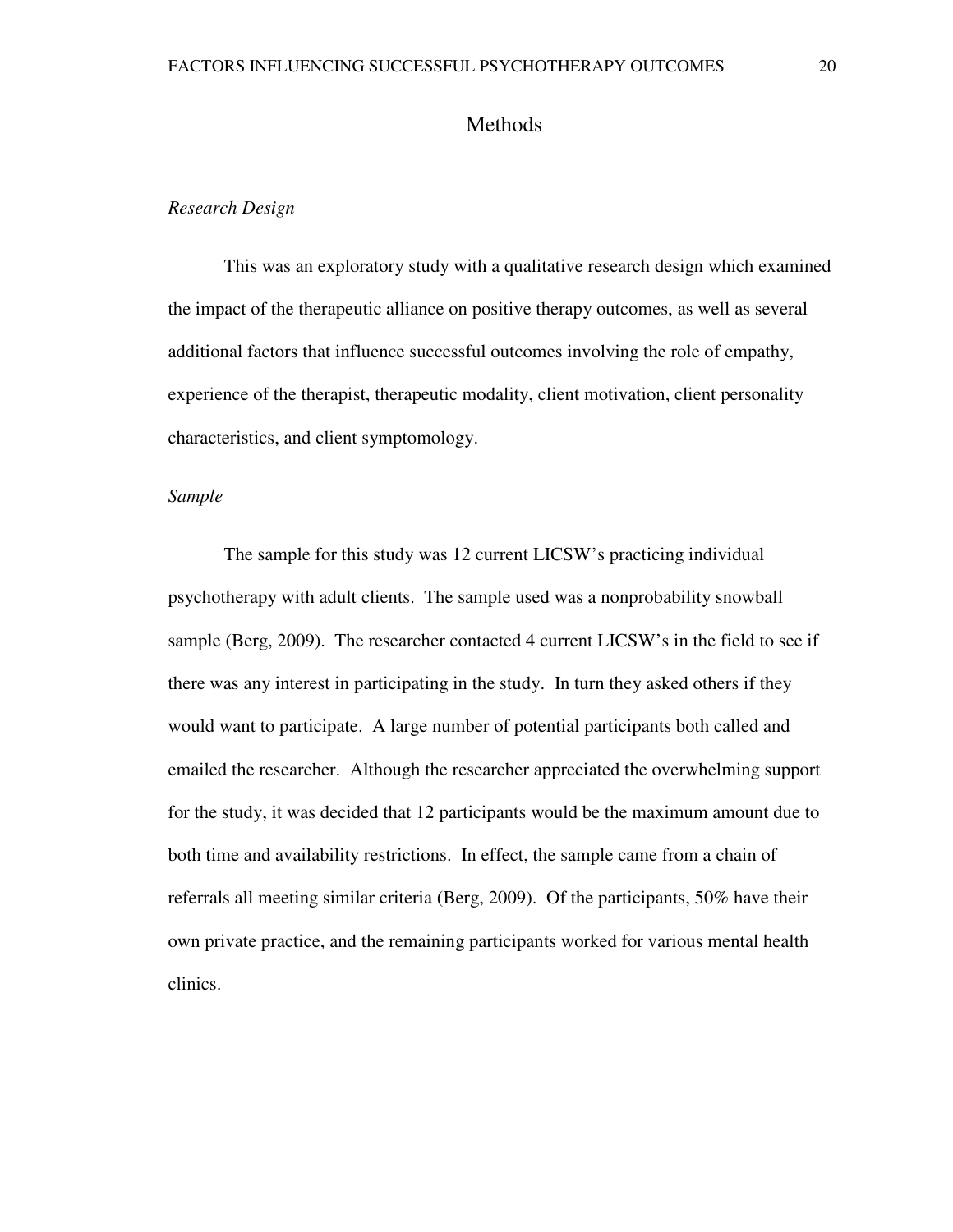# Methods

### *Research Design*

This was an exploratory study with a qualitative research design which examined the impact of the therapeutic alliance on positive therapy outcomes, as well as several additional factors that influence successful outcomes involving the role of empathy, experience of the therapist, therapeutic modality, client motivation, client personality characteristics, and client symptomology.

### *Sample*

The sample for this study was 12 current LICSW's practicing individual psychotherapy with adult clients. The sample used was a nonprobability snowball sample (Berg, 2009). The researcher contacted 4 current LICSW's in the field to see if there was any interest in participating in the study. In turn they asked others if they would want to participate. A large number of potential participants both called and emailed the researcher. Although the researcher appreciated the overwhelming support for the study, it was decided that 12 participants would be the maximum amount due to both time and availability restrictions. In effect, the sample came from a chain of referrals all meeting similar criteria (Berg, 2009). Of the participants, 50% have their own private practice, and the remaining participants worked for various mental health clinics.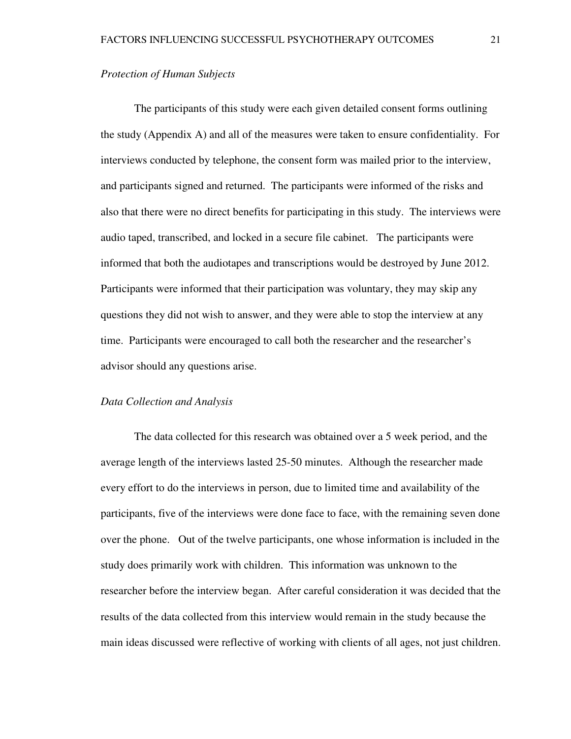*Protection of Human Subjects*

The participants of this study were each given detailed consent forms outlining the study (Appendix A) and all of the measures were taken to ensure confidentiality. For interviews conducted by telephone, the consent form was mailed prior to the interview, and participants signed and returned. The participants were informed of the risks and also that there were no direct benefits for participating in this study. The interviews were audio taped, transcribed, and locked in a secure file cabinet. The participants were informed that both the audiotapes and transcriptions would be destroyed by June 2012. Participants were informed that their participation was voluntary, they may skip any questions they did not wish to answer, and they were able to stop the interview at any time. Participants were encouraged to call both the researcher and the researcher's advisor should any questions arise.

*Data Collection and Analysis*

The data collected for this research was obtained over a 5 week period, and the average length of the interviews lasted 25-50 minutes. Although the researcher made every effort to do the interviews in person, due to limited time and availability of the participants, five of the interviews were done face to face, with the remaining seven done over the phone. Out of the twelve participants, one whose information is included in the study does primarily work with children. This information was unknown to the researcher before the interview began. After careful consideration it was decided that the results of the data collected from this interview would remain in the study because the main ideas discussed were reflective of working with clients of all ages, not just children.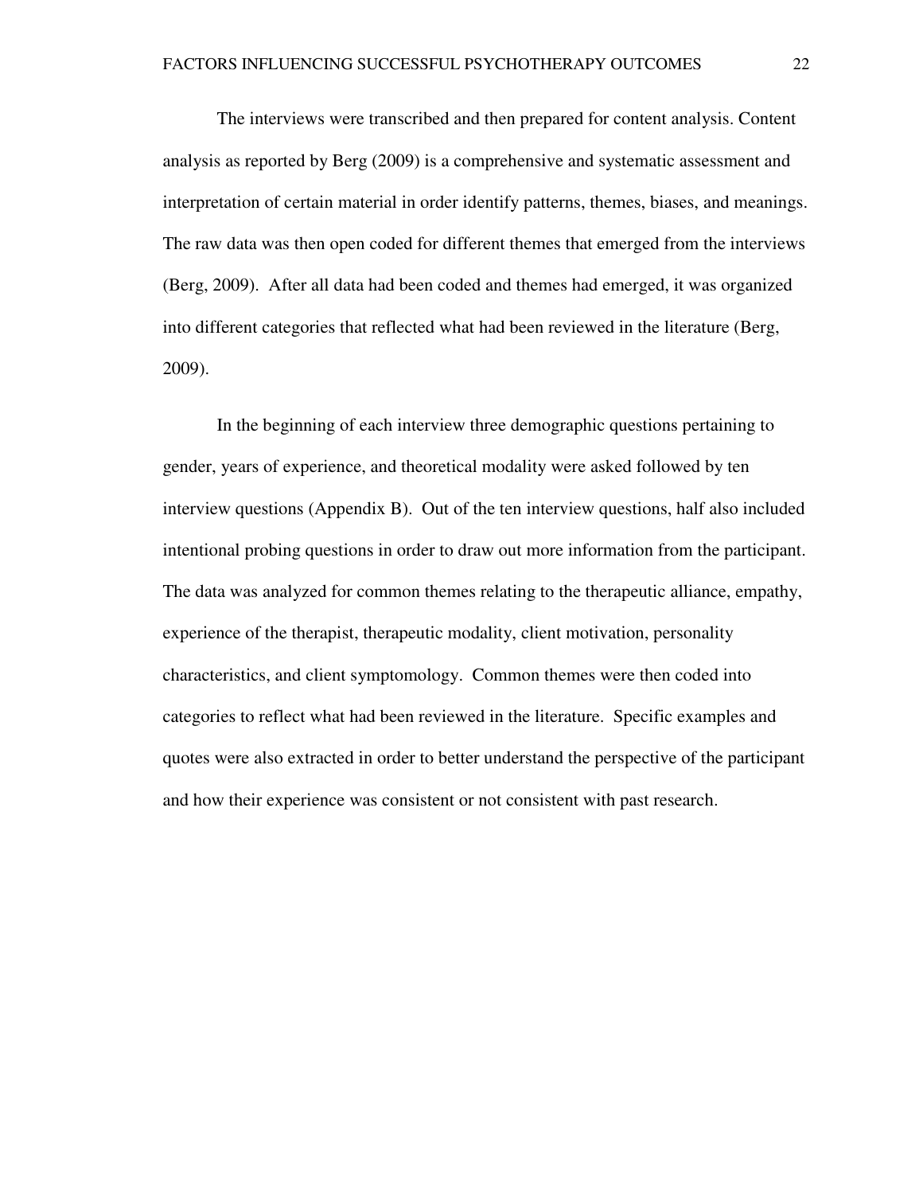The interviews were transcribed and then prepared for content analysis. Content analysis as reported by Berg (2009) is a comprehensive and systematic assessment and interpretation of certain material in order identify patterns, themes, biases, and meanings. The raw data was then open coded for different themes that emerged from the interviews (Berg, 2009). After all data had been coded and themes had emerged, it was organized into different categories that reflected what had been reviewed in the literature (Berg, 2009).

In the beginning of each interview three demographic questions pertaining to gender, years of experience, and theoretical modality were asked followed by ten interview questions (Appendix B). Out of the ten interview questions, half also included intentional probing questions in order to draw out more information from the participant. The data was analyzed for common themes relating to the therapeutic alliance, empathy, experience of the therapist, therapeutic modality, client motivation, personality characteristics, and client symptomology. Common themes were then coded into categories to reflect what had been reviewed in the literature. Specific examples and quotes were also extracted in order to better understand the perspective of the participant and how their experience was consistent or not consistent with past research.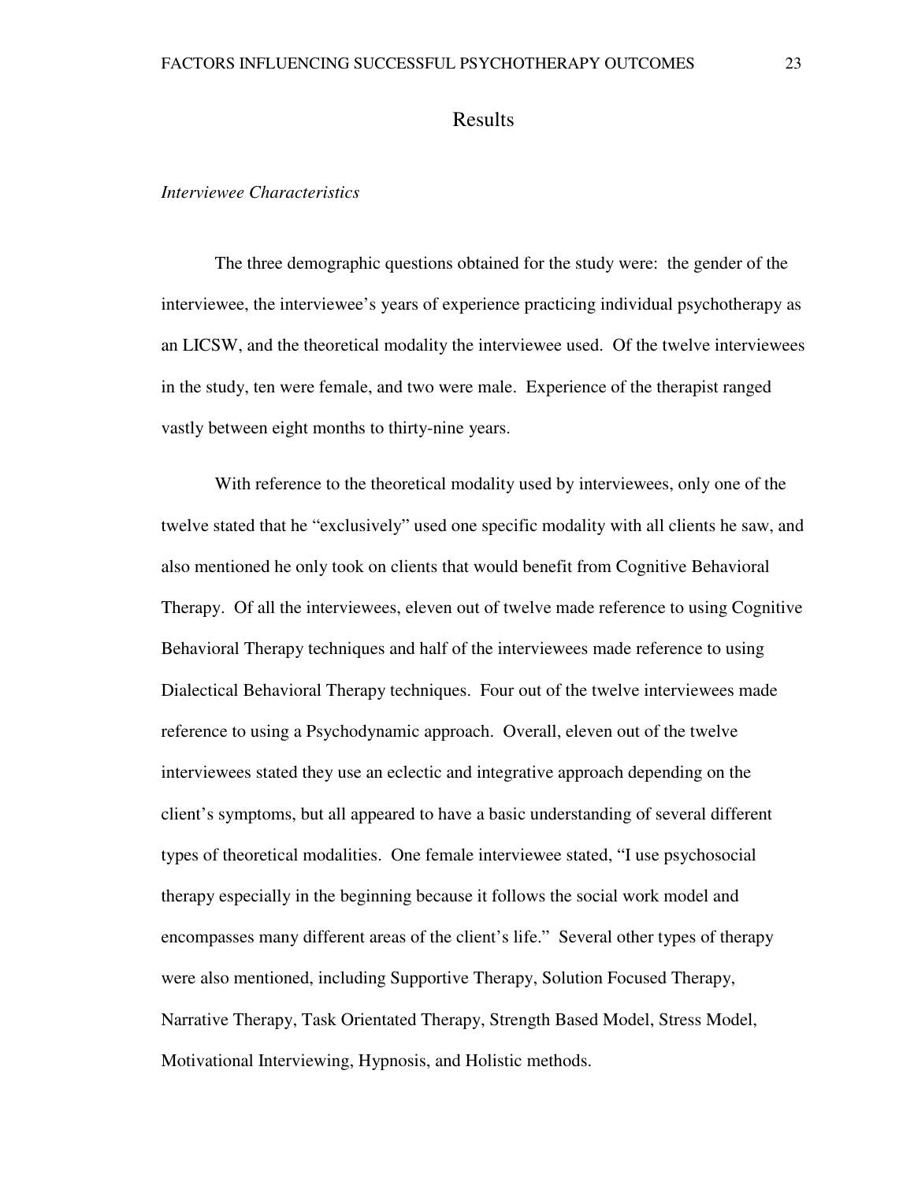# Results

*Interviewee Characteristics*

The three demographic questions obtained for the study were: the gender of the interviewee, the interviewee's years of experience practicing individual psychotherapy as an LICSW, and the theoretical modality the interviewee used. Of the twelve interviewees in the study, ten were female, and two were male. Experience of the therapist ranged vastly between eight months to thirty-nine years.

With reference to the theoretical modality used by interviewees, only one of the twelve stated that he "exclusively" used one specific modality with all clients he saw, and also mentioned he only took on clients that would benefit from Cognitive Behavioral Therapy. Of all the interviewees, eleven out of twelve made reference to using Cognitive Behavioral Therapy techniques and half of the interviewees made reference to using Dialectical Behavioral Therapy techniques. Four out of the twelve interviewees made reference to using a Psychodynamic approach. Overall, eleven out of the twelve interviewees stated they use an eclectic and integrative approach depending on the client's symptoms, but all appeared to have a basic understanding of several different types of theoretical modalities. One female interviewee stated, "I use psychosocial therapy especially in the beginning because it follows the social work model and encompasses many different areas of the client's life." Several other types of therapy were also mentioned, including Supportive Therapy, Solution Focused Therapy, Narrative Therapy, Task Orientated Therapy, Strength Based Model, Stress Model, Motivational Interviewing, Hypnosis, and Holistic methods.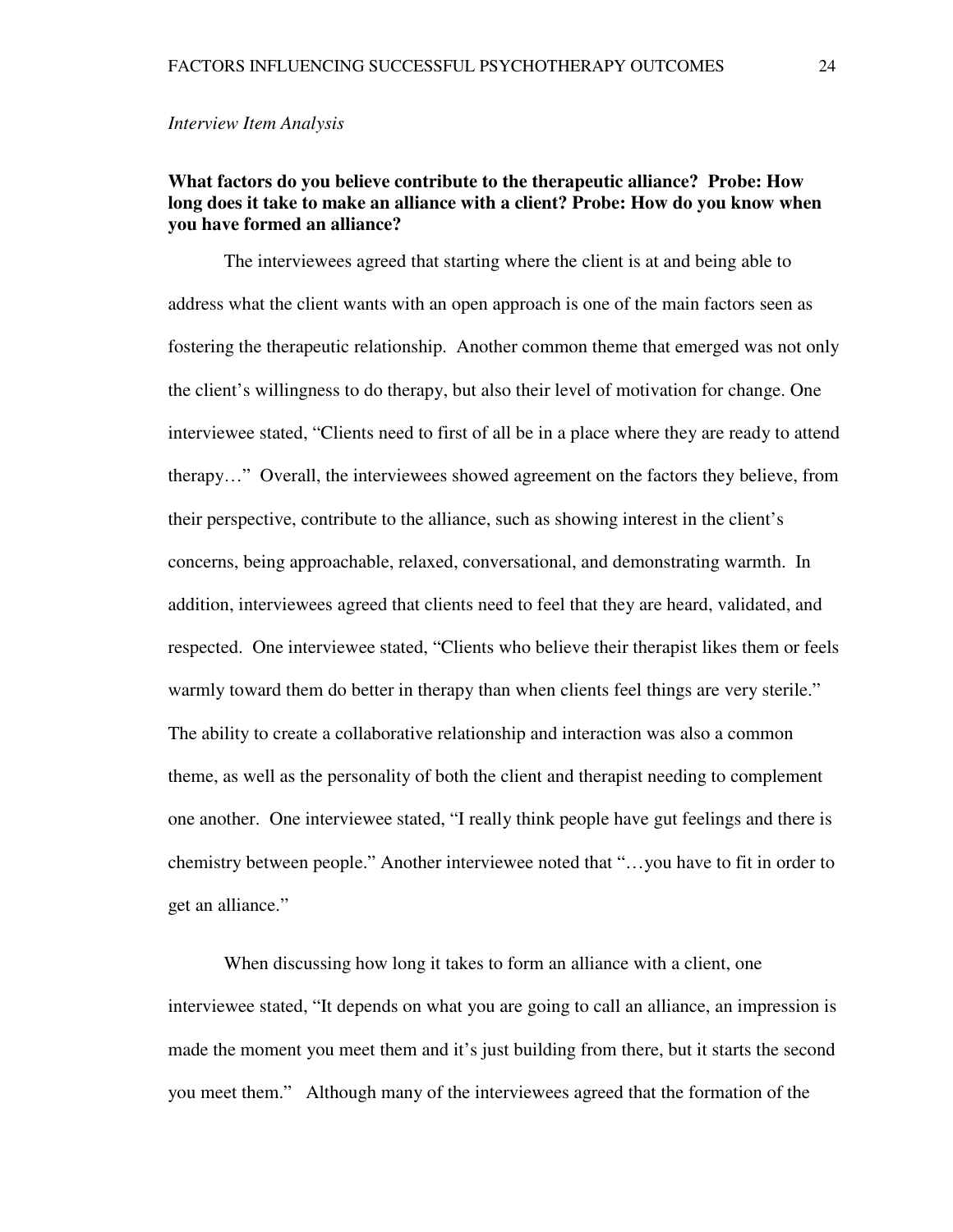*Interview Item Analysis*

**What factors do you believe contribute to the therapeutic alliance? Probe: How long does it take to make an alliance with a client? Probe: How do you know when you have formed an alliance?**

The interviewees agreed that starting where the client is at and being able to address what the client wants with an open approach is one of the main factors seen as fostering the therapeutic relationship. Another common theme that emerged was not only the client's willingness to do therapy, but also their level of motivation for change. One interviewee stated, "Clients need to first of all be in a place where they are ready to attend therapy…" Overall, the interviewees showed agreement on the factors they believe, from their perspective, contribute to the alliance, such as showing interest in the client's concerns, being approachable, relaxed, conversational, and demonstrating warmth. In addition, interviewees agreed that clients need to feel that they are heard, validated, and respected. One interviewee stated, "Clients who believe their therapist likes them or feels warmly toward them do better in therapy than when clients feel things are very sterile." The ability to create a collaborative relationship and interaction was also a common theme, as well as the personality of both the client and therapist needing to complement one another. One interviewee stated, "I really think people have gut feelings and there is chemistry between people." Another interviewee noted that "…you have to fit in order to get an alliance."

When discussing how long it takes to form an alliance with a client, one interviewee stated, "It depends on what you are going to call an alliance, an impression is made the moment you meet them and it's just building from there, but it starts the second you meet them." Although many of the interviewees agreed that the formation of the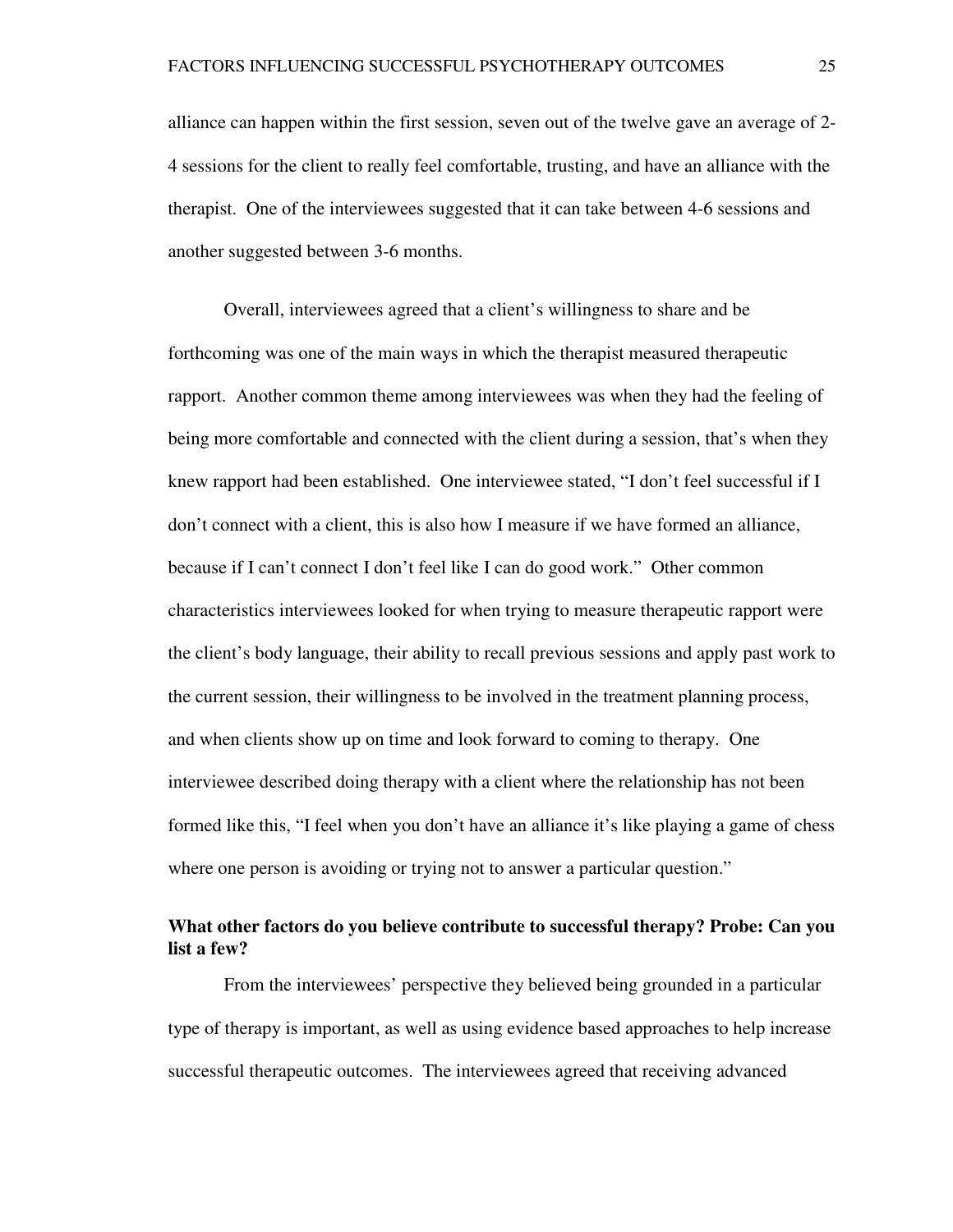alliance can happen within the first session, seven out of the twelve gave an average of 2-4 sessions for the client to really feel comfortable, trusting, and have an alliance with the therapist. One of the interviewees suggested that it can take between 4-6 sessions and another suggested between 3-6 months.

Overall, interviewees agreed that a client's willingness to share and be forthcoming was one of the main ways in which the therapist measured therapeutic rapport. Another common theme among interviewees was when they had the feeling of being more comfortable and connected with the client during a session, that's when they knew rapport had been established. One interviewee stated, "I don't feel successful if I don't connect with a client, this is also how I measure if we have formed an alliance, because if I can't connect I don't feel like I can do good work." Other common characteristics interviewees looked for when trying to measure therapeutic rapport were the client's body language, their ability to recall previous sessions and apply past work to the current session, their willingness to be involved in the treatment planning process, and when clients show up on time and look forward to coming to therapy. One interviewee described doing therapy with a client where the relationship has not been formed like this, "I feel when you don't have an alliance it's like playing a game of chess where one person is avoiding or trying not to answer a particular question."

**What other factors do you believe contribute to successful therapy? Probe: Can you list a few?**

From the interviewees' perspective they believed being grounded in a particular type of therapy is important, as well as using evidence based approaches to help increase successful therapeutic outcomes. The interviewees agreed that receiving advanced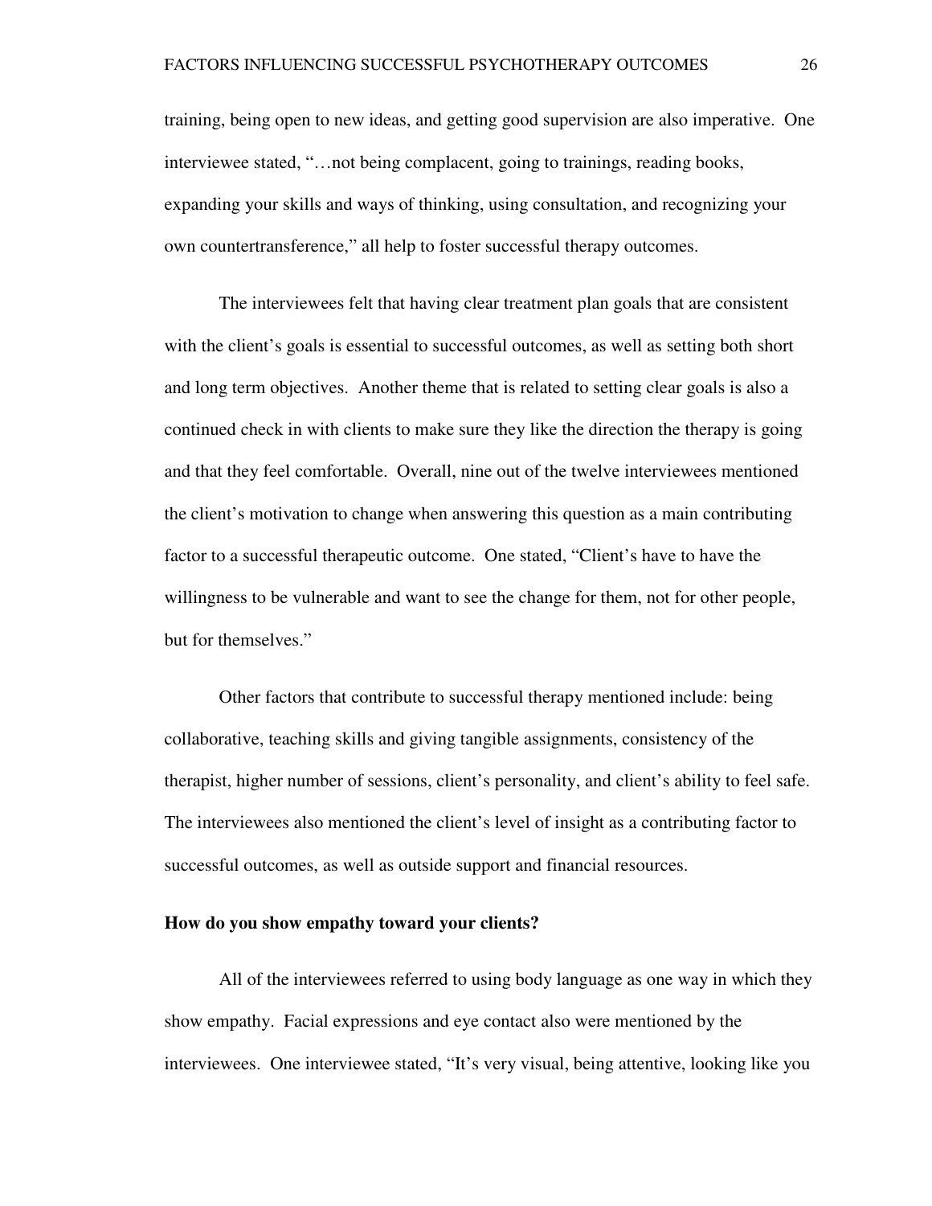training, being open to new ideas, and getting good supervision are also imperative. One interviewee stated, "…not being complacent, going to trainings, reading books, expanding your skills and ways of thinking, using consultation, and recognizing your own countertransference," all help to foster successful therapy outcomes.

The interviewees felt that having clear treatment plan goals that are consistent with the client's goals is essential to successful outcomes, as well as setting both short and long term objectives. Another theme that is related to setting clear goals is also a continued check in with clients to make sure they like the direction the therapy is going and that they feel comfortable. Overall, nine out of the twelve interviewees mentioned the client's motivation to change when answering this question as a main contributing factor to a successful therapeutic outcome. One stated, "Client's have to have the willingness to be vulnerable and want to see the change for them, not for other people, but for themselves."

Other factors that contribute to successful therapy mentioned include: being collaborative, teaching skills and giving tangible assignments, consistency of the therapist, higher number of sessions, client's personality, and client's ability to feel safe. The interviewees also mentioned the client's level of insight as a contributing factor to successful outcomes, as well as outside support and financial resources.

**How do you show empathy toward your clients?**

All of the interviewees referred to using body language as one way in which they show empathy. Facial expressions and eye contact also were mentioned by the interviewees. One interviewee stated, "It's very visual, being attentive, looking like you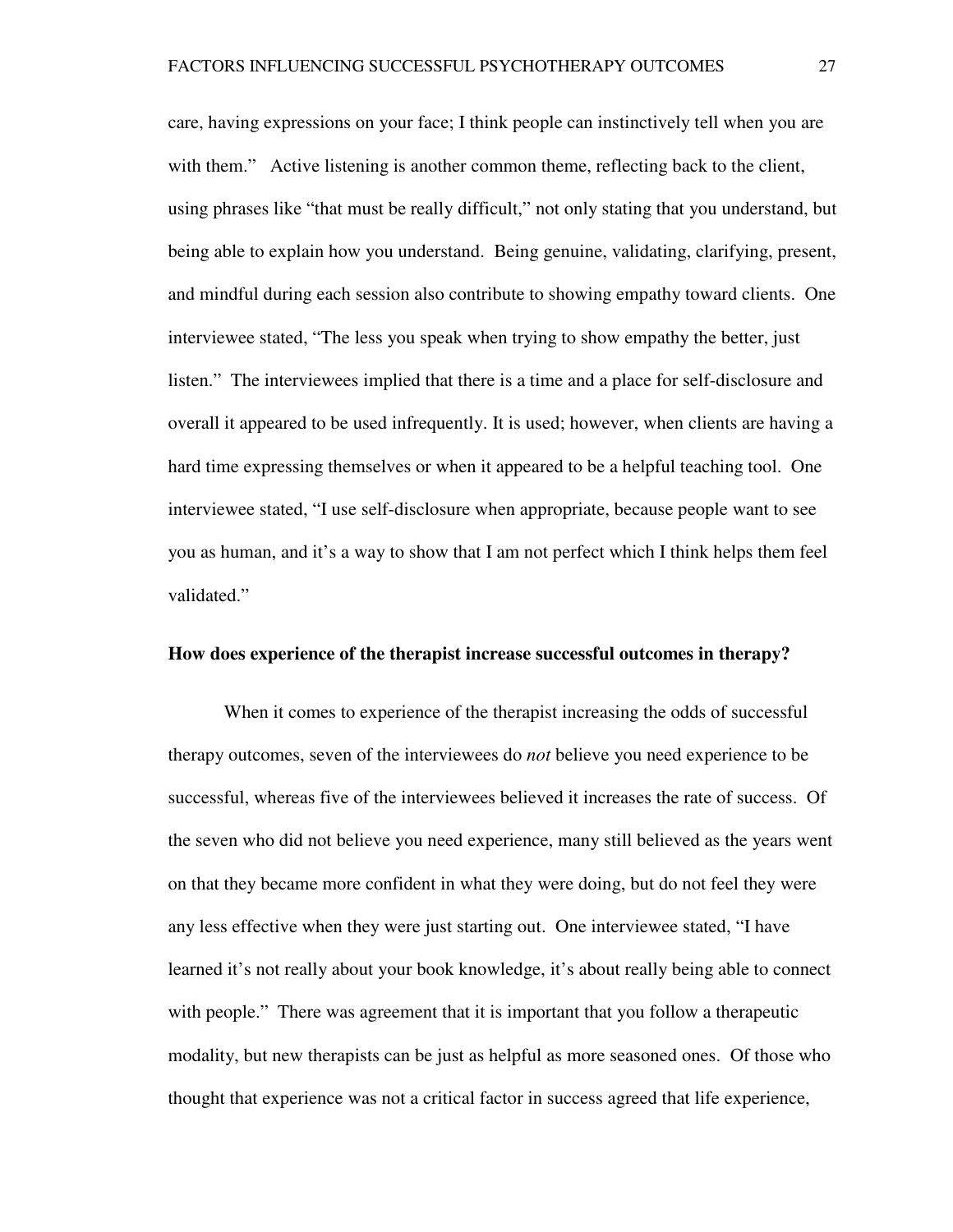care, having expressions on your face; I think people can instinctively tell when you are with them." Active listening is another common theme, reflecting back to the client, using phrases like "that must be really difficult," not only stating that you understand, but being able to explain how you understand. Being genuine, validating, clarifying, present, and mindful during each session also contribute to showing empathy toward clients. One interviewee stated, "The less you speak when trying to show empathy the better, just listen." The interviewees implied that there is a time and a place for self-disclosure and overall it appeared to be used infrequently. It is used; however, when clients are having a hard time expressing themselves or when it appeared to be a helpful teaching tool. One interviewee stated, "I use self-disclosure when appropriate, because people want to see you as human, and it's a way to show that I am not perfect which I think helps them feel validated."

**How does experience of the therapist increase successful outcomes in therapy?**

When it comes to experience of the therapist increasing the odds of successful therapy outcomes, seven of the interviewees do *not* believe you need experience to be successful, whereas five of the interviewees believed it increases the rate of success. Of the seven who did not believe you need experience, many still believed as the years went on that they became more confident in what they were doing, but do not feel they were any less effective when they were just starting out. One interviewee stated, "I have learned it's not really about your book knowledge, it's about really being able to connect with people." There was agreement that it is important that you follow a therapeutic modality, but new therapists can be just as helpful as more seasoned ones. Of those who thought that experience was not a critical factor in success agreed that life experience,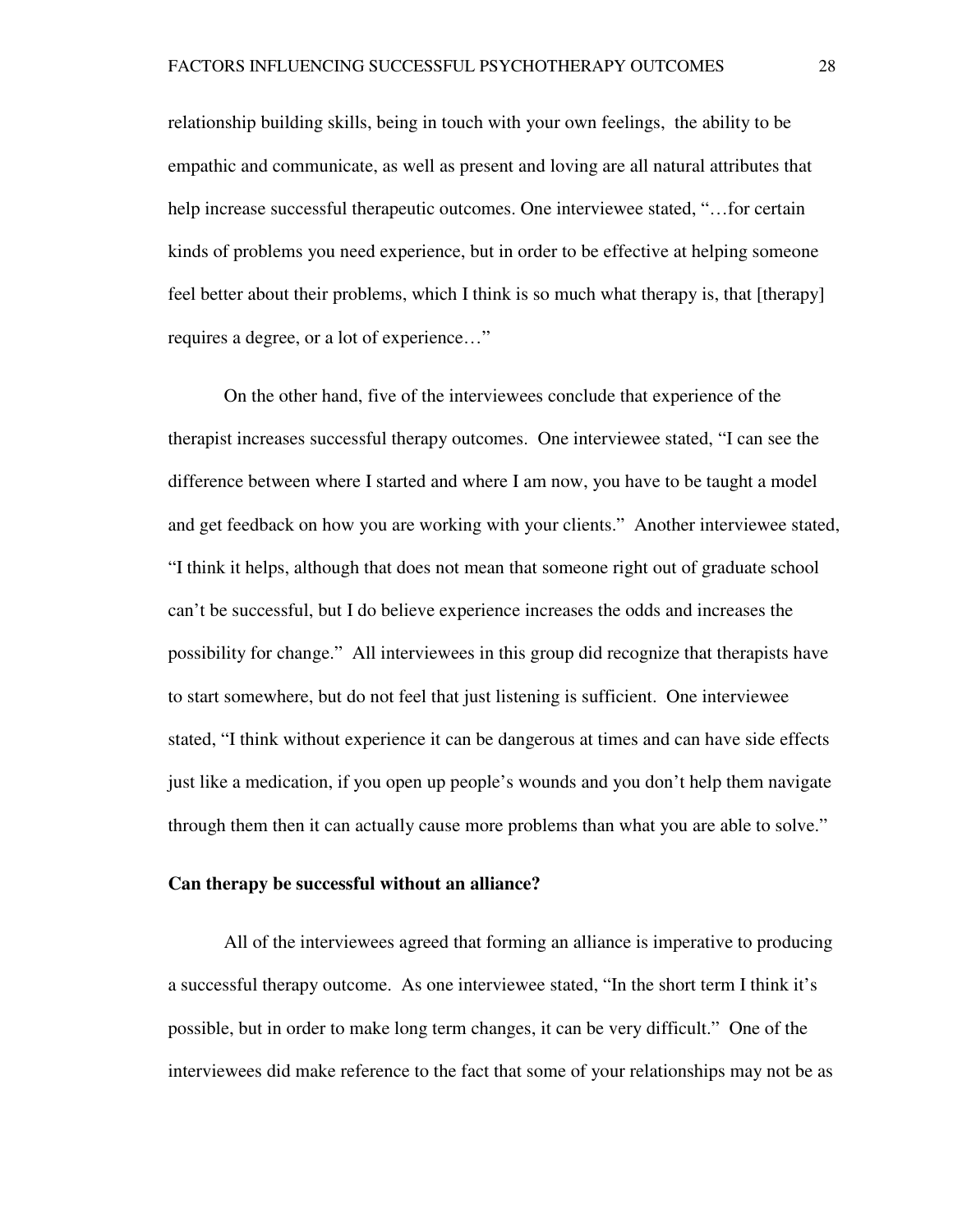relationship building skills, being in touch with your own feelings, the ability to be empathic and communicate, as well as present and loving are all natural attributes that help increase successful therapeutic outcomes. One interviewee stated, "…for certain kinds of problems you need experience, but in order to be effective at helping someone feel better about their problems, which I think is so much what therapy is, that [therapy] requires a degree, or a lot of experience…"

On the other hand, five of the interviewees conclude that experience of the therapist increases successful therapy outcomes. One interviewee stated, "I can see the difference between where I started and where I am now, you have to be taught a model and get feedback on how you are working with your clients." Another interviewee stated, "I think it helps, although that does not mean that someone right out of graduate school can't be successful, but I do believe experience increases the odds and increases the possibility for change." All interviewees in this group did recognize that therapists have to start somewhere, but do not feel that just listening is sufficient. One interviewee stated, "I think without experience it can be dangerous at times and can have side effects just like a medication, if you open up people's wounds and you don't help them navigate through them then it can actually cause more problems than what you are able to solve."

**Can therapy be successful without an alliance?**

All of the interviewees agreed that forming an alliance is imperative to producing a successful therapy outcome. As one interviewee stated, "In the short term I think it's possible, but in order to make long term changes, it can be very difficult." One of the interviewees did make reference to the fact that some of your relationships may not be as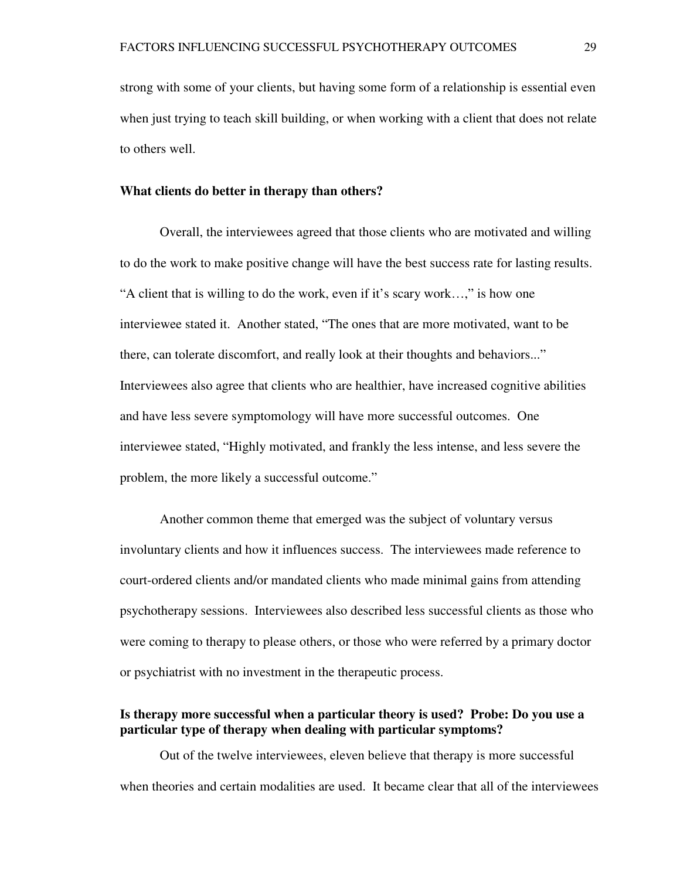strong with some of your clients, but having some form of a relationship is essential even when just trying to teach skill building, or when working with a client that does not relate to others well.

**What clients do better in therapy than others?**

Overall, the interviewees agreed that those clients who are motivated and willing to do the work to make positive change will have the best success rate for lasting results. “A client that is willing to do the work, even if it’s scary work…,” is how one interviewee stated it. Another stated, “The ones that are more motivated, want to be there, can tolerate discomfort, and really look at their thoughts and behaviors...” Interviewees also agree that clients who are healthier, have increased cognitive abilities and have less severe symptomology will have more successful outcomes. One interviewee stated, “Highly motivated, and frankly the less intense, and less severe the problem, the more likely a successful outcome.”

Another common theme that emerged was the subject of voluntary versus involuntary clients and how it influences success. The interviewees made reference to court-ordered clients and/or mandated clients who made minimal gains from attending psychotherapy sessions. Interviewees also described less successful clients as those who were coming to therapy to please others, or those who were referred by a primary doctor or psychiatrist with no investment in the therapeutic process.

**Is therapy more successful when a particular theory is used? Probe: Do you use a particular type of therapy when dealing with particular symptoms?**

Out of the twelve interviewees, eleven believe that therapy is more successful when theories and certain modalities are used. It became clear that all of the interviewees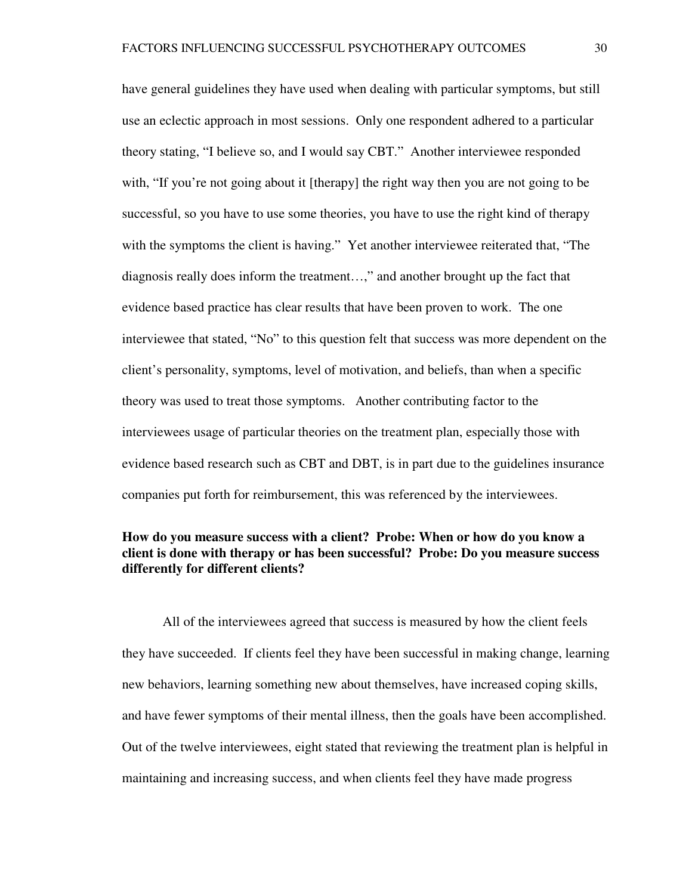have general guidelines they have used when dealing with particular symptoms, but still use an eclectic approach in most sessions. Only one respondent adhered to a particular theory stating, "I believe so, and I would say CBT." Another interviewee responded with, "If you're not going about it [therapy] the right way then you are not going to be successful, so you have to use some theories, you have to use the right kind of therapy with the symptoms the client is having." Yet another interviewee reiterated that, "The diagnosis really does inform the treatment…," and another brought up the fact that evidence based practice has clear results that have been proven to work. The one interviewee that stated, "No" to this question felt that success was more dependent on the client's personality, symptoms, level of motivation, and beliefs, than when a specific theory was used to treat those symptoms. Another contributing factor to the interviewees usage of particular theories on the treatment plan, especially those with evidence based research such as CBT and DBT, is in part due to the guidelines insurance companies put forth for reimbursement, this was referenced by the interviewees.

**How do you measure success with a client? Probe: When or how do you know a client is done with therapy or has been successful? Probe: Do you measure success differently for different clients?**

All of the interviewees agreed that success is measured by how the client feels they have succeeded. If clients feel they have been successful in making change, learning new behaviors, learning something new about themselves, have increased coping skills, and have fewer symptoms of their mental illness, then the goals have been accomplished. Out of the twelve interviewees, eight stated that reviewing the treatment plan is helpful in maintaining and increasing success, and when clients feel they have made progress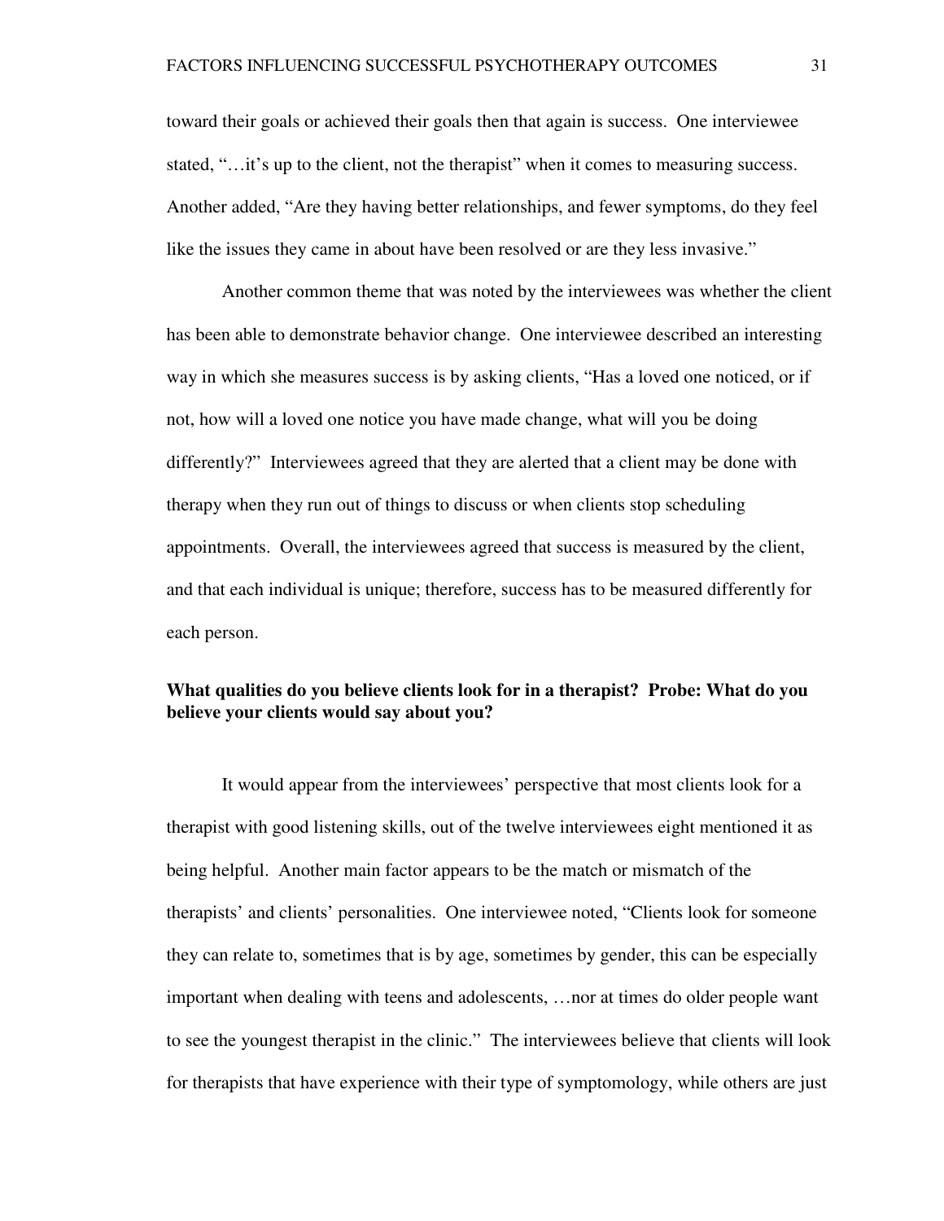toward their goals or achieved their goals then that again is success. One interviewee stated, "…it's up to the client, not the therapist" when it comes to measuring success. Another added, "Are they having better relationships, and fewer symptoms, do they feel like the issues they came in about have been resolved or are they less invasive."

Another common theme that was noted by the interviewees was whether the client has been able to demonstrate behavior change. One interviewee described an interesting way in which she measures success is by asking clients, "Has a loved one noticed, or if not, how will a loved one notice you have made change, what will you be doing differently?" Interviewees agreed that they are alerted that a client may be done with therapy when they run out of things to discuss or when clients stop scheduling appointments. Overall, the interviewees agreed that success is measured by the client, and that each individual is unique; therefore, success has to be measured differently for each person.

**What qualities do you believe clients look for in a therapist? Probe: What do you believe your clients would say about you?**

It would appear from the interviewees' perspective that most clients look for a therapist with good listening skills, out of the twelve interviewees eight mentioned it as being helpful. Another main factor appears to be the match or mismatch of the therapists' and clients' personalities. One interviewee noted, "Clients look for someone they can relate to, sometimes that is by age, sometimes by gender, this can be especially important when dealing with teens and adolescents, …nor at times do older people want to see the youngest therapist in the clinic." The interviewees believe that clients will look for therapists that have experience with their type of symptomology, while others are just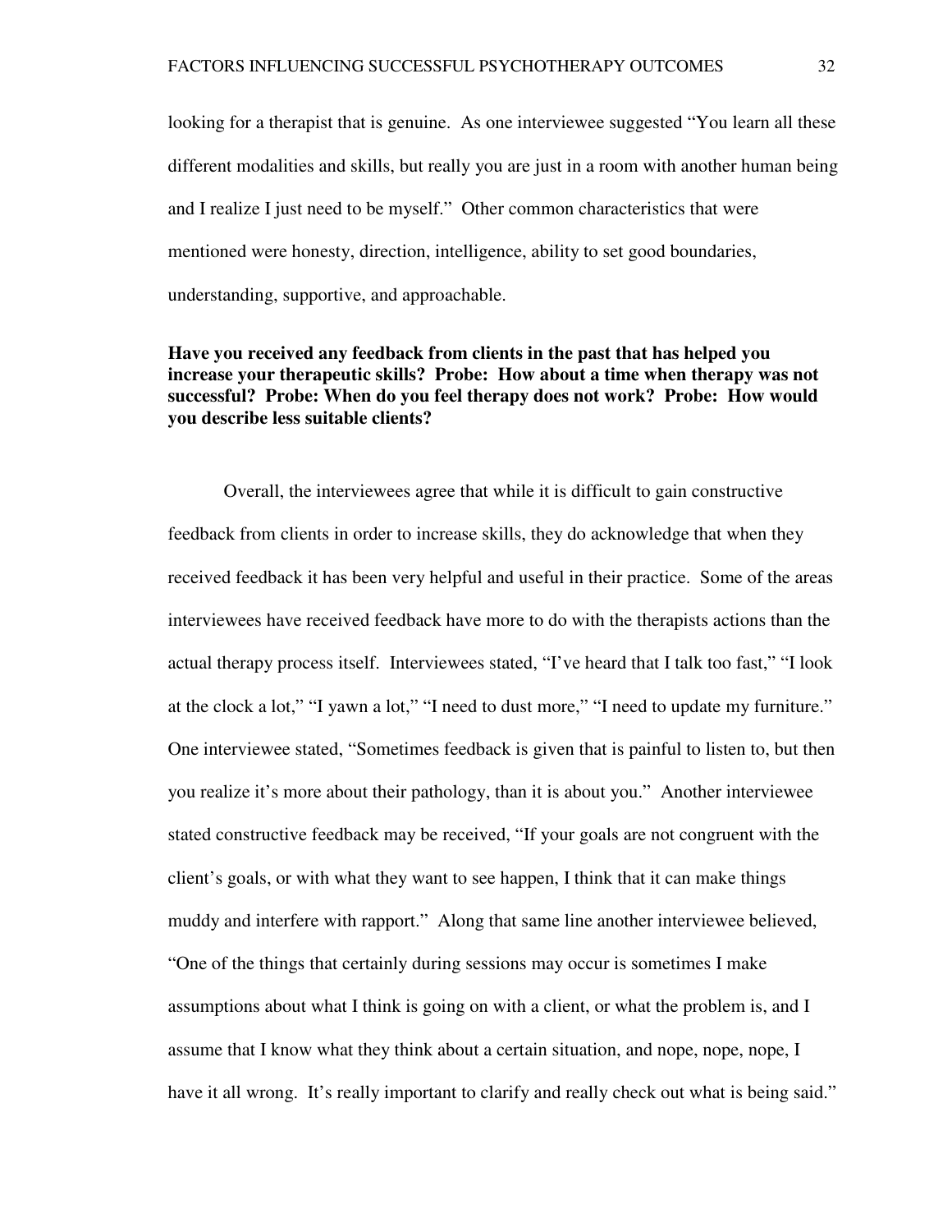looking for a therapist that is genuine. As one interviewee suggested "You learn all these different modalities and skills, but really you are just in a room with another human being and I realize I just need to be myself." Other common characteristics that were mentioned were honesty, direction, intelligence, ability to set good boundaries, understanding, supportive, and approachable.

**Have you received any feedback from clients in the past that has helped you increase your therapeutic skills? Probe: How about a time when therapy was not successful? Probe: When do you feel therapy does not work? Probe: How would you describe less suitable clients?**

Overall, the interviewees agree that while it is difficult to gain constructive feedback from clients in order to increase skills, they do acknowledge that when they received feedback it has been very helpful and useful in their practice. Some of the areas interviewees have received feedback have more to do with the therapists actions than the actual therapy process itself. Interviewees stated, "I've heard that I talk too fast," "I look at the clock a lot," "I yawn a lot," "I need to dust more," "I need to update my furniture." One interviewee stated, "Sometimes feedback is given that is painful to listen to, but then you realize it's more about their pathology, than it is about you." Another interviewee stated constructive feedback may be received, "If your goals are not congruent with the client's goals, or with what they want to see happen, I think that it can make things muddy and interfere with rapport." Along that same line another interviewee believed, "One of the things that certainly during sessions may occur is sometimes I make assumptions about what I think is going on with a client, or what the problem is, and I assume that I know what they think about a certain situation, and nope, nope, nope, I have it all wrong. It's really important to clarify and really check out what is being said."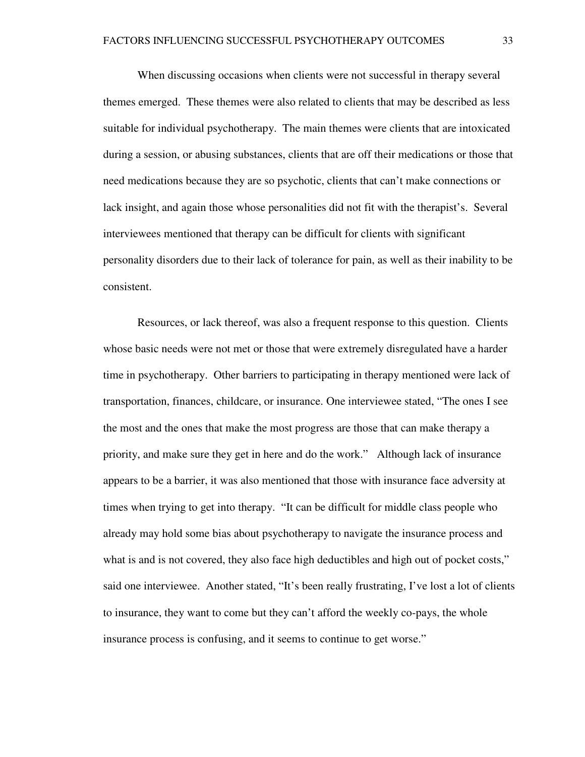When discussing occasions when clients were not successful in therapy several themes emerged. These themes were also related to clients that may be described as less suitable for individual psychotherapy. The main themes were clients that are intoxicated during a session, or abusing substances, clients that are off their medications or those that need medications because they are so psychotic, clients that can't make connections or lack insight, and again those whose personalities did not fit with the therapist's. Several interviewees mentioned that therapy can be difficult for clients with significant personality disorders due to their lack of tolerance for pain, as well as their inability to be consistent.

Resources, or lack thereof, was also a frequent response to this question. Clients whose basic needs were not met or those that were extremely disregulated have a harder time in psychotherapy. Other barriers to participating in therapy mentioned were lack of transportation, finances, childcare, or insurance. One interviewee stated, "The ones I see the most and the ones that make the most progress are those that can make therapy a priority, and make sure they get in here and do the work." Although lack of insurance appears to be a barrier, it was also mentioned that those with insurance face adversity at times when trying to get into therapy. "It can be difficult for middle class people who already may hold some bias about psychotherapy to navigate the insurance process and what is and is not covered, they also face high deductibles and high out of pocket costs," said one interviewee. Another stated, "It's been really frustrating, I've lost a lot of clients to insurance, they want to come but they can't afford the weekly co-pays, the whole insurance process is confusing, and it seems to continue to get worse."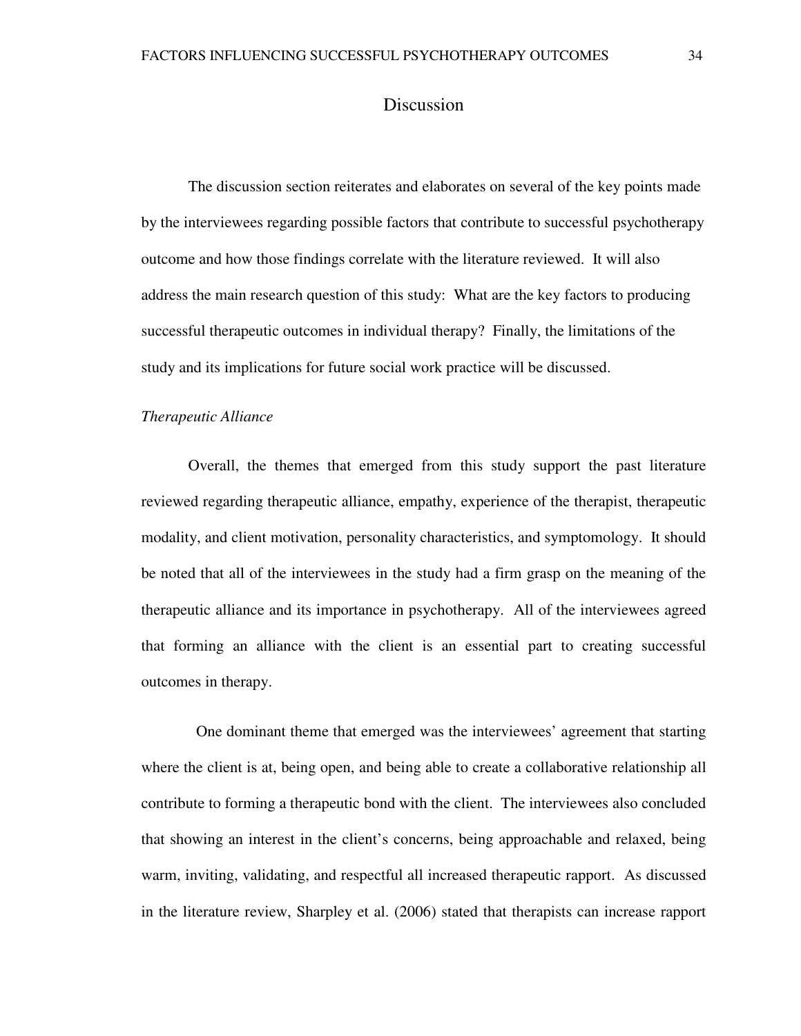# Discussion

The discussion section reiterates and elaborates on several of the key points made by the interviewees regarding possible factors that contribute to successful psychotherapy outcome and how those findings correlate with the literature reviewed. It will also address the main research question of this study: What are the key factors to producing successful therapeutic outcomes in individual therapy? Finally, the limitations of the study and its implications for future social work practice will be discussed.

*Therapeutic Alliance*

Overall, the themes that emerged from this study support the past literature reviewed regarding therapeutic alliance, empathy, experience of the therapist, therapeutic modality, and client motivation, personality characteristics, and symptomology. It should be noted that all of the interviewees in the study had a firm grasp on the meaning of the therapeutic alliance and its importance in psychotherapy. All of the interviewees agreed that forming an alliance with the client is an essential part to creating successful outcomes in therapy.

One dominant theme that emerged was the interviewees' agreement that starting where the client is at, being open, and being able to create a collaborative relationship all contribute to forming a therapeutic bond with the client. The interviewees also concluded that showing an interest in the client's concerns, being approachable and relaxed, being warm, inviting, validating, and respectful all increased therapeutic rapport. As discussed in the literature review, Sharpley et al. (2006) stated that therapists can increase rapport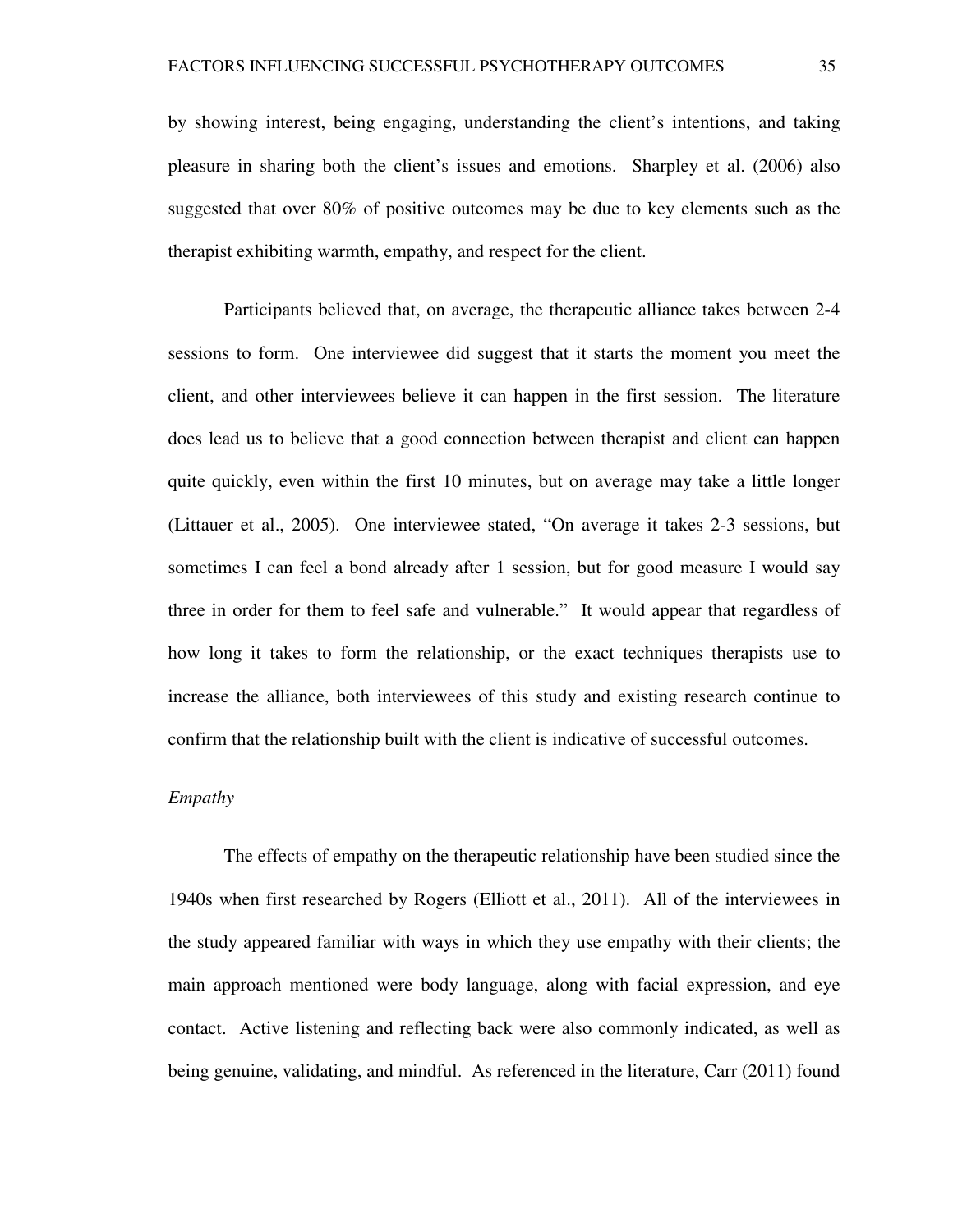by showing interest, being engaging, understanding the client's intentions, and taking pleasure in sharing both the client's issues and emotions. Sharpley et al. (2006) also suggested that over 80% of positive outcomes may be due to key elements such as the therapist exhibiting warmth, empathy, and respect for the client.

Participants believed that, on average, the therapeutic alliance takes between 2-4 sessions to form. One interviewee did suggest that it starts the moment you meet the client, and other interviewees believe it can happen in the first session. The literature does lead us to believe that a good connection between therapist and client can happen quite quickly, even within the first 10 minutes, but on average may take a little longer (Littauer et al., 2005). One interviewee stated, "On average it takes 2-3 sessions, but sometimes I can feel a bond already after 1 session, but for good measure I would say three in order for them to feel safe and vulnerable." It would appear that regardless of how long it takes to form the relationship, or the exact techniques therapists use to increase the alliance, both interviewees of this study and existing research continue to confirm that the relationship built with the client is indicative of successful outcomes.

### *Empathy*

The effects of empathy on the therapeutic relationship have been studied since the 1940s when first researched by Rogers (Elliott et al., 2011). All of the interviewees in the study appeared familiar with ways in which they use empathy with their clients; the main approach mentioned were body language, along with facial expression, and eye contact. Active listening and reflecting back were also commonly indicated, as well as being genuine, validating, and mindful. As referenced in the literature, Carr (2011) found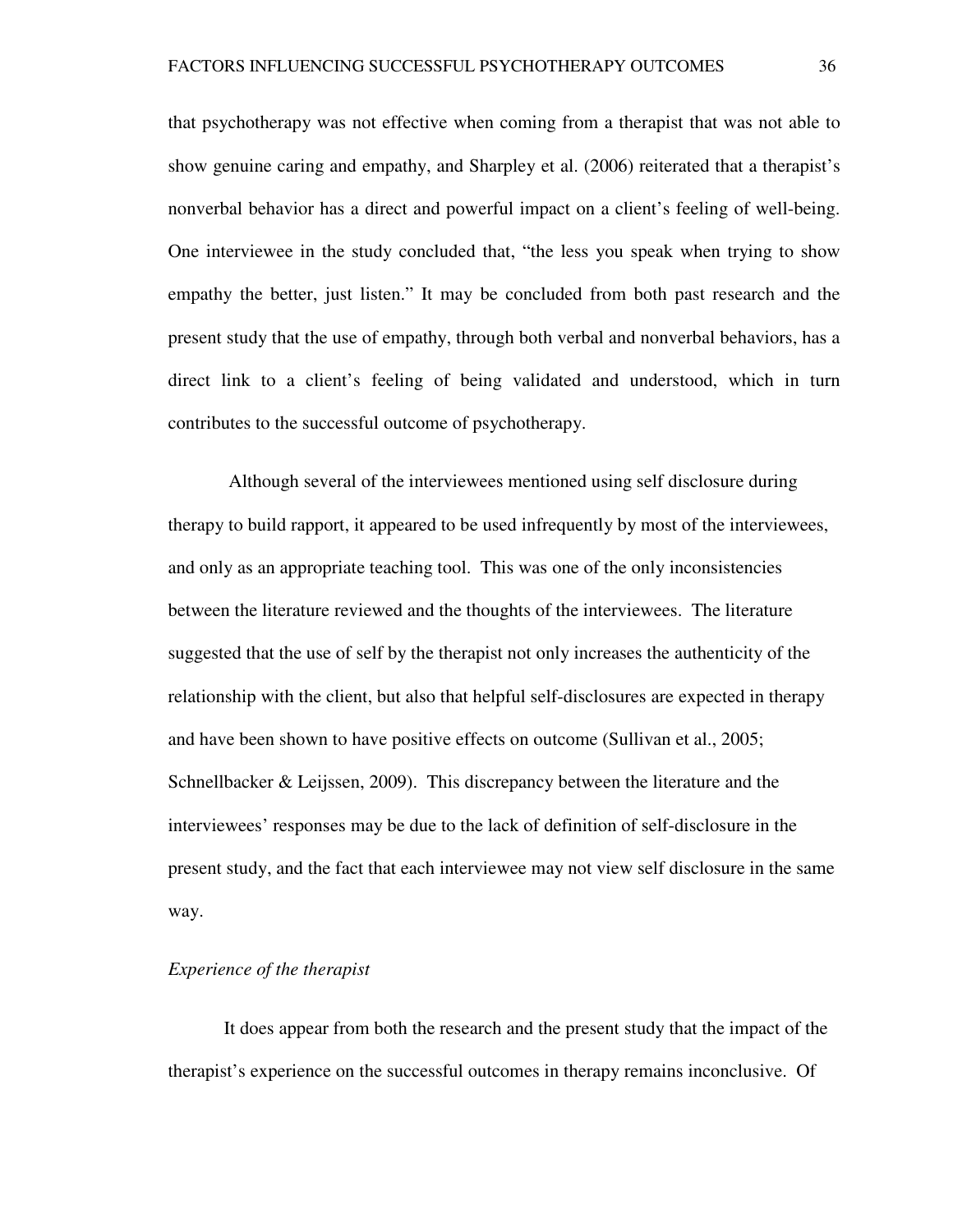that psychotherapy was not effective when coming from a therapist that was not able to show genuine caring and empathy, and Sharpley et al. (2006) reiterated that a therapist's nonverbal behavior has a direct and powerful impact on a client's feeling of well-being. One interviewee in the study concluded that, "the less you speak when trying to show empathy the better, just listen." It may be concluded from both past research and the present study that the use of empathy, through both verbal and nonverbal behaviors, has a direct link to a client's feeling of being validated and understood, which in turn contributes to the successful outcome of psychotherapy.

Although several of the interviewees mentioned using self disclosure during therapy to build rapport, it appeared to be used infrequently by most of the interviewees, and only as an appropriate teaching tool. This was one of the only inconsistencies between the literature reviewed and the thoughts of the interviewees. The literature suggested that the use of self by the therapist not only increases the authenticity of the relationship with the client, but also that helpful self-disclosures are expected in therapy and have been shown to have positive effects on outcome (Sullivan et al., 2005; Schnellbacker & Leijssen, 2009). This discrepancy between the literature and the interviewees' responses may be due to the lack of definition of self-disclosure in the present study, and the fact that each interviewee may not view self disclosure in the same way.

*Experience of the therapist*

It does appear from both the research and the present study that the impact of the therapist's experience on the successful outcomes in therapy remains inconclusive. Of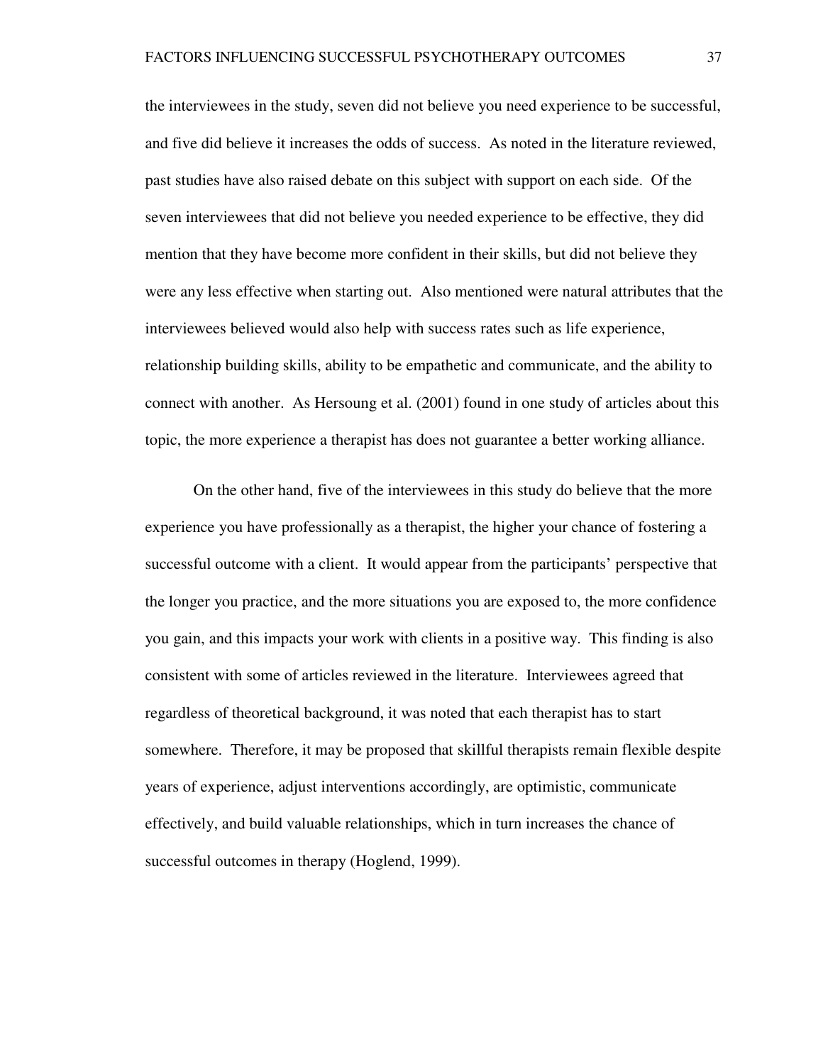the interviewees in the study, seven did not believe you need experience to be successful, and five did believe it increases the odds of success. As noted in the literature reviewed, past studies have also raised debate on this subject with support on each side. Of the seven interviewees that did not believe you needed experience to be effective, they did mention that they have become more confident in their skills, but did not believe they were any less effective when starting out. Also mentioned were natural attributes that the interviewees believed would also help with success rates such as life experience, relationship building skills, ability to be empathetic and communicate, and the ability to connect with another. As Hersoung et al. (2001) found in one study of articles about this topic, the more experience a therapist has does not guarantee a better working alliance.

On the other hand, five of the interviewees in this study do believe that the more experience you have professionally as a therapist, the higher your chance of fostering a successful outcome with a client. It would appear from the participants' perspective that the longer you practice, and the more situations you are exposed to, the more confidence you gain, and this impacts your work with clients in a positive way. This finding is also consistent with some of articles reviewed in the literature. Interviewees agreed that regardless of theoretical background, it was noted that each therapist has to start somewhere. Therefore, it may be proposed that skillful therapists remain flexible despite years of experience, adjust interventions accordingly, are optimistic, communicate effectively, and build valuable relationships, which in turn increases the chance of successful outcomes in therapy (Hoglend, 1999).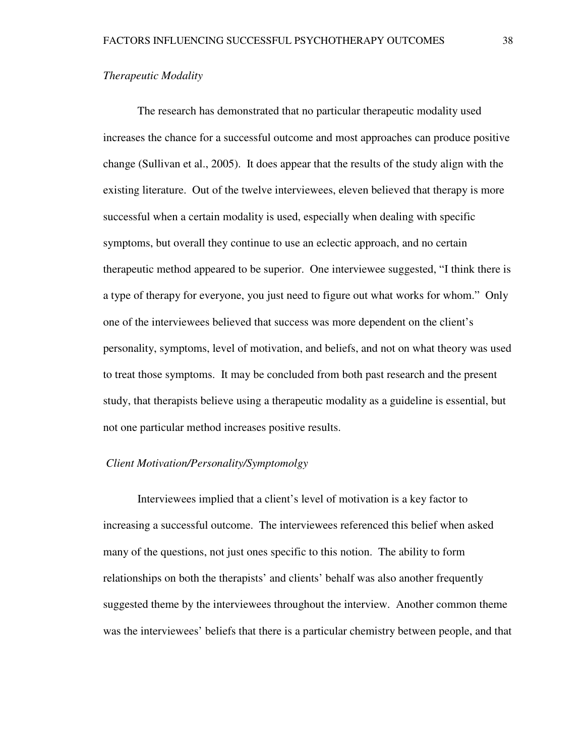*Therapeutic Modality*

The research has demonstrated that no particular therapeutic modality used increases the chance for a successful outcome and most approaches can produce positive change (Sullivan et al., 2005). It does appear that the results of the study align with the existing literature. Out of the twelve interviewees, eleven believed that therapy is more successful when a certain modality is used, especially when dealing with specific symptoms, but overall they continue to use an eclectic approach, and no certain therapeutic method appeared to be superior. One interviewee suggested, "I think there is a type of therapy for everyone, you just need to figure out what works for whom." Only one of the interviewees believed that success was more dependent on the client's personality, symptoms, level of motivation, and beliefs, and not on what theory was used to treat those symptoms. It may be concluded from both past research and the present study, that therapists believe using a therapeutic modality as a guideline is essential, but not one particular method increases positive results.

*Client Motivation/Personality/Symptomolgy*

Interviewees implied that a client's level of motivation is a key factor to increasing a successful outcome. The interviewees referenced this belief when asked many of the questions, not just ones specific to this notion. The ability to form relationships on both the therapists' and clients' behalf was also another frequently suggested theme by the interviewees throughout the interview. Another common theme was the interviewees' beliefs that there is a particular chemistry between people, and that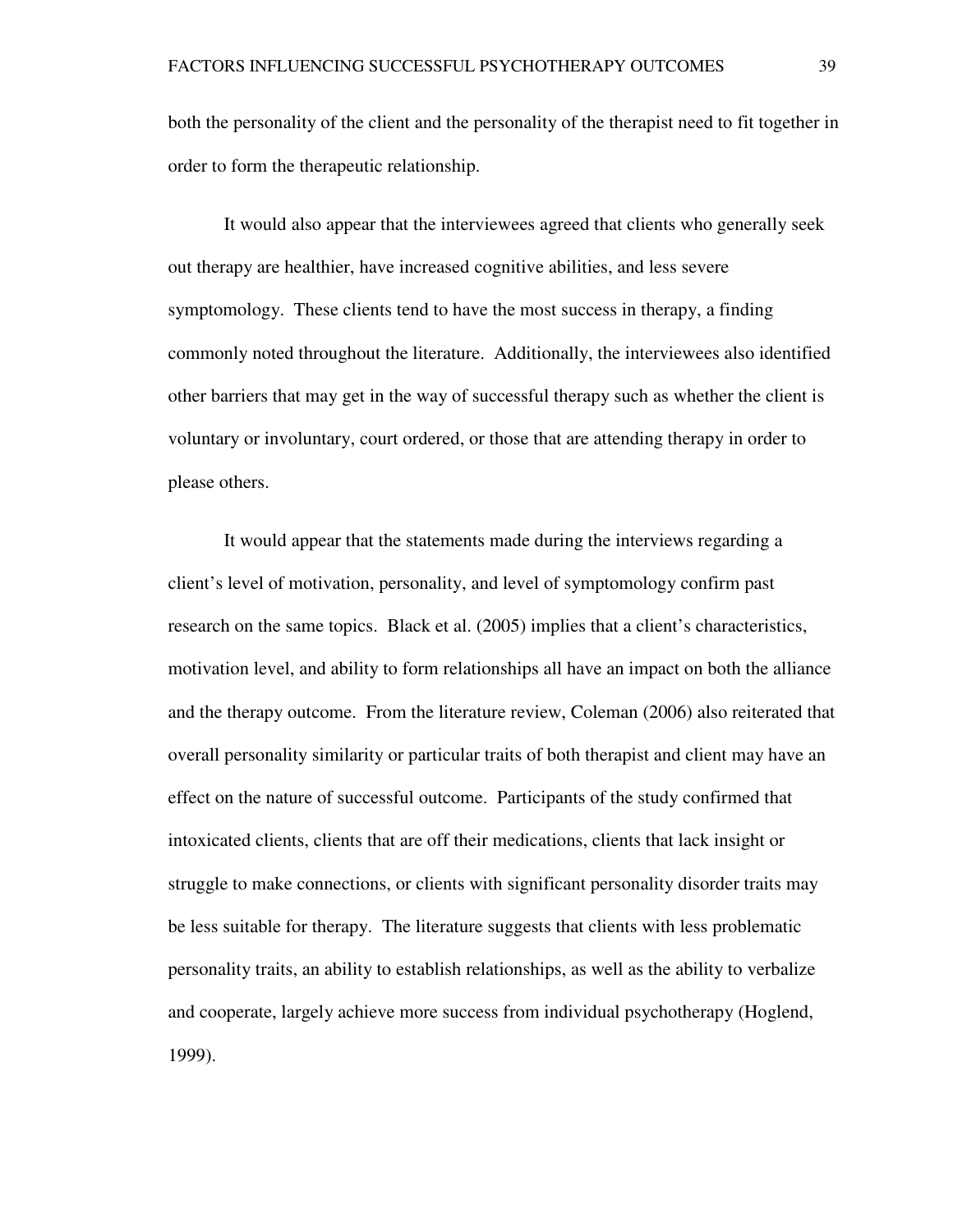both the personality of the client and the personality of the therapist need to fit together in order to form the therapeutic relationship.

It would also appear that the interviewees agreed that clients who generally seek out therapy are healthier, have increased cognitive abilities, and less severe symptomology. These clients tend to have the most success in therapy, a finding commonly noted throughout the literature. Additionally, the interviewees also identified other barriers that may get in the way of successful therapy such as whether the client is voluntary or involuntary, court ordered, or those that are attending therapy in order to please others.

It would appear that the statements made during the interviews regarding a client's level of motivation, personality, and level of symptomology confirm past research on the same topics. Black et al. (2005) implies that a client's characteristics, motivation level, and ability to form relationships all have an impact on both the alliance and the therapy outcome. From the literature review, Coleman (2006) also reiterated that overall personality similarity or particular traits of both therapist and client may have an effect on the nature of successful outcome. Participants of the study confirmed that intoxicated clients, clients that are off their medications, clients that lack insight or struggle to make connections, or clients with significant personality disorder traits may be less suitable for therapy. The literature suggests that clients with less problematic personality traits, an ability to establish relationships, as well as the ability to verbalize and cooperate, largely achieve more success from individual psychotherapy (Hoglend, 1999).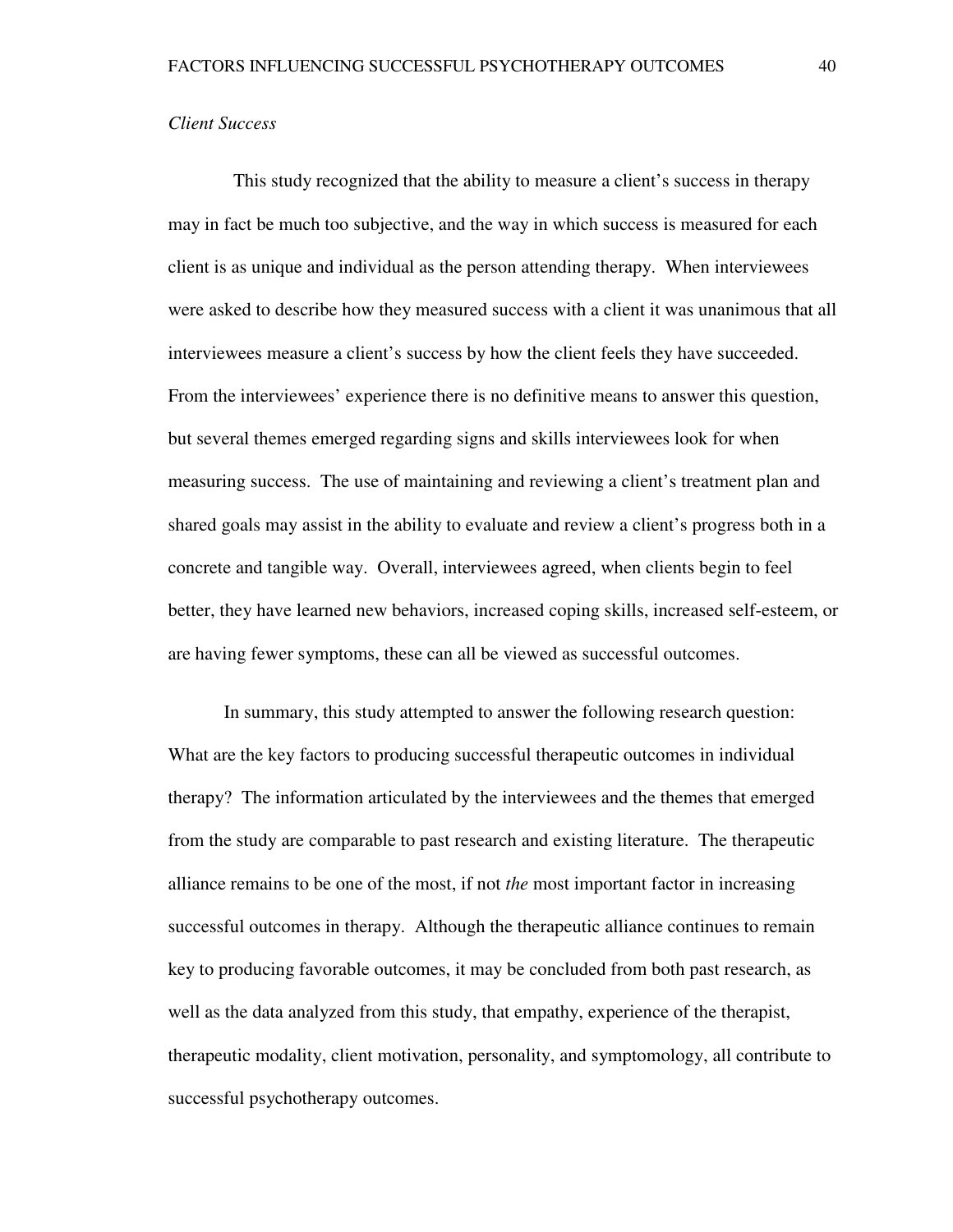*Client Success*

This study recognized that the ability to measure a client's success in therapy may in fact be much too subjective, and the way in which success is measured for each client is as unique and individual as the person attending therapy. When interviewees were asked to describe how they measured success with a client it was unanimous that all interviewees measure a client's success by how the client feels they have succeeded. From the interviewees' experience there is no definitive means to answer this question, but several themes emerged regarding signs and skills interviewees look for when measuring success. The use of maintaining and reviewing a client's treatment plan and shared goals may assist in the ability to evaluate and review a client's progress both in a concrete and tangible way. Overall, interviewees agreed, when clients begin to feel better, they have learned new behaviors, increased coping skills, increased self-esteem, or are having fewer symptoms, these can all be viewed as successful outcomes.

In summary, this study attempted to answer the following research question: What are the key factors to producing successful therapeutic outcomes in individual therapy? The information articulated by the interviewees and the themes that emerged from the study are comparable to past research and existing literature. The therapeutic alliance remains to be one of the most, if not *the* most important factor in increasing successful outcomes in therapy. Although the therapeutic alliance continues to remain key to producing favorable outcomes, it may be concluded from both past research, as well as the data analyzed from this study, that empathy, experience of the therapist, therapeutic modality, client motivation, personality, and symptomology, all contribute to successful psychotherapy outcomes.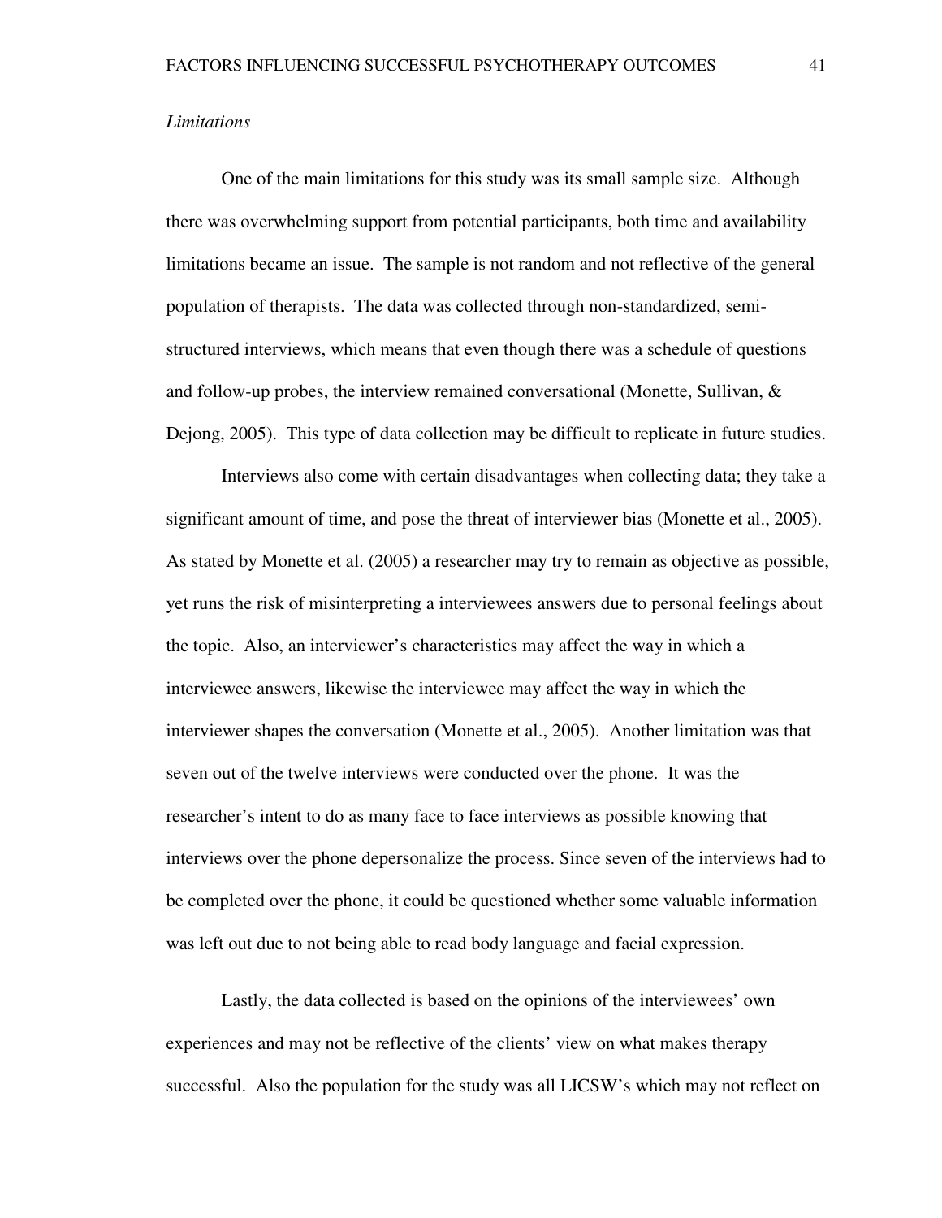### *Limitations*

One of the main limitations for this study was its small sample size. Although there was overwhelming support from potential participants, both time and availability limitations became an issue. The sample is not random and not reflective of the general population of therapists. The data was collected through non-standardized, semi-structured interviews, which means that even though there was a schedule of questions and follow-up probes, the interview remained conversational (Monette, Sullivan, & Dejong, 2005). This type of data collection may be difficult to replicate in future studies.

Interviews also come with certain disadvantages when collecting data; they take a significant amount of time, and pose the threat of interviewer bias (Monette et al., 2005). As stated by Monette et al. (2005) a researcher may try to remain as objective as possible, yet runs the risk of misinterpreting a interviewees answers due to personal feelings about the topic. Also, an interviewer's characteristics may affect the way in which a interviewee answers, likewise the interviewee may affect the way in which the interviewer shapes the conversation (Monette et al., 2005). Another limitation was that seven out of the twelve interviews were conducted over the phone. It was the researcher's intent to do as many face to face interviews as possible knowing that interviews over the phone depersonalize the process. Since seven of the interviews had to be completed over the phone, it could be questioned whether some valuable information was left out due to not being able to read body language and facial expression.

Lastly, the data collected is based on the opinions of the interviewees' own experiences and may not be reflective of the clients' view on what makes therapy successful. Also the population for the study was all LICSW's which may not reflect on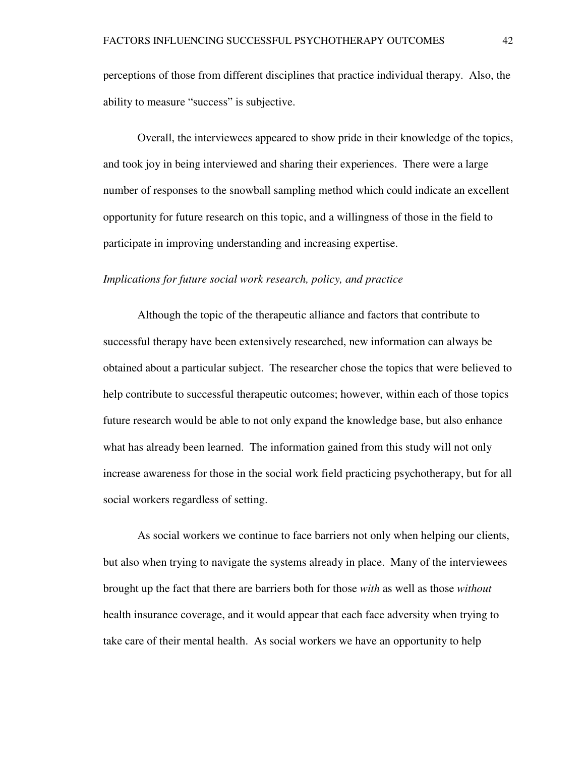perceptions of those from different disciplines that practice individual therapy. Also, the ability to measure "success" is subjective.

Overall, the interviewees appeared to show pride in their knowledge of the topics, and took joy in being interviewed and sharing their experiences. There were a large number of responses to the snowball sampling method which could indicate an excellent opportunity for future research on this topic, and a willingness of those in the field to participate in improving understanding and increasing expertise.

*Implications for future social work research, policy, and practice*

Although the topic of the therapeutic alliance and factors that contribute to successful therapy have been extensively researched, new information can always be obtained about a particular subject. The researcher chose the topics that were believed to help contribute to successful therapeutic outcomes; however, within each of those topics future research would be able to not only expand the knowledge base, but also enhance what has already been learned. The information gained from this study will not only increase awareness for those in the social work field practicing psychotherapy, but for all social workers regardless of setting.

As social workers we continue to face barriers not only when helping our clients, but also when trying to navigate the systems already in place. Many of the interviewees brought up the fact that there are barriers both for those *with* as well as those *without* health insurance coverage, and it would appear that each face adversity when trying to take care of their mental health. As social workers we have an opportunity to help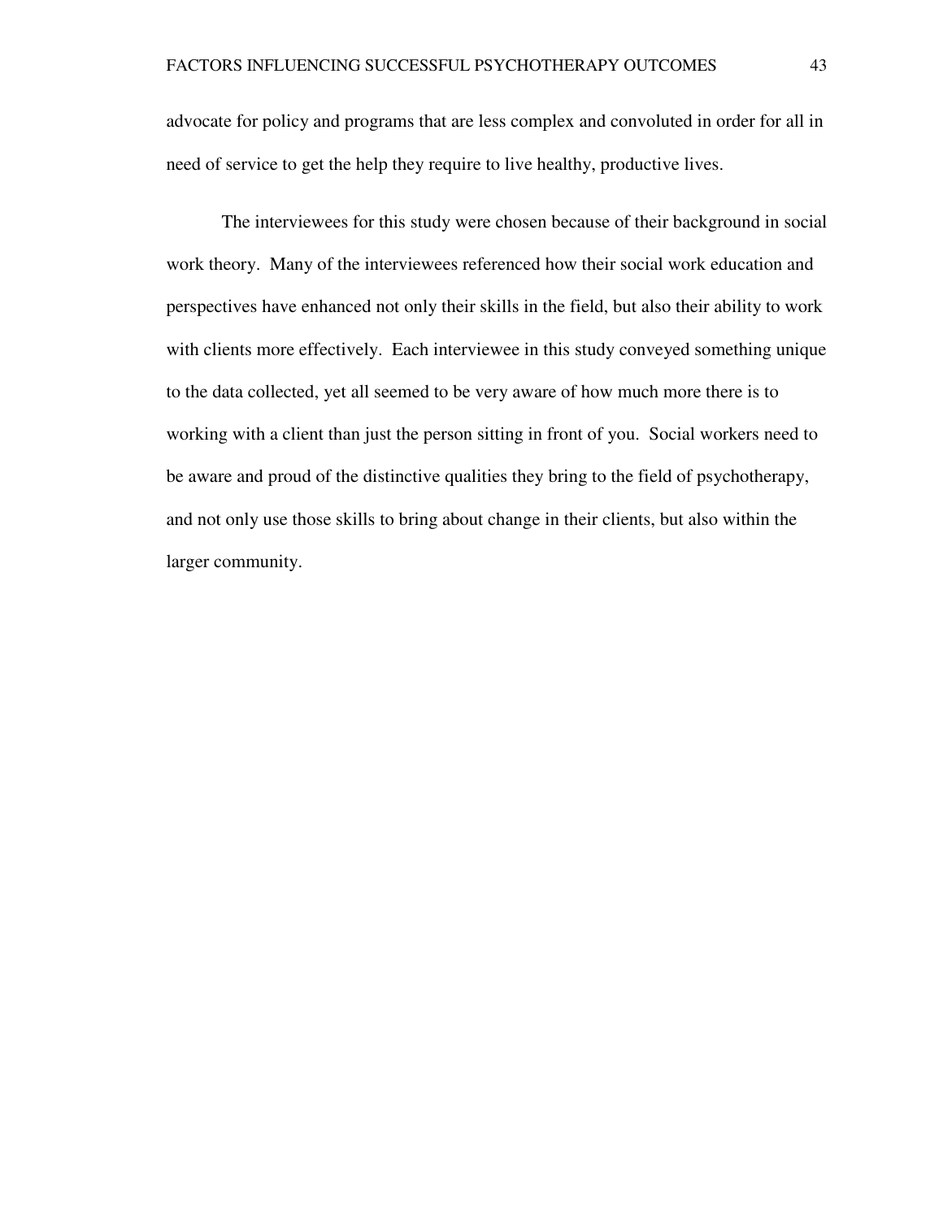advocate for policy and programs that are less complex and convoluted in order for all in need of service to get the help they require to live healthy, productive lives.

The interviewees for this study were chosen because of their background in social work theory. Many of the interviewees referenced how their social work education and perspectives have enhanced not only their skills in the field, but also their ability to work with clients more effectively. Each interviewee in this study conveyed something unique to the data collected, yet all seemed to be very aware of how much more there is to working with a client than just the person sitting in front of you. Social workers need to be aware and proud of the distinctive qualities they bring to the field of psychotherapy, and not only use those skills to bring about change in their clients, but also within the larger community.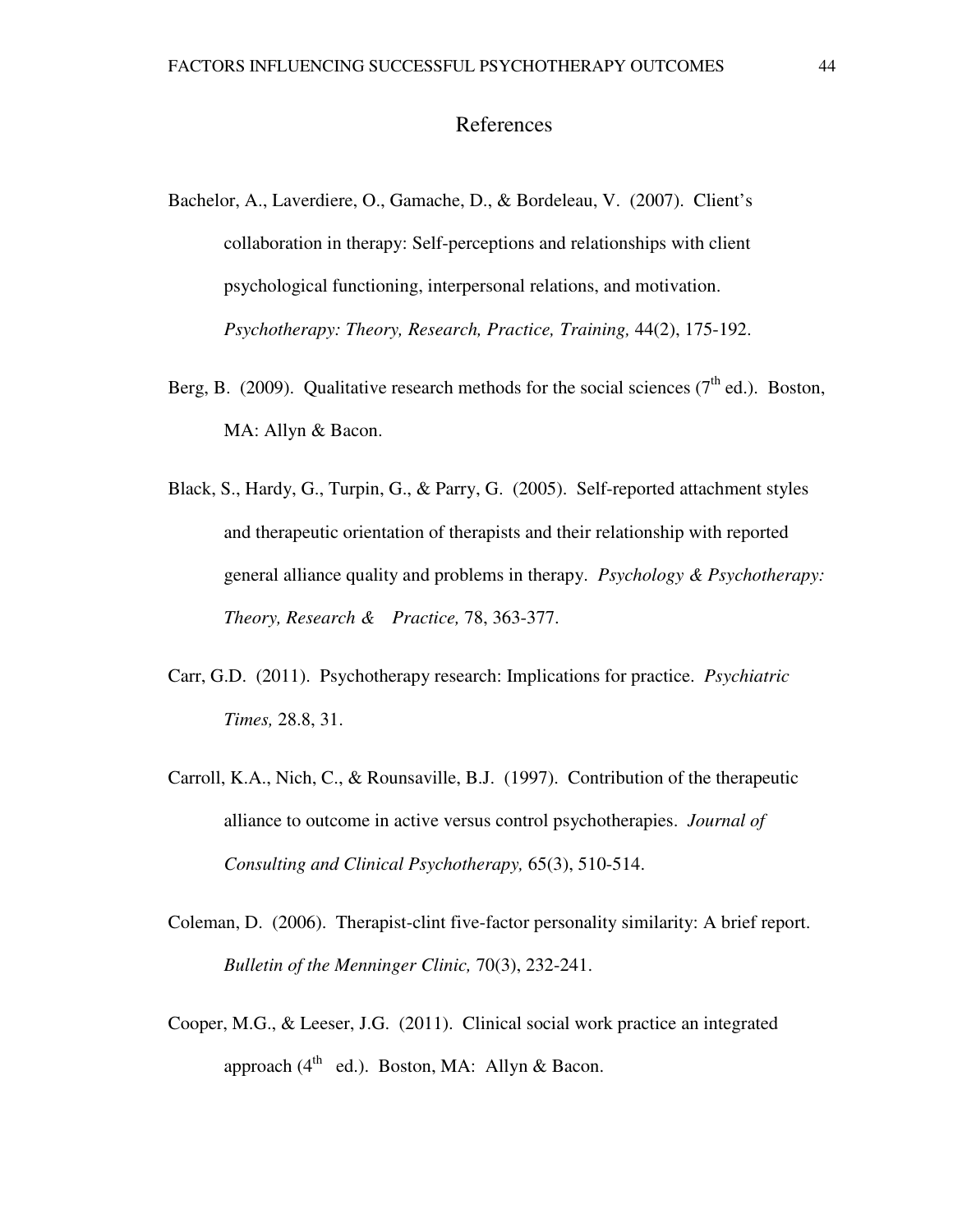# References

Bachelor, A., Laverdiere, O., Gamache, D., & Bordeleau, V. (2007). Client's collaboration in therapy: Self-perceptions and relationships with client psychological functioning, interpersonal relations, and motivation. *Psychotherapy: Theory, Research, Practice, Training,* 44(2), 175-192.

Berg, B. (2009). Qualitative research methods for the social sciences (7th ed.). Boston, MA: Allyn & Bacon.

Black, S., Hardy, G., Turpin, G., & Parry, G. (2005). Self-reported attachment styles and therapeutic orientation of therapists and their relationship with reported general alliance quality and problems in therapy. *Psychology & Psychotherapy: Theory, Research & Practice,* 78, 363-377.

Carr, G.D. (2011). Psychotherapy research: Implications for practice. *Psychiatric Times,* 28.8, 31.

Carroll, K.A., Nich, C., & Rounsaville, B.J. (1997). Contribution of the therapeutic alliance to outcome in active versus control psychotherapies. *Journal of Consulting and Clinical Psychotherapy,* 65(3), 510-514.

Coleman, D. (2006). Therapist-clint five-factor personality similarity: A brief report. *Bulletin of the Menninger Clinic,* 70(3), 232-241.

Cooper, M.G., & Leeser, J.G. (2011). Clinical social work practice an integrated approach (4th ed.). Boston, MA: Allyn & Bacon.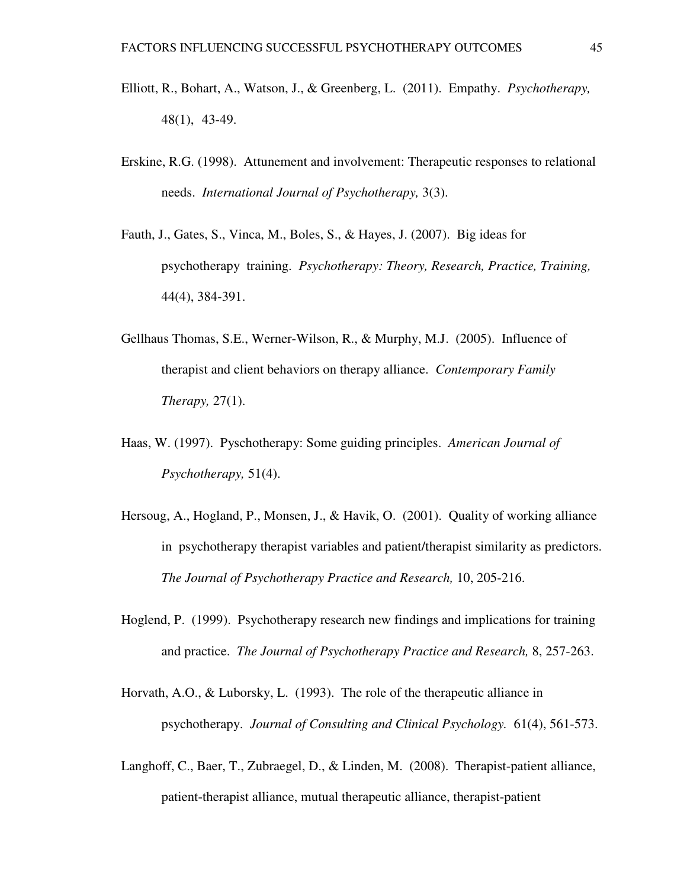Elliott, R., Bohart, A., Watson, J., & Greenberg, L. (2011). Empathy. *Psychotherapy,* 48(1), 43-49.

Erskine, R.G. (1998). Attunement and involvement: Therapeutic responses to relational needs. *International Journal of Psychotherapy,* 3(3).

Fauth, J., Gates, S., Vinca, M., Boles, S., & Hayes, J. (2007). Big ideas for psychotherapy training. *Psychotherapy: Theory, Research, Practice, Training,* 44(4), 384-391.

Gellhaus Thomas, S.E., Werner-Wilson, R., & Murphy, M.J. (2005). Influence of therapist and client behaviors on therapy alliance. *Contemporary Family Therapy,* 27(1).

Haas, W. (1997). Pyschotherapy: Some guiding principles. *American Journal of Psychotherapy,* 51(4).

Hersoug, A., Hogland, P., Monsen, J., & Havik, O. (2001). Quality of working alliance in psychotherapy therapist variables and patient/therapist similarity as predictors. *The Journal of Psychotherapy Practice and Research,* 10, 205-216.

Hoglend, P. (1999). Psychotherapy research new findings and implications for training and practice. *The Journal of Psychotherapy Practice and Research,* 8, 257-263.

Horvath, A.O., & Luborsky, L. (1993). The role of the therapeutic alliance in psychotherapy. *Journal of Consulting and Clinical Psychology.* 61(4), 561-573.

Langhoff, C., Baer, T., Zubraegel, D., & Linden, M. (2008). Therapist-patient alliance, patient-therapist alliance, mutual therapeutic alliance, therapist-patient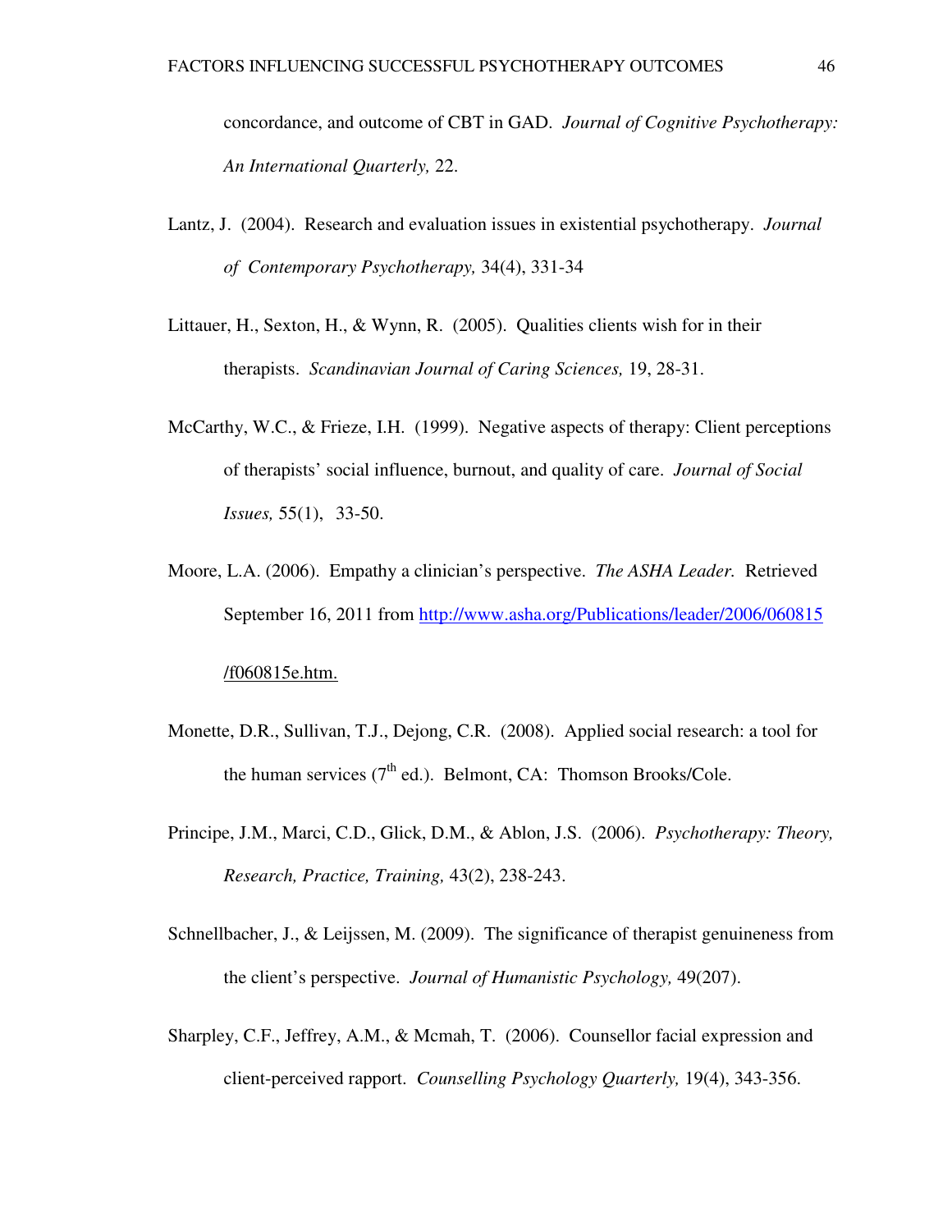concordance, and outcome of CBT in GAD. *Journal of Cognitive Psychotherapy: An International Quarterly,* 22.

Lantz, J. (2004). Research and evaluation issues in existential psychotherapy. *Journal of Contemporary Psychotherapy,* 34(4), 331-34

Littauer, H., Sexton, H., & Wynn, R. (2005). Qualities clients wish for in their therapists. *Scandinavian Journal of Caring Sciences,* 19, 28-31.

McCarthy, W.C., & Frieze, I.H. (1999). Negative aspects of therapy: Client perceptions of therapists' social influence, burnout, and quality of care. *Journal of Social Issues,* 55(1), 33-50.

Moore, L.A. (2006). Empathy a clinician's perspective. *The ASHA Leader.* Retrieved September 16, 2011 from http://www.asha.org/Publications/leader/2006/060815/f060815e.htm.

Monette, D.R., Sullivan, T.J., Dejong, C.R. (2008). Applied social research: a tool for the human services (7th ed.). Belmont, CA: Thomson Brooks/Cole.

Principe, J.M., Marci, C.D., Glick, D.M., & Ablon, J.S. (2006). *Psychotherapy: Theory, Research, Practice, Training,* 43(2), 238-243.

Schnellbacher, J., & Leijssen, M. (2009). The significance of therapist genuineness from the client's perspective. *Journal of Humanistic Psychology,* 49(207).

Sharpley, C.F., Jeffrey, A.M., & Mcmah, T. (2006). Counsellor facial expression and client-perceived rapport. *Counselling Psychology Quarterly,* 19(4), 343-356.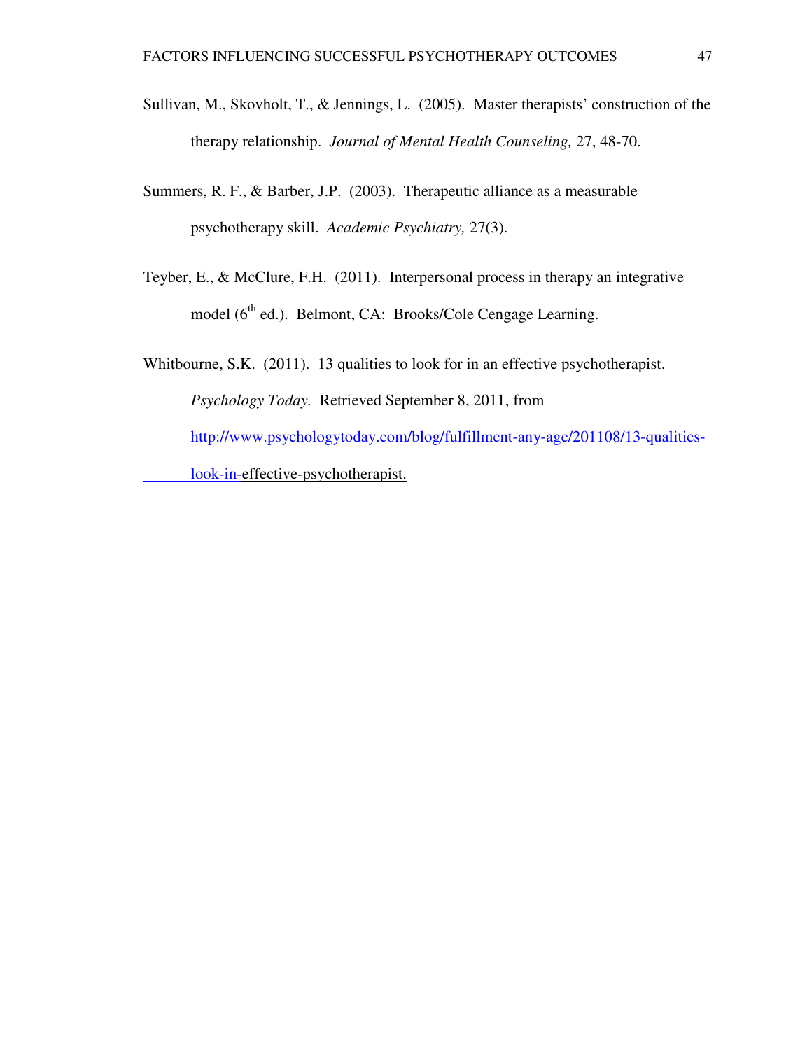Sullivan, M., Skovholt, T., & Jennings, L. (2005). Master therapists' construction of the therapy relationship. *Journal of Mental Health Counseling,* 27, 48-70.

Summers, R. F., & Barber, J.P. (2003). Therapeutic alliance as a measurable psychotherapy skill. *Academic Psychiatry,* 27(3).

Teyber, E., & McClure, F.H. (2011). Interpersonal process in therapy an integrative model (6th ed.). Belmont, CA: Brooks/Cole Cengage Learning.

Whitbourne, S.K. (2011). 13 qualities to look for in an effective psychotherapist. *Psychology Today.* Retrieved September 8, 2011, from http://www.psychologytoday.com/blog/fulfillment-any-age/201108/13-qualities-look-in-effective-psychotherapist.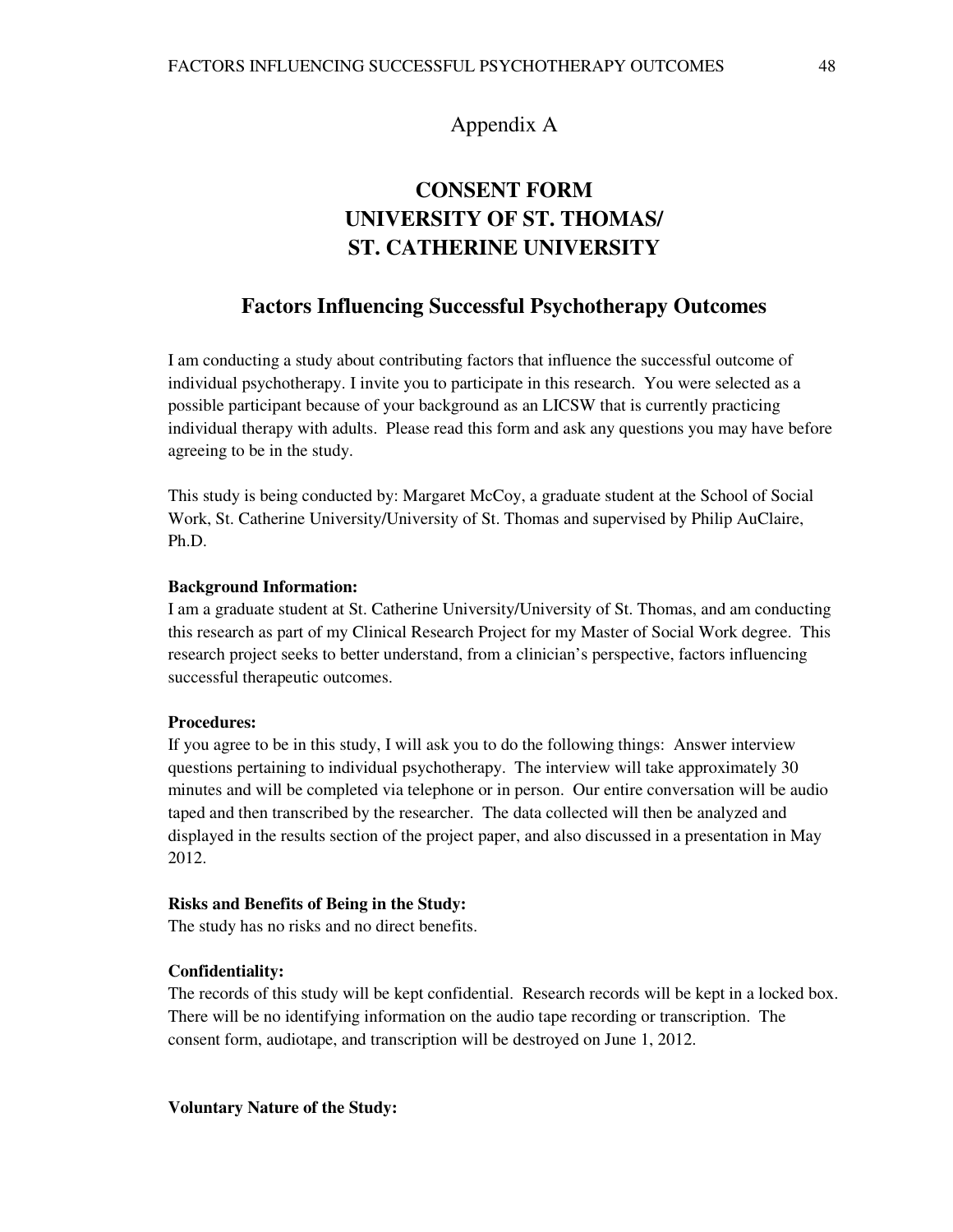# Appendix A

## CONSENT FORM
## UNIVERSITY OF ST. THOMAS/
## ST. CATHERINE UNIVERSITY

### Factors Influencing Successful Psychotherapy Outcomes

I am conducting a study about contributing factors that influence the successful outcome of individual psychotherapy. I invite you to participate in this research. You were selected as a possible participant because of your background as an LICSW that is currently practicing individual therapy with adults. Please read this form and ask any questions you may have before agreeing to be in the study.

This study is being conducted by: Margaret McCoy, a graduate student at the School of Social Work, St. Catherine University/University of St. Thomas and supervised by Philip AuClaire, Ph.D.

**Background Information:**
I am a graduate student at St. Catherine University/University of St. Thomas, and am conducting this research as part of my Clinical Research Project for my Master of Social Work degree. This research project seeks to better understand, from a clinician's perspective, factors influencing successful therapeutic outcomes.

**Procedures:**
If you agree to be in this study, I will ask you to do the following things: Answer interview questions pertaining to individual psychotherapy. The interview will take approximately 30 minutes and will be completed via telephone or in person. Our entire conversation will be audio taped and then transcribed by the researcher. The data collected will then be analyzed and displayed in the results section of the project paper, and also discussed in a presentation in May 2012.

**Risks and Benefits of Being in the Study:**
The study has no risks and no direct benefits.

**Confidentiality:**
The records of this study will be kept confidential. Research records will be kept in a locked box. There will be no identifying information on the audio tape recording or transcription. The consent form, audiotape, and transcription will be destroyed on June 1, 2012.

**Voluntary Nature of the Study:**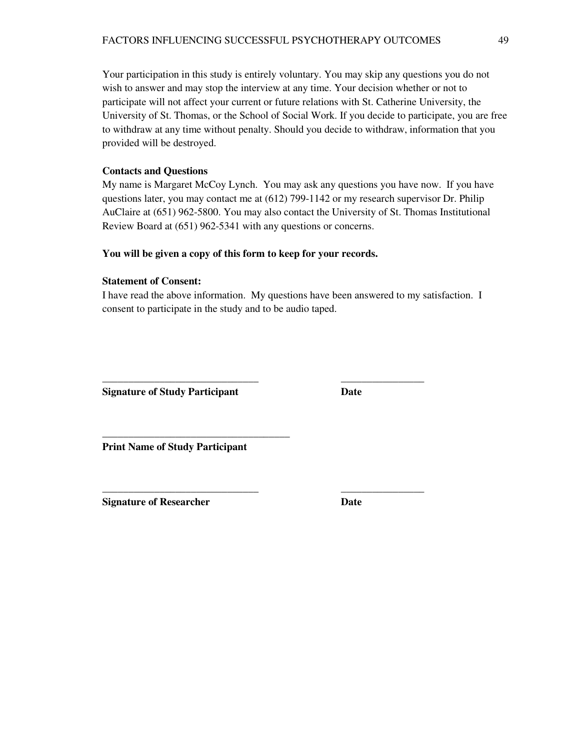Your participation in this study is entirely voluntary. You may skip any questions you do not wish to answer and may stop the interview at any time. Your decision whether or not to participate will not affect your current or future relations with St. Catherine University, the University of St. Thomas, or the School of Social Work. If you decide to participate, you are free to withdraw at any time without penalty. Should you decide to withdraw, information that you provided will be destroyed.

**Contacts and Questions**
My name is Margaret McCoy Lynch. You may ask any questions you have now. If you have questions later, you may contact me at (612) 799-1142 or my research supervisor Dr. Philip AuClaire at (651) 962-5800. You may also contact the University of St. Thomas Institutional Review Board at (651) 962-5341 with any questions or concerns.

**You will be given a copy of this form to keep for your records.**

**Statement of Consent:**
I have read the above information. My questions have been answered to my satisfaction. I consent to participate in the study and to be audio taped.

______________________________ ________________
**Signature of Study Participant** **Date**

____________________________________
**Print Name of Study Participant**

______________________________ ________________
**Signature of Researcher** **Date**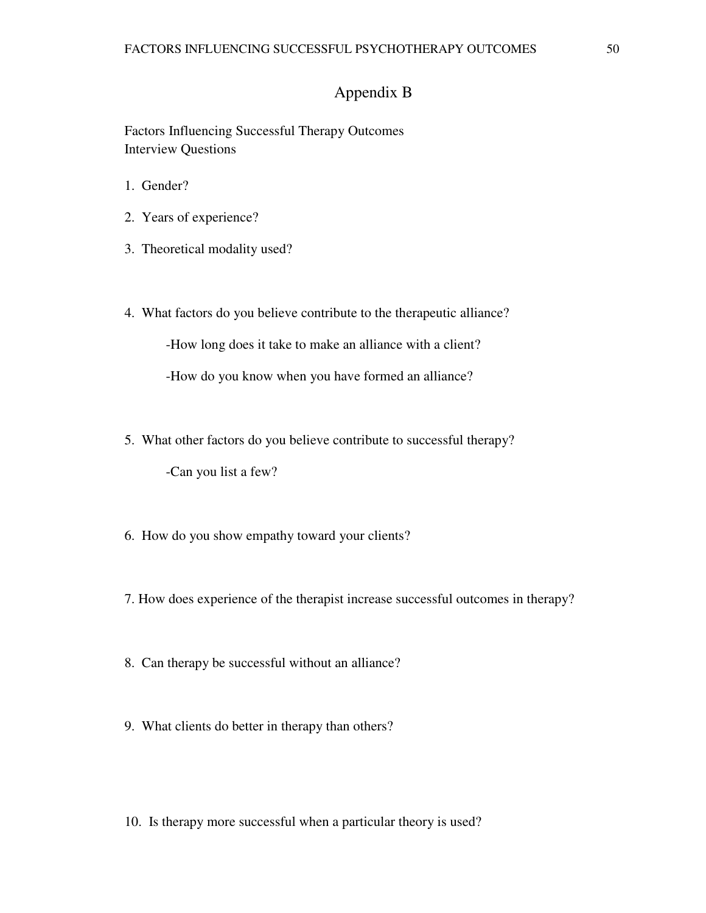# Appendix B

Factors Influencing Successful Therapy Outcomes
Interview Questions

1. Gender?

2. Years of experience?

3. Theoretical modality used?

4. What factors do you believe contribute to the therapeutic alliance?

   -How long does it take to make an alliance with a client?

   -How do you know when you have formed an alliance?

5. What other factors do you believe contribute to successful therapy?

   -Can you list a few?

6. How do you show empathy toward your clients?

7. How does experience of the therapist increase successful outcomes in therapy?

8. Can therapy be successful without an alliance?

9. What clients do better in therapy than others?

10. Is therapy more successful when a particular theory is used?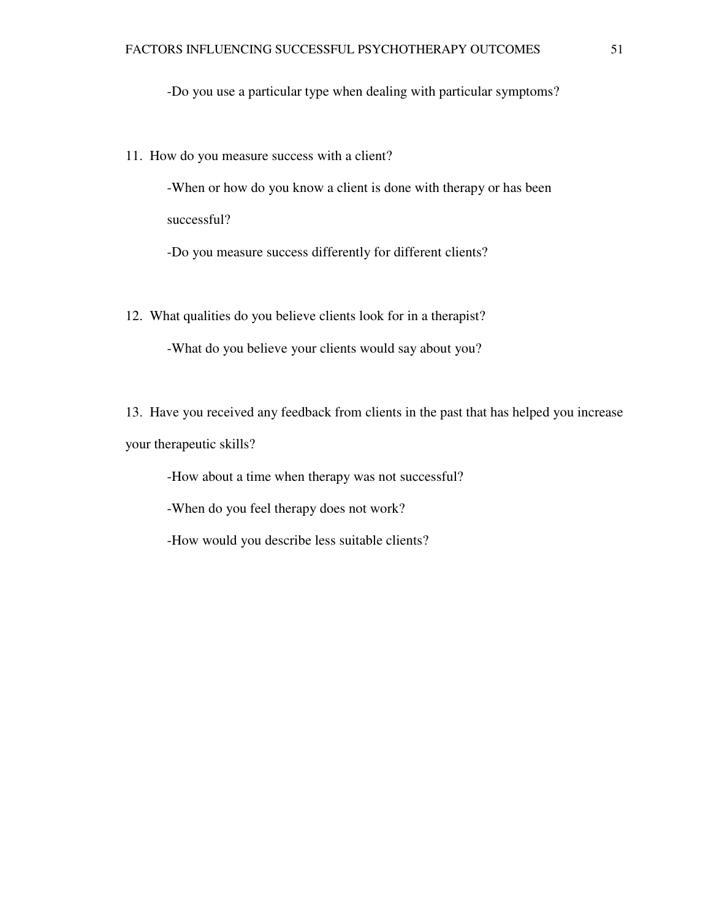-Do you use a particular type when dealing with particular symptoms?

11. How do you measure success with a client?

    -When or how do you know a client is done with therapy or has been successful?

    -Do you measure success differently for different clients?

12. What qualities do you believe clients look for in a therapist?

    -What do you believe your clients would say about you?

13. Have you received any feedback from clients in the past that has helped you increase your therapeutic skills?

    -How about a time when therapy was not successful?

    -When do you feel therapy does not work?

    -How would you describe less suitable clients?